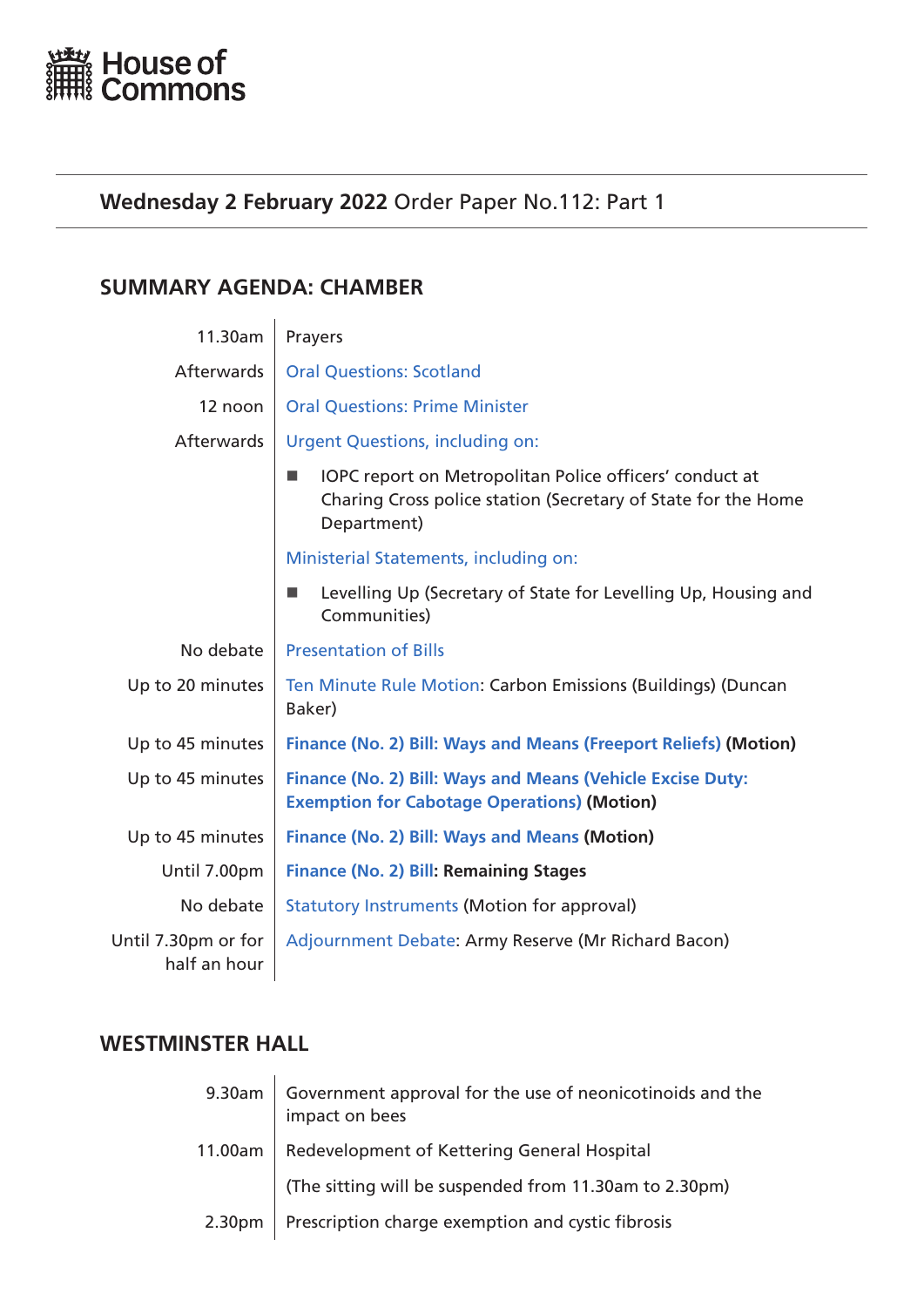House of Commons

**Wednesday 2 February 2022** Order Paper No.112: Part 1

## SUMMARY AGENDA: CHAMBER

| | |
|---|---|
| 11.30am | Prayers |
| Afterwards | Oral Questions: Scotland |
| 12 noon | Oral Questions: Prime Minister |
| Afterwards | Urgent Questions, including on: |
| | ■ IOPC report on Metropolitan Police officers' conduct at Charing Cross police station (Secretary of State for the Home Department) |
| | Ministerial Statements, including on: |
| | ■ Levelling Up (Secretary of State for Levelling Up, Housing and Communities) |
| No debate | Presentation of Bills |
| Up to 20 minutes | Ten Minute Rule Motion: Carbon Emissions (Buildings) (Duncan Baker) |
| Up to 45 minutes | **Finance (No. 2) Bill: Ways and Means (Freeport Reliefs) (Motion)** |
| Up to 45 minutes | **Finance (No. 2) Bill: Ways and Means (Vehicle Excise Duty: Exemption for Cabotage Operations) (Motion)** |
| Up to 45 minutes | **Finance (No. 2) Bill: Ways and Means (Motion)** |
| Until 7.00pm | **Finance (No. 2) Bill: Remaining Stages** |
| No debate | Statutory Instruments (Motion for approval) |
| Until 7.30pm or for half an hour | Adjournment Debate: Army Reserve (Mr Richard Bacon) |

## WESTMINSTER HALL

| | |
|---|---|
| 9.30am | Government approval for the use of neonicotinoids and the impact on bees |
| 11.00am | Redevelopment of Kettering General Hospital |
| | (The sitting will be suspended from 11.30am to 2.30pm) |
| 2.30pm | Prescription charge exemption and cystic fibrosis |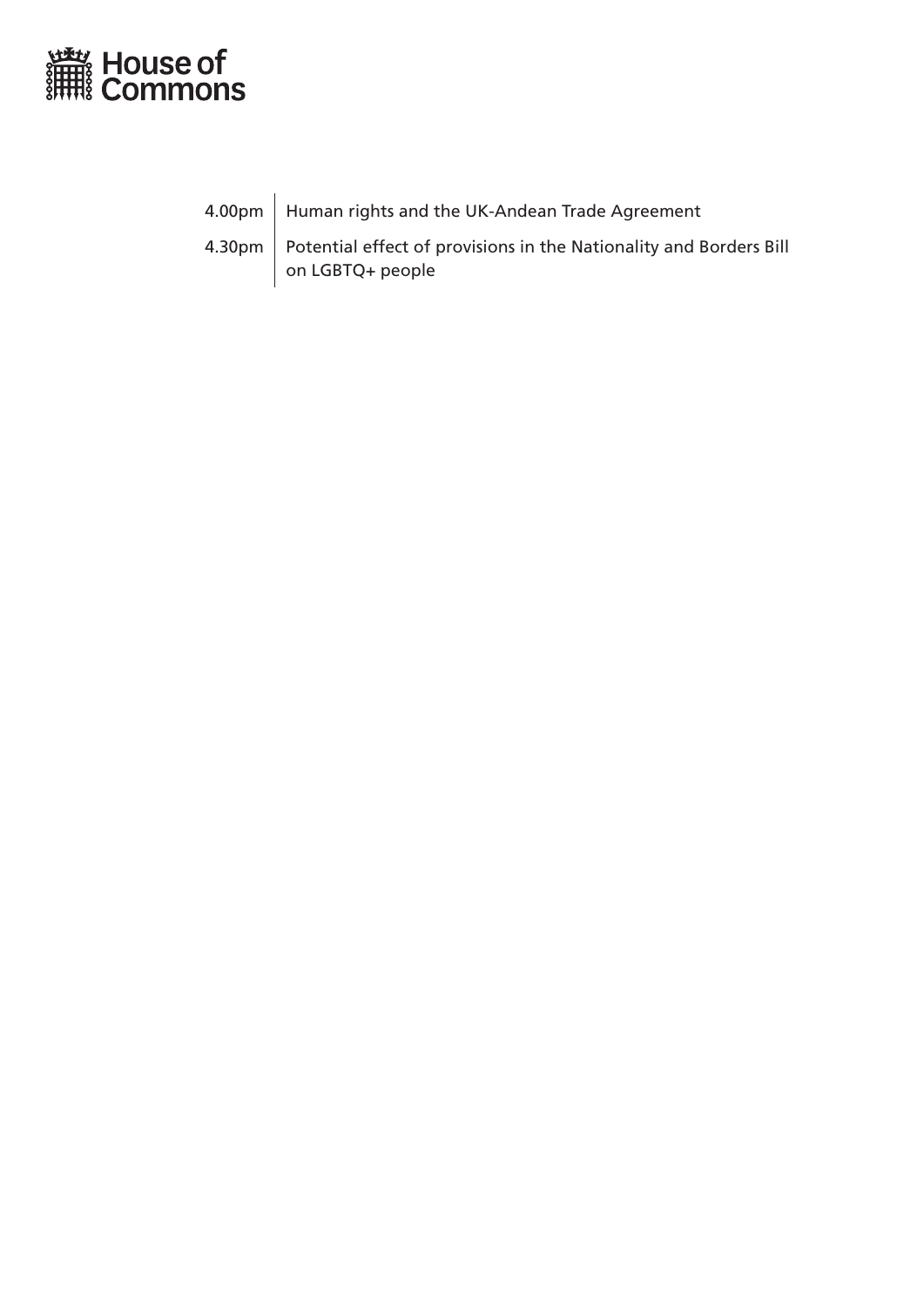| | |
|---|---|
| 4.00pm | Human rights and the UK-Andean Trade Agreement |
| 4.30pm | Potential effect of provisions in the Nationality and Borders Bill on LGBTQ+ people |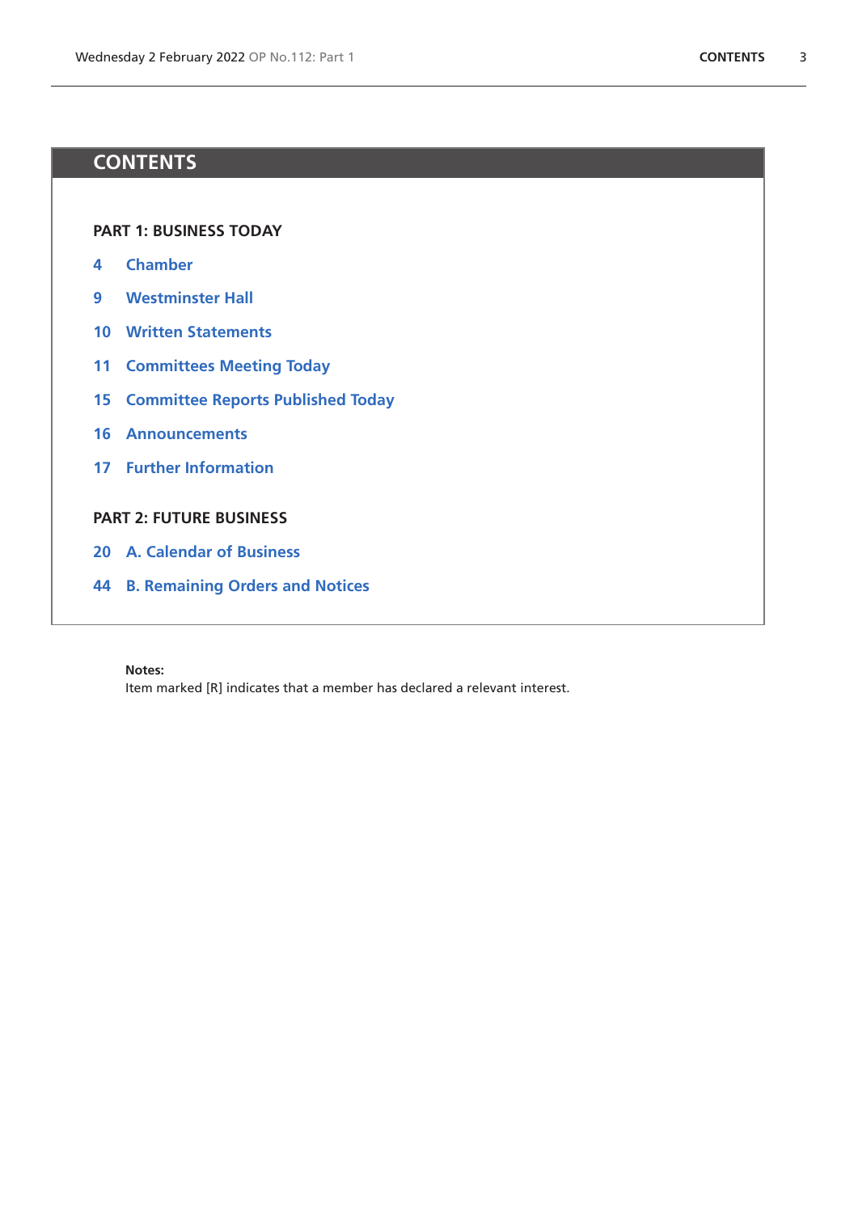# CONTENTS

**PART 1: BUSINESS TODAY**

- 4 Chamber
- 9 Westminster Hall
- 10 Written Statements
- 11 Committees Meeting Today
- 15 Committee Reports Published Today
- 16 Announcements
- 17 Further Information

**PART 2: FUTURE BUSINESS**

- 20 A. Calendar of Business
- 44 B. Remaining Orders and Notices

**Notes:**
Item marked [R] indicates that a member has declared a relevant interest.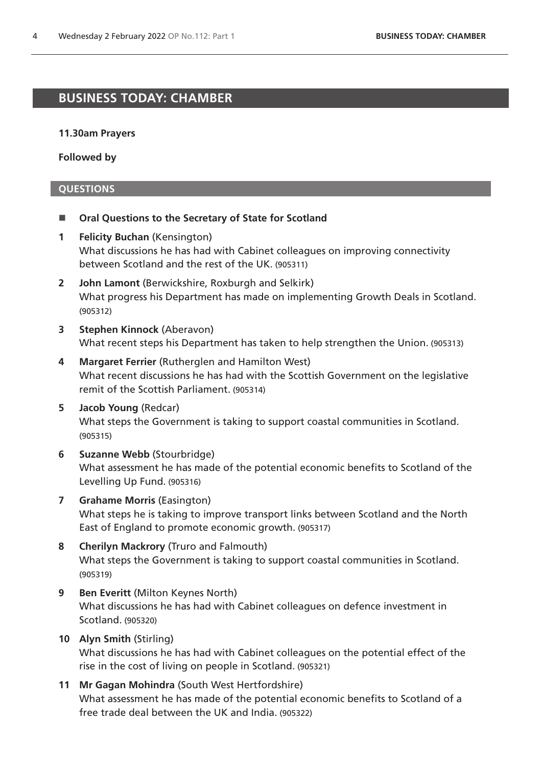# BUSINESS TODAY: CHAMBER

**11.30am Prayers**

**Followed by**

## QUESTIONS

- **Oral Questions to the Secretary of State for Scotland**

**1** **Felicity Buchan** (Kensington)
What discussions he has had with Cabinet colleagues on improving connectivity between Scotland and the rest of the UK. (905311)

**2** **John Lamont** (Berwickshire, Roxburgh and Selkirk)
What progress his Department has made on implementing Growth Deals in Scotland. (905312)

**3** **Stephen Kinnock** (Aberavon)
What recent steps his Department has taken to help strengthen the Union. (905313)

**4** **Margaret Ferrier** (Rutherglen and Hamilton West)
What recent discussions he has had with the Scottish Government on the legislative remit of the Scottish Parliament. (905314)

**5** **Jacob Young** (Redcar)
What steps the Government is taking to support coastal communities in Scotland. (905315)

**6** **Suzanne Webb** (Stourbridge)
What assessment he has made of the potential economic benefits to Scotland of the Levelling Up Fund. (905316)

**7** **Grahame Morris** (Easington)
What steps he is taking to improve transport links between Scotland and the North East of England to promote economic growth. (905317)

**8** **Cherilyn Mackrory** (Truro and Falmouth)
What steps the Government is taking to support coastal communities in Scotland. (905319)

**9** **Ben Everitt** (Milton Keynes North)
What discussions he has had with Cabinet colleagues on defence investment in Scotland. (905320)

**10** **Alyn Smith** (Stirling)
What discussions he has had with Cabinet colleagues on the potential effect of the rise in the cost of living on people in Scotland. (905321)

**11** **Mr Gagan Mohindra** (South West Hertfordshire)
What assessment he has made of the potential economic benefits to Scotland of a free trade deal between the UK and India. (905322)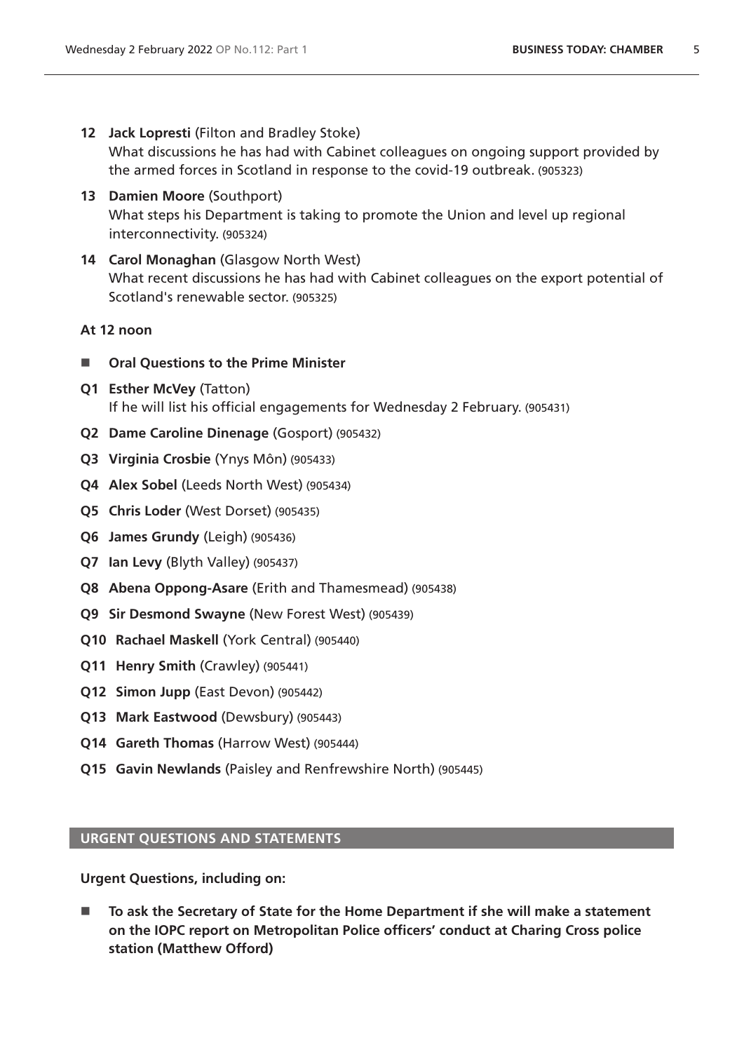**12** **Jack Lopresti** (Filton and Bradley Stoke)
What discussions he has had with Cabinet colleagues on ongoing support provided by the armed forces in Scotland in response to the covid-19 outbreak. (905323)

**13** **Damien Moore** (Southport)
What steps his Department is taking to promote the Union and level up regional interconnectivity. (905324)

**14** **Carol Monaghan** (Glasgow North West)
What recent discussions he has had with Cabinet colleagues on the export potential of Scotland's renewable sector. (905325)

**At 12 noon**

- **Oral Questions to the Prime Minister**

**Q1** **Esther McVey** (Tatton)
If he will list his official engagements for Wednesday 2 February. (905431)

**Q2** **Dame Caroline Dinenage** (Gosport) (905432)

**Q3** **Virginia Crosbie** (Ynys Môn) (905433)

**Q4** **Alex Sobel** (Leeds North West) (905434)

**Q5** **Chris Loder** (West Dorset) (905435)

**Q6** **James Grundy** (Leigh) (905436)

**Q7** **Ian Levy** (Blyth Valley) (905437)

**Q8** **Abena Oppong-Asare** (Erith and Thamesmead) (905438)

**Q9** **Sir Desmond Swayne** (New Forest West) (905439)

**Q10** **Rachael Maskell** (York Central) (905440)

**Q11** **Henry Smith** (Crawley) (905441)

**Q12** **Simon Jupp** (East Devon) (905442)

**Q13** **Mark Eastwood** (Dewsbury) (905443)

**Q14** **Gareth Thomas** (Harrow West) (905444)

**Q15** **Gavin Newlands** (Paisley and Renfrewshire North) (905445)

## URGENT QUESTIONS AND STATEMENTS

**Urgent Questions, including on:**

- **To ask the Secretary of State for the Home Department if she will make a statement on the IOPC report on Metropolitan Police officers' conduct at Charing Cross police station (Matthew Offord)**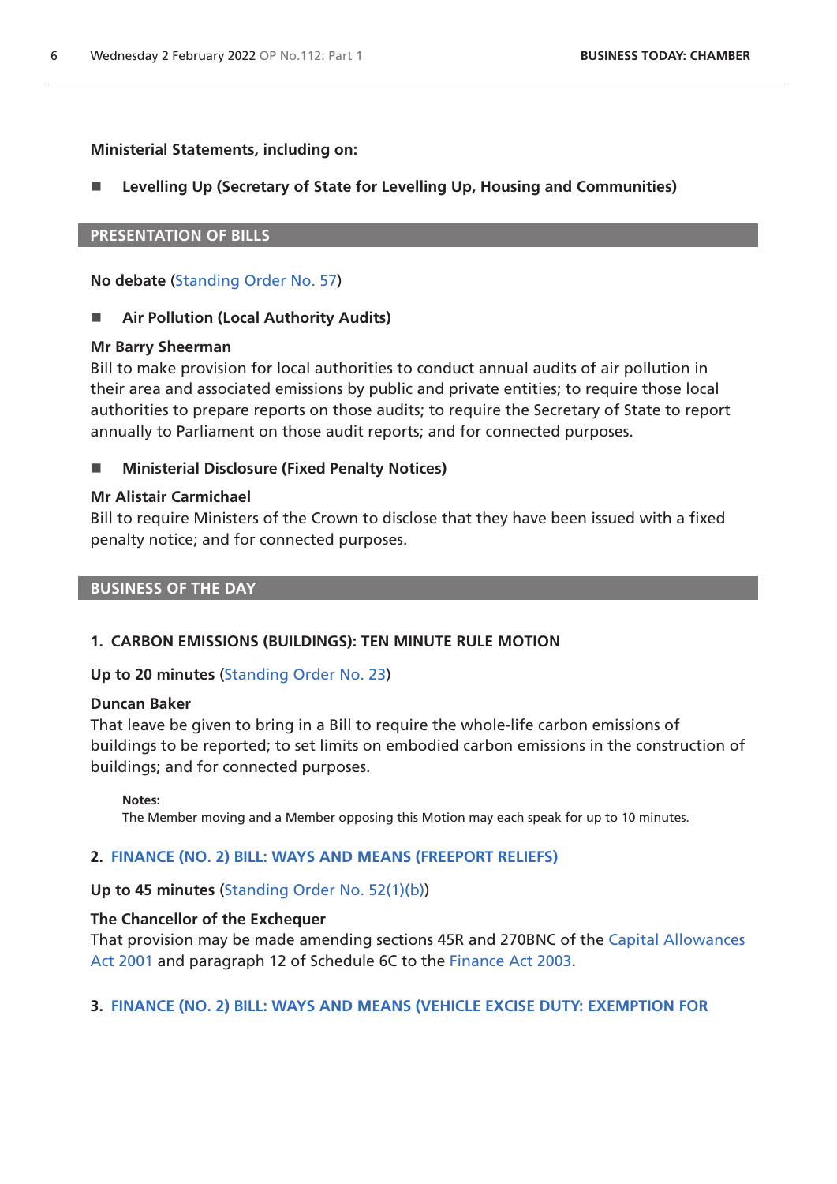**Ministerial Statements, including on:**

- **Levelling Up (Secretary of State for Levelling Up, Housing and Communities)**

## PRESENTATION OF BILLS

**No debate** (Standing Order No. 57)

- **Air Pollution (Local Authority Audits)**

**Mr Barry Sheerman**
Bill to make provision for local authorities to conduct annual audits of air pollution in their area and associated emissions by public and private entities; to require those local authorities to prepare reports on those audits; to require the Secretary of State to report annually to Parliament on those audit reports; and for connected purposes.

- **Ministerial Disclosure (Fixed Penalty Notices)**

**Mr Alistair Carmichael**
Bill to require Ministers of the Crown to disclose that they have been issued with a fixed penalty notice; and for connected purposes.

## BUSINESS OF THE DAY

### 1. CARBON EMISSIONS (BUILDINGS): TEN MINUTE RULE MOTION

**Up to 20 minutes** (Standing Order No. 23)

**Duncan Baker**
That leave be given to bring in a Bill to require the whole-life carbon emissions of buildings to be reported; to set limits on embodied carbon emissions in the construction of buildings; and for connected purposes.

**Notes:**
The Member moving and a Member opposing this Motion may each speak for up to 10 minutes.

### 2. FINANCE (NO. 2) BILL: WAYS AND MEANS (FREEPORT RELIEFS)

**Up to 45 minutes** (Standing Order No. 52(1)(b))

**The Chancellor of the Exchequer**
That provision may be made amending sections 45R and 270BNC of the Capital Allowances Act 2001 and paragraph 12 of Schedule 6C to the Finance Act 2003.

### 3. FINANCE (NO. 2) BILL: WAYS AND MEANS (VEHICLE EXCISE DUTY: EXEMPTION FOR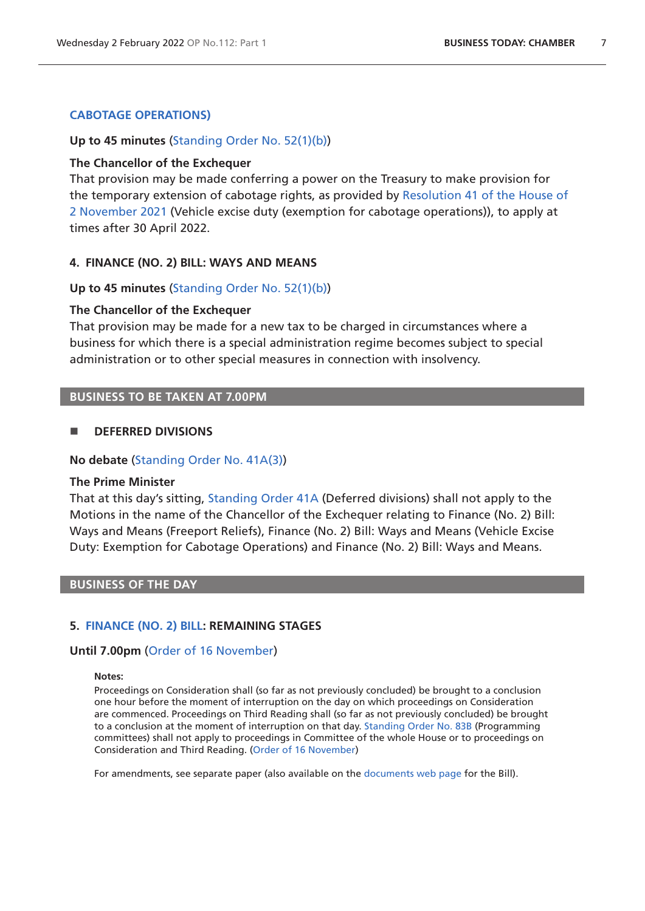### CABOTAGE OPERATIONS)

**Up to 45 minutes** (Standing Order No. 52(1)(b))

**The Chancellor of the Exchequer**
That provision may be made conferring a power on the Treasury to make provision for the temporary extension of cabotage rights, as provided by Resolution 41 of the House of 2 November 2021 (Vehicle excise duty (exemption for cabotage operations)), to apply at times after 30 April 2022.

### 4. FINANCE (NO. 2) BILL: WAYS AND MEANS

**Up to 45 minutes** (Standing Order No. 52(1)(b))

**The Chancellor of the Exchequer**
That provision may be made for a new tax to be charged in circumstances where a business for which there is a special administration regime becomes subject to special administration or to other special measures in connection with insolvency.

## BUSINESS TO BE TAKEN AT 7.00PM

### ■ DEFERRED DIVISIONS

**No debate** (Standing Order No. 41A(3))

**The Prime Minister**
That at this day's sitting, Standing Order 41A (Deferred divisions) shall not apply to the Motions in the name of the Chancellor of the Exchequer relating to Finance (No. 2) Bill: Ways and Means (Freeport Reliefs), Finance (No. 2) Bill: Ways and Means (Vehicle Excise Duty: Exemption for Cabotage Operations) and Finance (No. 2) Bill: Ways and Means.

## BUSINESS OF THE DAY

### 5. FINANCE (NO. 2) BILL: REMAINING STAGES

**Until 7.00pm** (Order of 16 November)

**Notes:**
Proceedings on Consideration shall (so far as not previously concluded) be brought to a conclusion one hour before the moment of interruption on the day on which proceedings on Consideration are commenced. Proceedings on Third Reading shall (so far as not previously concluded) be brought to a conclusion at the moment of interruption on that day. Standing Order No. 83B (Programming committees) shall not apply to proceedings in Committee of the whole House or to proceedings on Consideration and Third Reading. (Order of 16 November)

For amendments, see separate paper (also available on the documents web page for the Bill).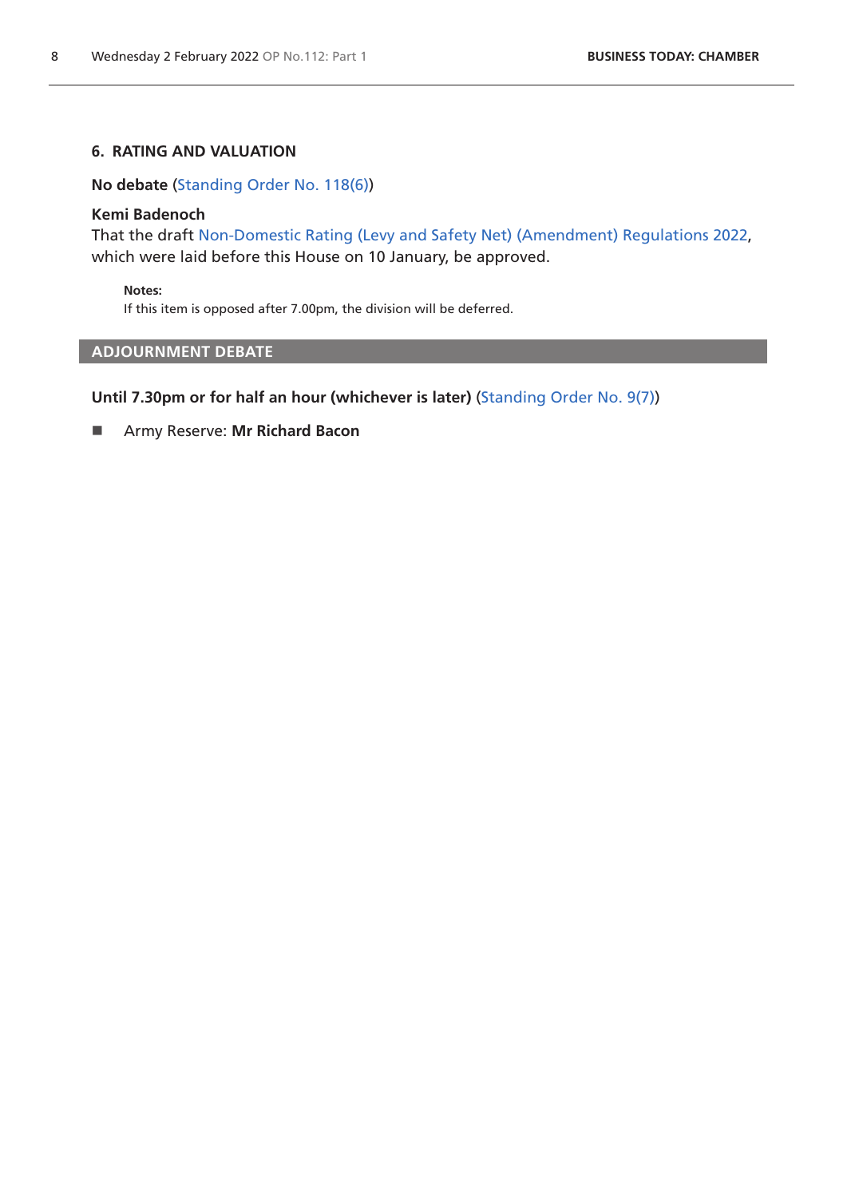### 6. RATING AND VALUATION

**No debate** (Standing Order No. 118(6))

**Kemi Badenoch**
That the draft Non-Domestic Rating (Levy and Safety Net) (Amendment) Regulations 2022, which were laid before this House on 10 January, be approved.

> **Notes:**
> If this item is opposed after 7.00pm, the division will be deferred.

## ADJOURNMENT DEBATE

**Until 7.30pm or for half an hour (whichever is later)** (Standing Order No. 9(7))

- Army Reserve: **Mr Richard Bacon**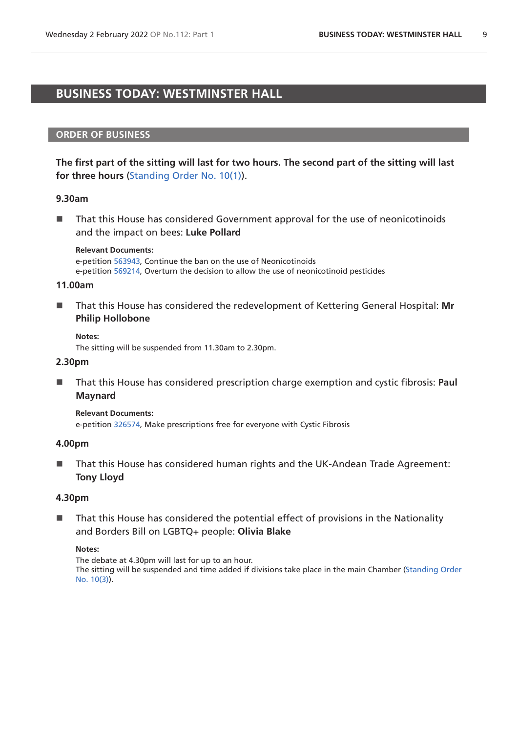# BUSINESS TODAY: WESTMINSTER HALL

## ORDER OF BUSINESS

**The first part of the sitting will last for two hours. The second part of the sitting will last for three hours** (Standing Order No. 10(1)).

### 9.30am

- That this House has considered Government approval for the use of neonicotinoids and the impact on bees: **Luke Pollard**

  **Relevant Documents:**
  e-petition 563943, Continue the ban on the use of Neonicotoids
  e-petition 569214, Overturn the decision to allow the use of neonicotinoid pesticides

### 11.00am

- That this House has considered the redevelopment of Kettering General Hospital: **Mr Philip Hollobone**

  **Notes:**
  The sitting will be suspended from 11.30am to 2.30pm.

### 2.30pm

- That this House has considered prescription charge exemption and cystic fibrosis: **Paul Maynard**

  **Relevant Documents:**
  e-petition 326574, Make prescriptions free for everyone with Cystic Fibrosis

### 4.00pm

- That this House has considered human rights and the UK-Andean Trade Agreement: **Tony Lloyd**

### 4.30pm

- That this House has considered the potential effect of provisions in the Nationality and Borders Bill on LGBTQ+ people: **Olivia Blake**

  **Notes:**
  The debate at 4.30pm will last for up to an hour.
  The sitting will be suspended and time added if divisions take place in the main Chamber (Standing Order No. 10(3)).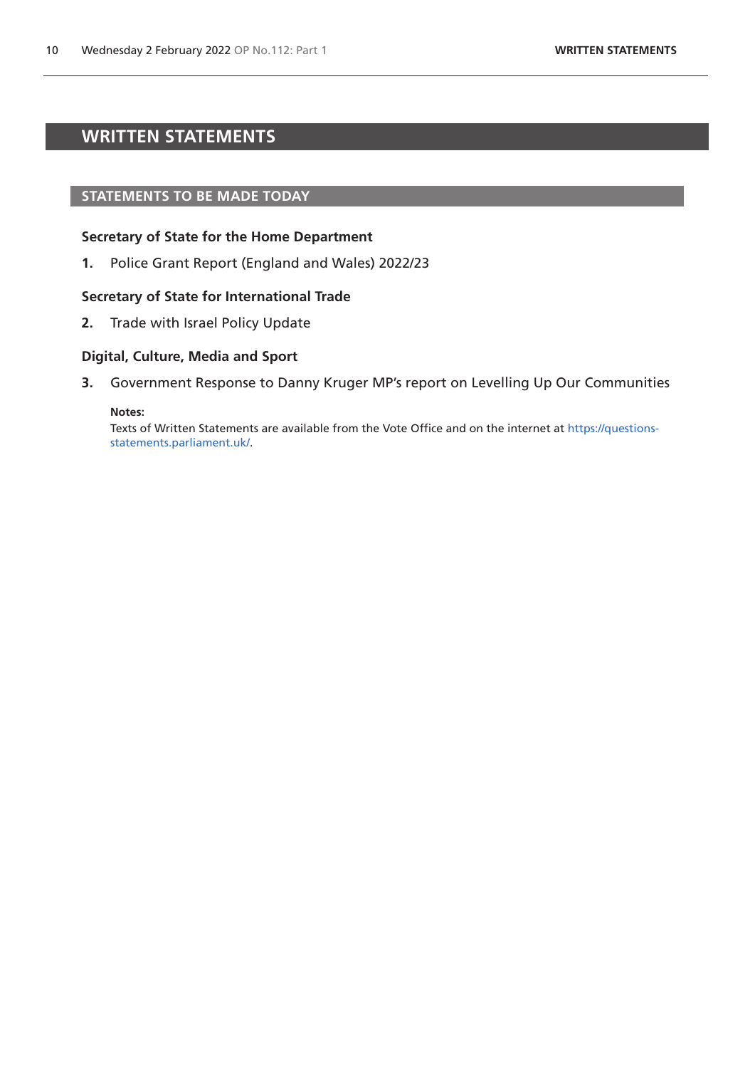# WRITTEN STATEMENTS

## STATEMENTS TO BE MADE TODAY

### Secretary of State for the Home Department

**1.** Police Grant Report (England and Wales) 2022/23

### Secretary of State for International Trade

**2.** Trade with Israel Policy Update

### Digital, Culture, Media and Sport

**3.** Government Response to Danny Kruger MP's report on Levelling Up Our Communities

**Notes:**

Texts of Written Statements are available from the Vote Office and on the internet at https://questions-statements.parliament.uk/.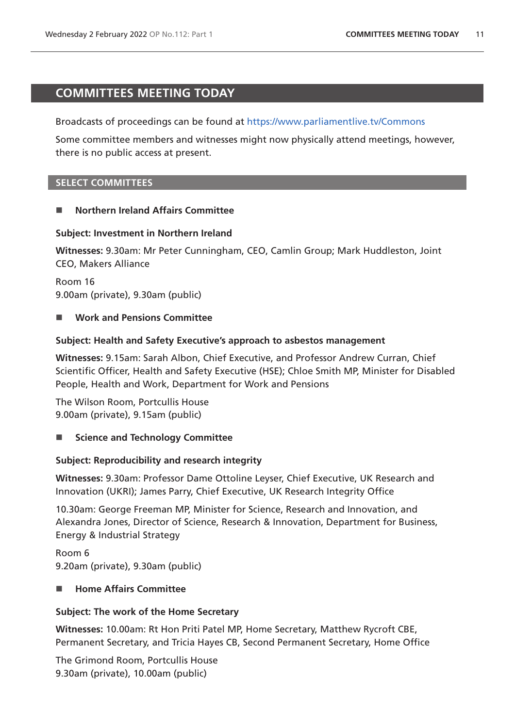# COMMITTEES MEETING TODAY

Broadcasts of proceedings can be found at https://www.parliamentlive.tv/Commons

Some committee members and witnesses might now physically attend meetings, however, there is no public access at present.

## SELECT COMMITTEES

### ■ Northern Ireland Affairs Committee

**Subject: Investment in Northern Ireland**

**Witnesses:** 9.30am: Mr Peter Cunningham, CEO, Camlin Group; Mark Huddleston, Joint CEO, Makers Alliance

Room 16
9.00am (private), 9.30am (public)

### ■ Work and Pensions Committee

**Subject: Health and Safety Executive's approach to asbestos management**

**Witnesses:** 9.15am: Sarah Albon, Chief Executive, and Professor Andrew Curran, Chief Scientific Officer, Health and Safety Executive (HSE); Chloe Smith MP, Minister for Disabled People, Health and Work, Department for Work and Pensions

The Wilson Room, Portcullis House
9.00am (private), 9.15am (public)

### ■ Science and Technology Committee

**Subject: Reproducibility and research integrity**

**Witnesses:** 9.30am: Professor Dame Ottoline Leyser, Chief Executive, UK Research and Innovation (UKRI); James Parry, Chief Executive, UK Research Integrity Office

10.30am: George Freeman MP, Minister for Science, Research and Innovation, and Alexandra Jones, Director of Science, Research & Innovation, Department for Business, Energy & Industrial Strategy

Room 6
9.20am (private), 9.30am (public)

### ■ Home Affairs Committee

**Subject: The work of the Home Secretary**

**Witnesses:** 10.00am: Rt Hon Priti Patel MP, Home Secretary, Matthew Rycroft CBE, Permanent Secretary, and Tricia Hayes CB, Second Permanent Secretary, Home Office

The Grimond Room, Portcullis House
9.30am (private), 10.00am (public)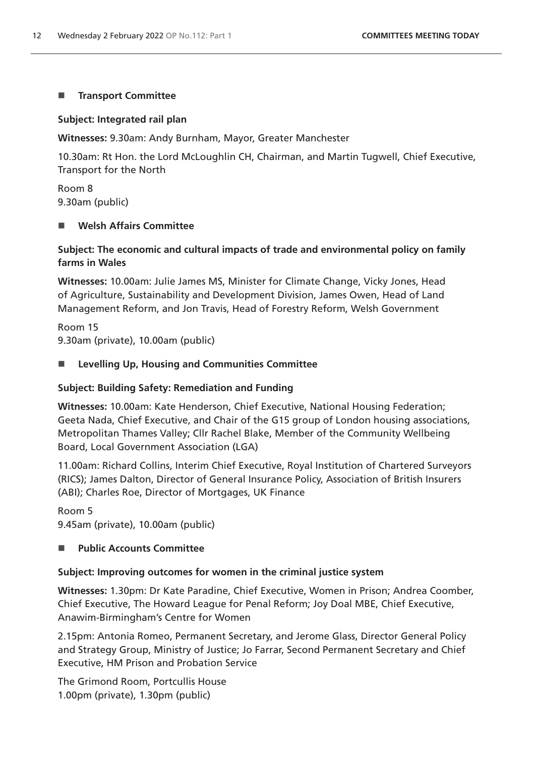## ■ Transport Committee

**Subject: Integrated rail plan**

**Witnesses:** 9.30am: Andy Burnham, Mayor, Greater Manchester

10.30am: Rt Hon. the Lord McLoughlin CH, Chairman, and Martin Tugwell, Chief Executive, Transport for the North

Room 8
9.30am (public)

## ■ Welsh Affairs Committee

**Subject: The economic and cultural impacts of trade and environmental policy on family farms in Wales**

**Witnesses:** 10.00am: Julie James MS, Minister for Climate Change, Vicky Jones, Head of Agriculture, Sustainability and Development Division, James Owen, Head of Land Management Reform, and Jon Travis, Head of Forestry Reform, Welsh Government

Room 15
9.30am (private), 10.00am (public)

## ■ Levelling Up, Housing and Communities Committee

**Subject: Building Safety: Remediation and Funding**

**Witnesses:** 10.00am: Kate Henderson, Chief Executive, National Housing Federation; Geeta Nada, Chief Executive, and Chair of the G15 group of London housing associations, Metropolitan Thames Valley; Cllr Rachel Blake, Member of the Community Wellbeing Board, Local Government Association (LGA)

11.00am: Richard Collins, Interim Chief Executive, Royal Institution of Chartered Surveyors (RICS); James Dalton, Director of General Insurance Policy, Association of British Insurers (ABI); Charles Roe, Director of Mortgages, UK Finance

Room 5
9.45am (private), 10.00am (public)

## ■ Public Accounts Committee

**Subject: Improving outcomes for women in the criminal justice system**

**Witnesses:** 1.30pm: Dr Kate Paradine, Chief Executive, Women in Prison; Andrea Coomber, Chief Executive, The Howard League for Penal Reform; Joy Doal MBE, Chief Executive, Anawim-Birmingham's Centre for Women

2.15pm: Antonia Romeo, Permanent Secretary, and Jerome Glass, Director General Policy and Strategy Group, Ministry of Justice; Jo Farrar, Second Permanent Secretary and Chief Executive, HM Prison and Probation Service

The Grimond Room, Portcullis House
1.00pm (private), 1.30pm (public)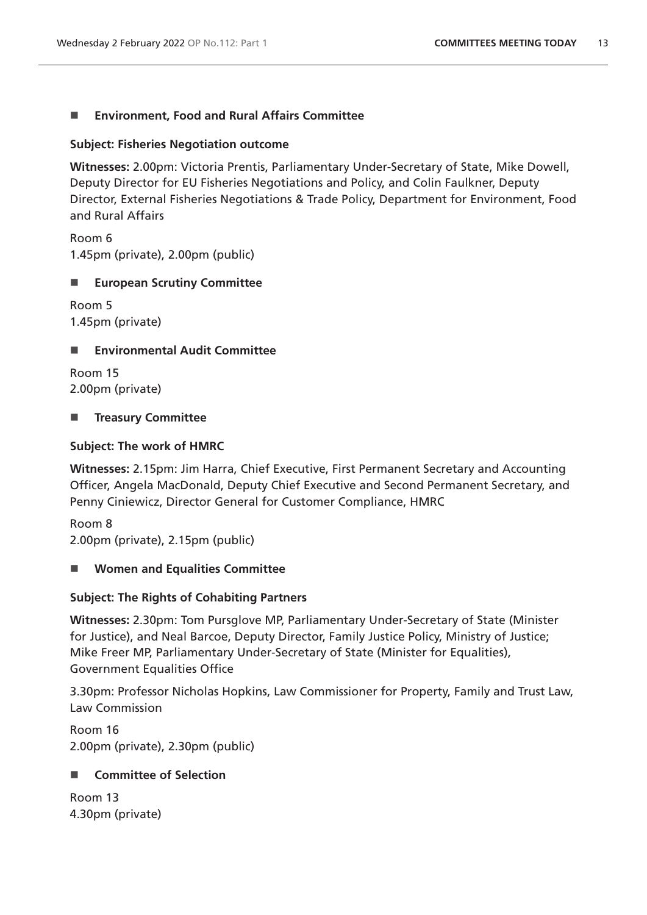## ■ Environment, Food and Rural Affairs Committee

**Subject: Fisheries Negotiation outcome**

**Witnesses:** 2.00pm: Victoria Prentis, Parliamentary Under-Secretary of State, Mike Dowell, Deputy Director for EU Fisheries Negotiations and Policy, and Colin Faulkner, Deputy Director, External Fisheries Negotiations & Trade Policy, Department for Environment, Food and Rural Affairs

Room 6
1.45pm (private), 2.00pm (public)

## ■ European Scrutiny Committee

Room 5
1.45pm (private)

## ■ Environmental Audit Committee

Room 15
2.00pm (private)

## ■ Treasury Committee

**Subject: The work of HMRC**

**Witnesses:** 2.15pm: Jim Harra, Chief Executive, First Permanent Secretary and Accounting Officer, Angela MacDonald, Deputy Chief Executive and Second Permanent Secretary, and Penny Ciniewicz, Director General for Customer Compliance, HMRC

Room 8
2.00pm (private), 2.15pm (public)

## ■ Women and Equalities Committee

**Subject: The Rights of Cohabiting Partners**

**Witnesses:** 2.30pm: Tom Pursglove MP, Parliamentary Under-Secretary of State (Minister for Justice), and Neal Barcoe, Deputy Director, Family Justice Policy, Ministry of Justice; Mike Freer MP, Parliamentary Under-Secretary of State (Minister for Equalities), Government Equalities Office

3.30pm: Professor Nicholas Hopkins, Law Commissioner for Property, Family and Trust Law, Law Commission

Room 16
2.00pm (private), 2.30pm (public)

## ■ Committee of Selection

Room 13
4.30pm (private)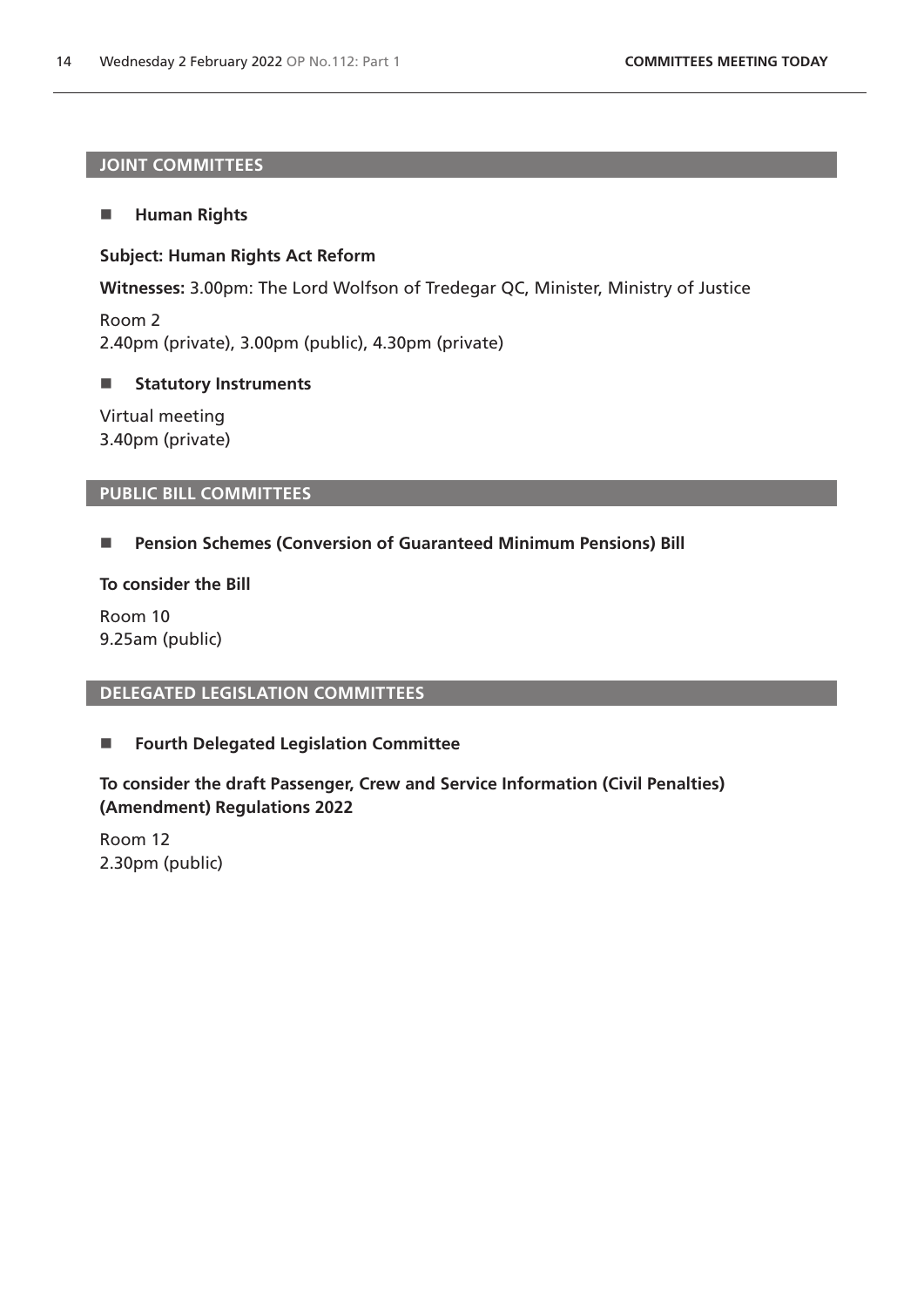## JOINT COMMITTEES

### Human Rights

**Subject: Human Rights Act Reform**

**Witnesses:** 3.00pm: The Lord Wolfson of Tredegar QC, Minister, Ministry of Justice

Room 2
2.40pm (private), 3.00pm (public), 4.30pm (private)

### Statutory Instruments

Virtual meeting
3.40pm (private)

## PUBLIC BILL COMMITTEES

### Pension Schemes (Conversion of Guaranteed Minimum Pensions) Bill

**To consider the Bill**

Room 10
9.25am (public)

## DELEGATED LEGISLATION COMMITTEES

### Fourth Delegated Legislation Committee

**To consider the draft Passenger, Crew and Service Information (Civil Penalties) (Amendment) Regulations 2022**

Room 12
2.30pm (public)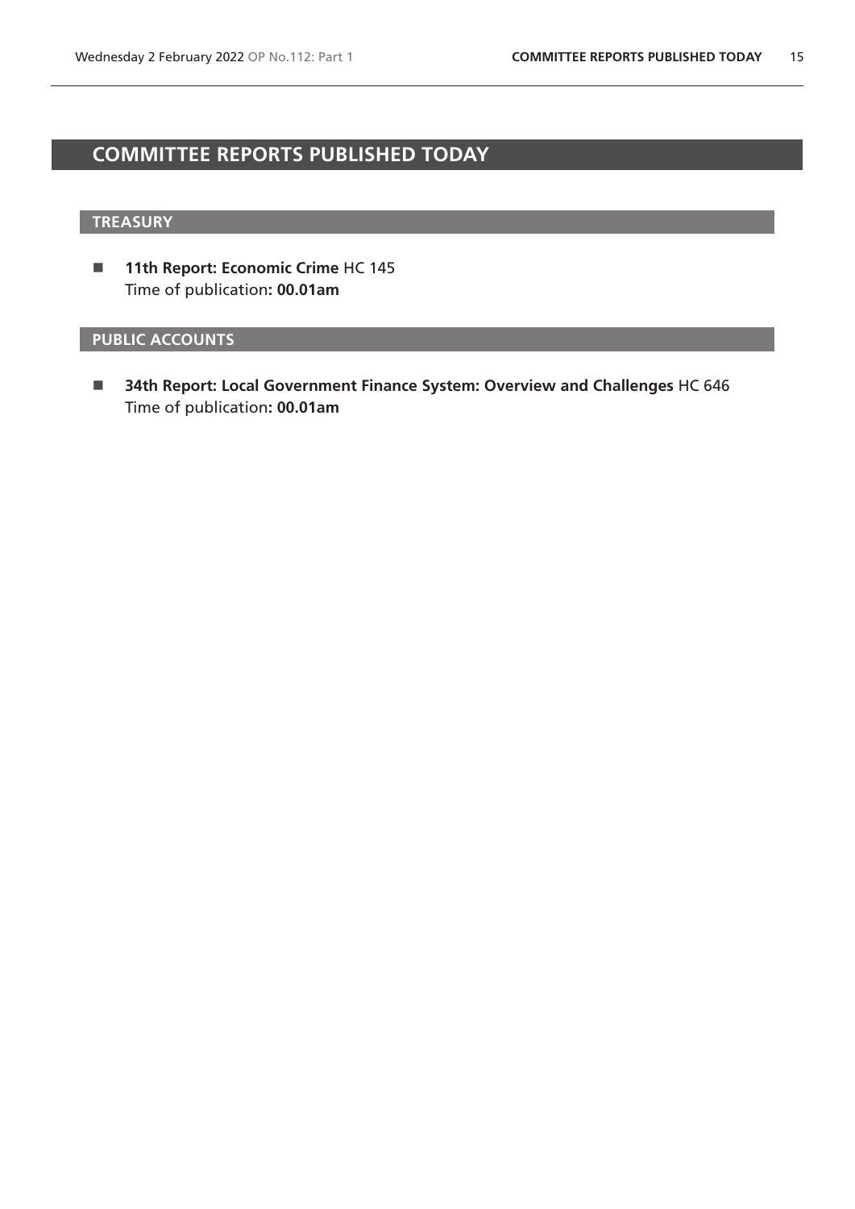# COMMITTEE REPORTS PUBLISHED TODAY

## TREASURY

- **11th Report: Economic Crime** HC 145
  Time of publication**: 00.01am**

## PUBLIC ACCOUNTS

- **34th Report: Local Government Finance System: Overview and Challenges** HC 646
  Time of publication**: 00.01am**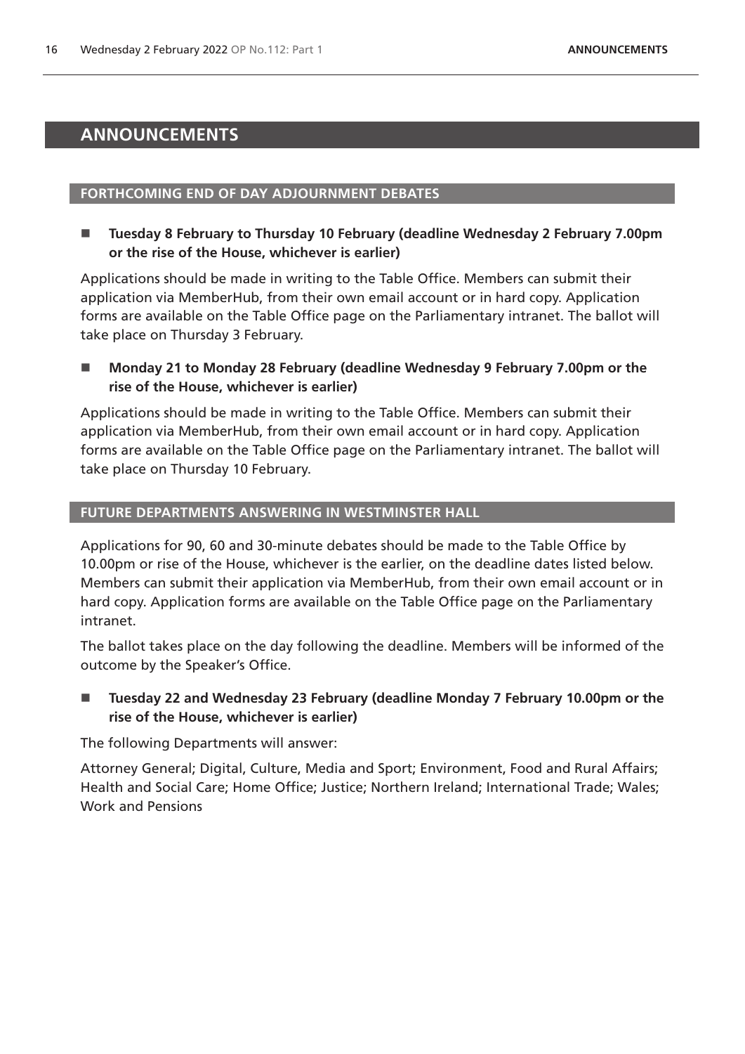# ANNOUNCEMENTS

## FORTHCOMING END OF DAY ADJOURNMENT DEBATES

- **Tuesday 8 February to Thursday 10 February (deadline Wednesday 2 February 7.00pm or the rise of the House, whichever is earlier)**

Applications should be made in writing to the Table Office. Members can submit their application via MemberHub, from their own email account or in hard copy. Application forms are available on the Table Office page on the Parliamentary intranet. The ballot will take place on Thursday 3 February.

- **Monday 21 to Monday 28 February (deadline Wednesday 9 February 7.00pm or the rise of the House, whichever is earlier)**

Applications should be made in writing to the Table Office. Members can submit their application via MemberHub, from their own email account or in hard copy. Application forms are available on the Table Office page on the Parliamentary intranet. The ballot will take place on Thursday 10 February.

## FUTURE DEPARTMENTS ANSWERING IN WESTMINSTER HALL

Applications for 90, 60 and 30-minute debates should be made to the Table Office by 10.00pm or rise of the House, whichever is the earlier, on the deadline dates listed below. Members can submit their application via MemberHub, from their own email account or in hard copy. Application forms are available on the Table Office page on the Parliamentary intranet.

The ballot takes place on the day following the deadline. Members will be informed of the outcome by the Speaker's Office.

- **Tuesday 22 and Wednesday 23 February (deadline Monday 7 February 10.00pm or the rise of the House, whichever is earlier)**

The following Departments will answer:

Attorney General; Digital, Culture, Media and Sport; Environment, Food and Rural Affairs; Health and Social Care; Home Office; Justice; Northern Ireland; International Trade; Wales; Work and Pensions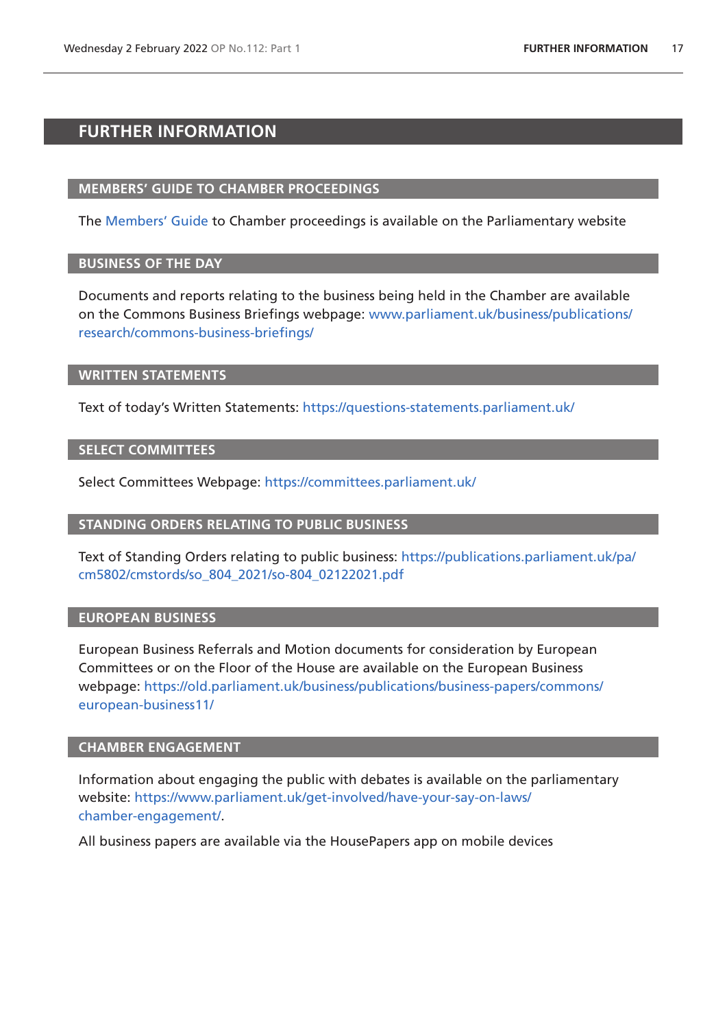# FURTHER INFORMATION

## MEMBERS' GUIDE TO CHAMBER PROCEEDINGS

The Members' Guide to Chamber proceedings is available on the Parliamentary website

## BUSINESS OF THE DAY

Documents and reports relating to the business being held in the Chamber are available on the Commons Business Briefings webpage: www.parliament.uk/business/publications/research/commons-business-briefings/

## WRITTEN STATEMENTS

Text of today's Written Statements: https://questions-statements.parliament.uk/

## SELECT COMMITTEES

Select Committees Webpage: https://committees.parliament.uk/

## STANDING ORDERS RELATING TO PUBLIC BUSINESS

Text of Standing Orders relating to public business: https://publications.parliament.uk/pa/cm5802/cmstords/so_804_2021/so-804_02122021.pdf

## EUROPEAN BUSINESS

European Business Referrals and Motion documents for consideration by European Committees or on the Floor of the House are available on the European Business webpage: https://old.parliament.uk/business/publications/business-papers/commons/european-business11/

## CHAMBER ENGAGEMENT

Information about engaging the public with debates is available on the parliamentary website: https://www.parliament.uk/get-involved/have-your-say-on-laws/chamber-engagement/.

All business papers are available via the HousePapers app on mobile devices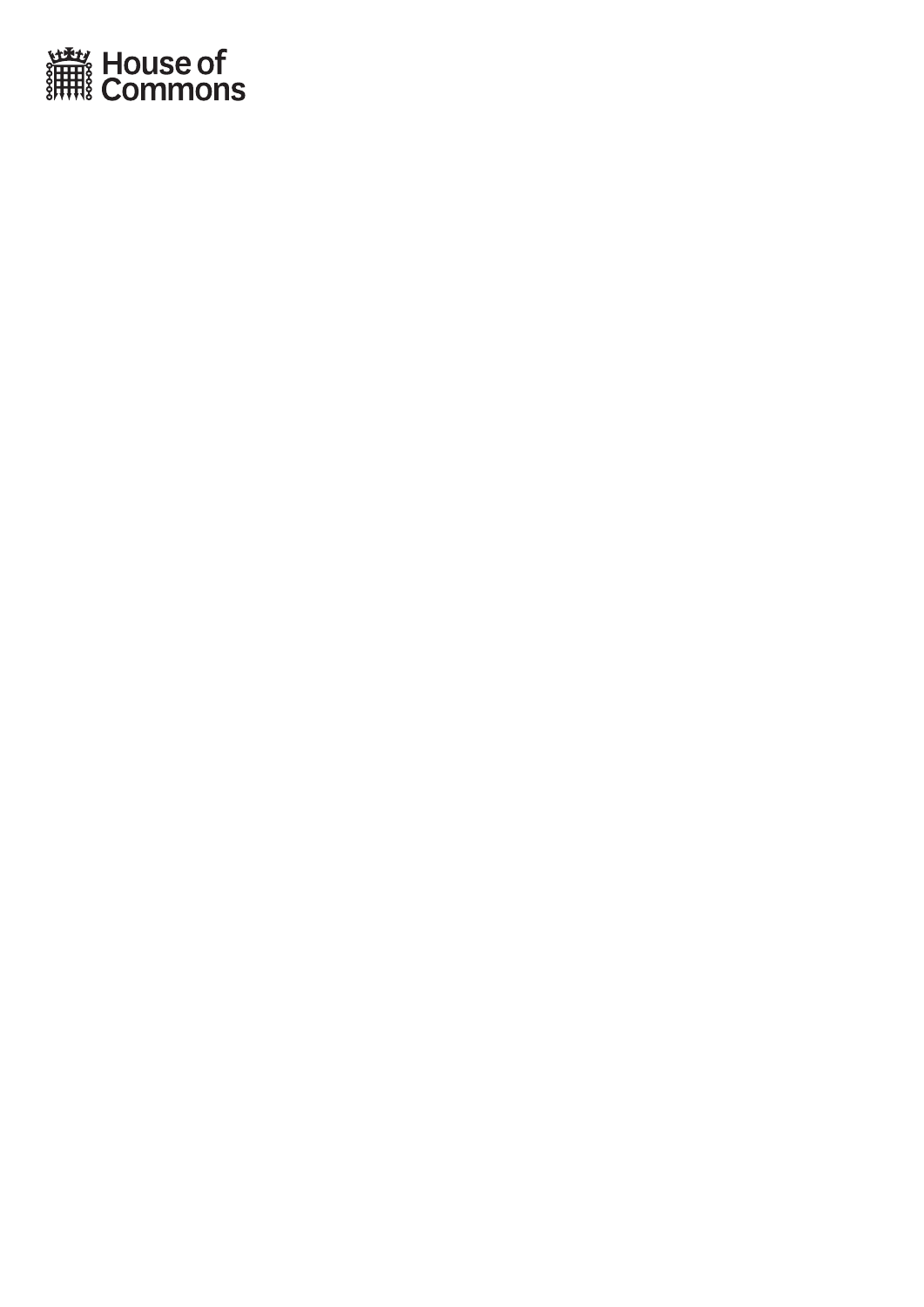House of Commons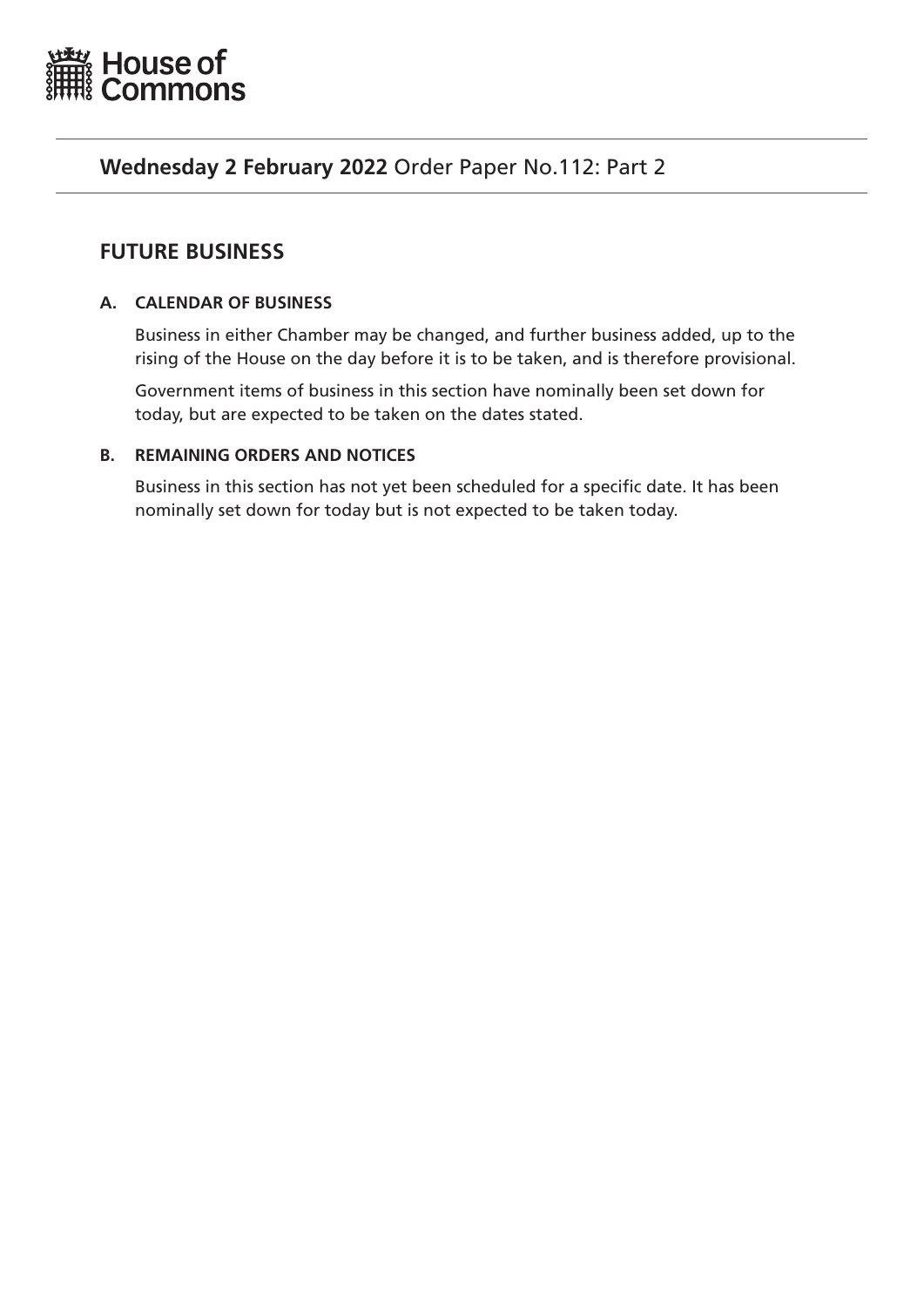House of Commons

**Wednesday 2 February 2022** Order Paper No.112: Part 2

## FUTURE BUSINESS

### A. CALENDAR OF BUSINESS

Business in either Chamber may be changed, and further business added, up to the rising of the House on the day before it is to be taken, and is therefore provisional.

Government items of business in this section have nominally been set down for today, but are expected to be taken on the dates stated.

### B. REMAINING ORDERS AND NOTICES

Business in this section has not yet been scheduled for a specific date. It has been nominally set down for today but is not expected to be taken today.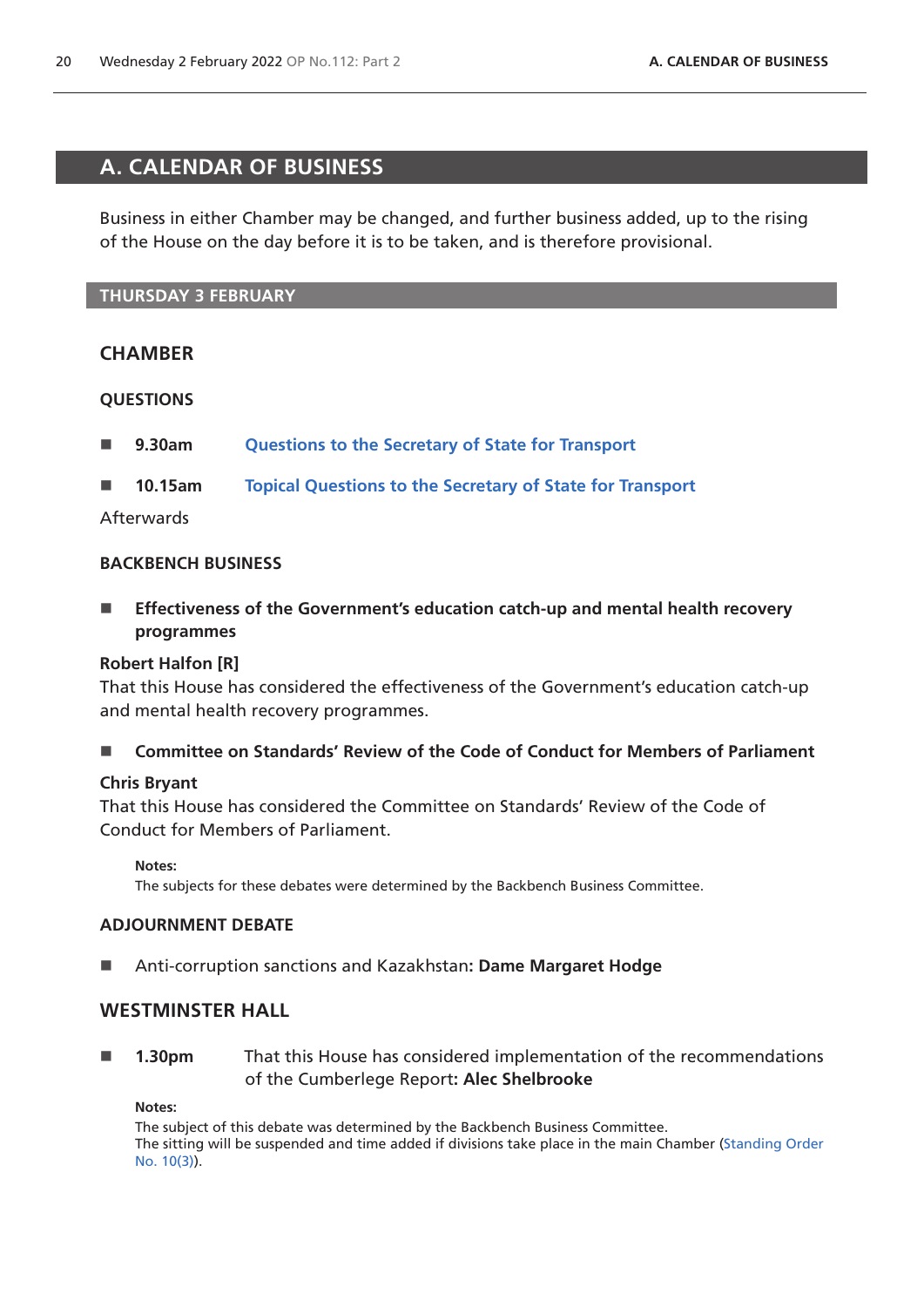# A. CALENDAR OF BUSINESS

Business in either Chamber may be changed, and further business added, up to the rising of the House on the day before it is to be taken, and is therefore provisional.

## THURSDAY 3 FEBRUARY

### CHAMBER

#### QUESTIONS

- **9.30am** Questions to the Secretary of State for Transport
- **10.15am** Topical Questions to the Secretary of State for Transport

Afterwards

#### BACKBENCH BUSINESS

- **Effectiveness of the Government's education catch-up and mental health recovery programmes**

**Robert Halfon [R]**
That this House has considered the effectiveness of the Government's education catch-up and mental health recovery programmes.

- **Committee on Standards' Review of the Code of Conduct for Members of Parliament**

**Chris Bryant**
That this House has considered the Committee on Standards' Review of the Code of Conduct for Members of Parliament.

**Notes:**
The subjects for these debates were determined by the Backbench Business Committee.

#### ADJOURNMENT DEBATE

- Anti-corruption sanctions and Kazakhstan**: Dame Margaret Hodge**

### WESTMINSTER HALL

- **1.30pm** That this House has considered implementation of the recommendations of the Cumberlege Report**: Alec Shelbrooke**

**Notes:**
The subject of this debate was determined by the Backbench Business Committee.
The sitting will be suspended and time added if divisions take place in the main Chamber (Standing Order No. 10(3)).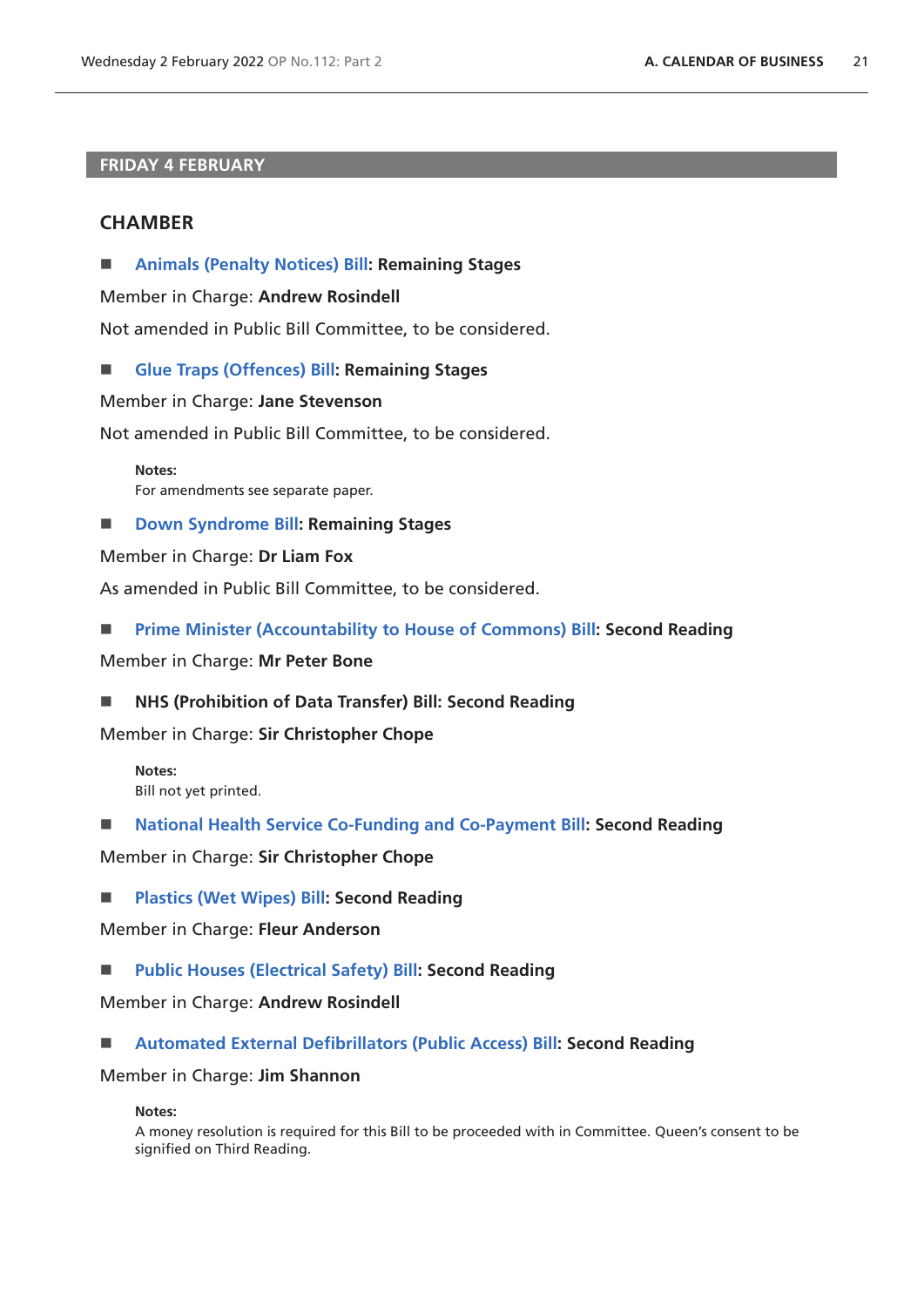## FRIDAY 4 FEBRUARY

### CHAMBER

■ **Animals (Penalty Notices) Bill: Remaining Stages**

Member in Charge: **Andrew Rosindell**

Not amended in Public Bill Committee, to be considered.

■ **Glue Traps (Offences) Bill: Remaining Stages**

Member in Charge: **Jane Stevenson**

Not amended in Public Bill Committee, to be considered.

> **Notes:**
> For amendments see separate paper.

■ **Down Syndrome Bill: Remaining Stages**

Member in Charge: **Dr Liam Fox**

As amended in Public Bill Committee, to be considered.

■ **Prime Minister (Accountability to House of Commons) Bill: Second Reading**

Member in Charge: **Mr Peter Bone**

■ **NHS (Prohibition of Data Transfer) Bill: Second Reading**

Member in Charge: **Sir Christopher Chope**

> **Notes:**
> Bill not yet printed.

■ **National Health Service Co-Funding and Co-Payment Bill: Second Reading**

Member in Charge: **Sir Christopher Chope**

■ **Plastics (Wet Wipes) Bill: Second Reading**

Member in Charge: **Fleur Anderson**

■ **Public Houses (Electrical Safety) Bill: Second Reading**

Member in Charge: **Andrew Rosindell**

■ **Automated External Defibrillators (Public Access) Bill: Second Reading**

Member in Charge: **Jim Shannon**

> **Notes:**
> A money resolution is required for this Bill to be proceeded with in Committee. Queen's consent to be signified on Third Reading.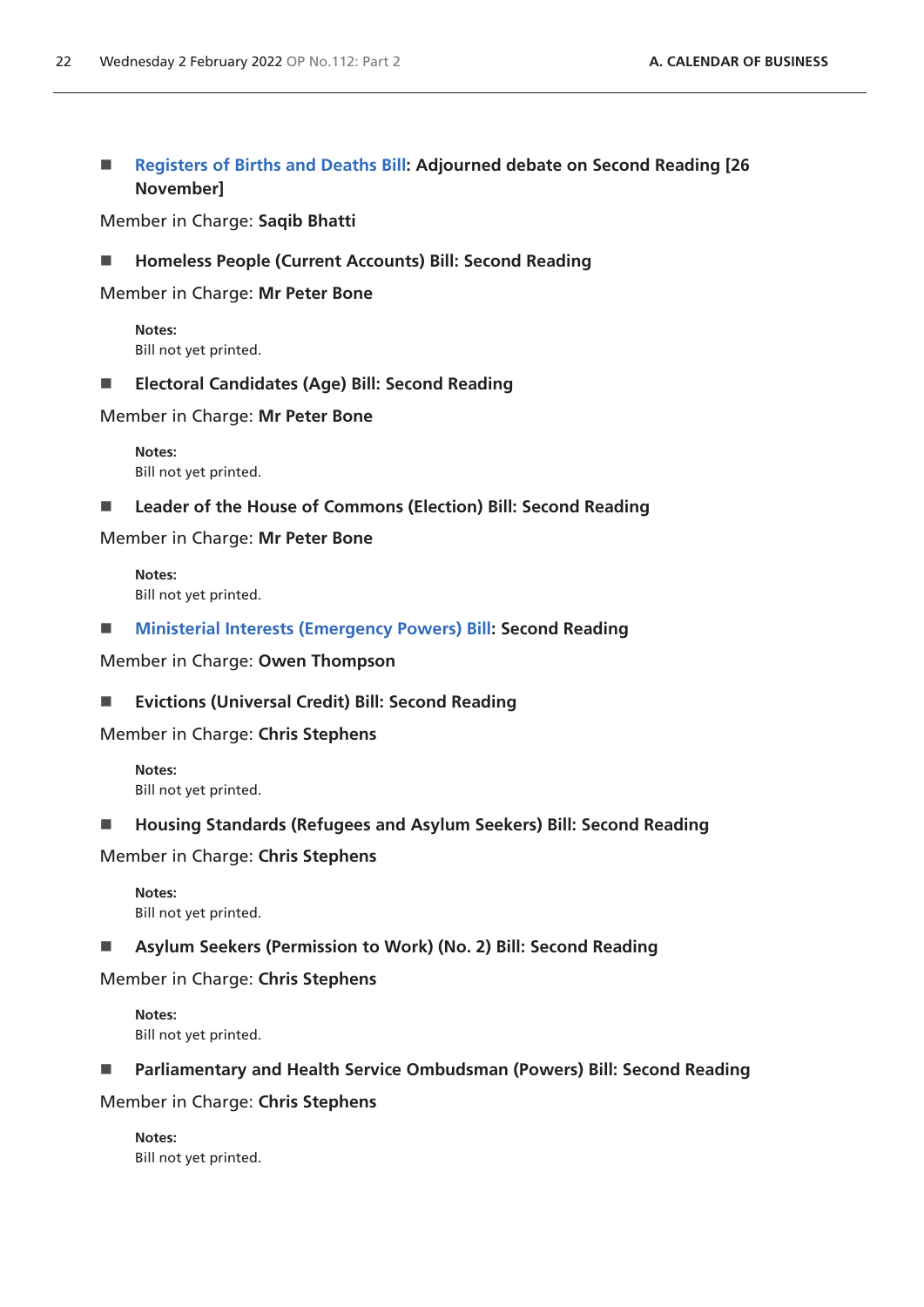■ **Registers of Births and Deaths Bill: Adjourned debate on Second Reading [26 November]**

Member in Charge: **Saqib Bhatti**

■ **Homeless People (Current Accounts) Bill: Second Reading**

Member in Charge: **Mr Peter Bone**

**Notes:**
Bill not yet printed.

■ **Electoral Candidates (Age) Bill: Second Reading**

Member in Charge: **Mr Peter Bone**

**Notes:**
Bill not yet printed.

■ **Leader of the House of Commons (Election) Bill: Second Reading**

Member in Charge: **Mr Peter Bone**

**Notes:**
Bill not yet printed.

■ **Ministerial Interests (Emergency Powers) Bill: Second Reading**

Member in Charge: **Owen Thompson**

■ **Evictions (Universal Credit) Bill: Second Reading**

Member in Charge: **Chris Stephens**

**Notes:**
Bill not yet printed.

■ **Housing Standards (Refugees and Asylum Seekers) Bill: Second Reading**

Member in Charge: **Chris Stephens**

**Notes:**
Bill not yet printed.

■ **Asylum Seekers (Permission to Work) (No. 2) Bill: Second Reading**

Member in Charge: **Chris Stephens**

**Notes:**
Bill not yet printed.

■ **Parliamentary and Health Service Ombudsman (Powers) Bill: Second Reading**

Member in Charge: **Chris Stephens**

**Notes:**
Bill not yet printed.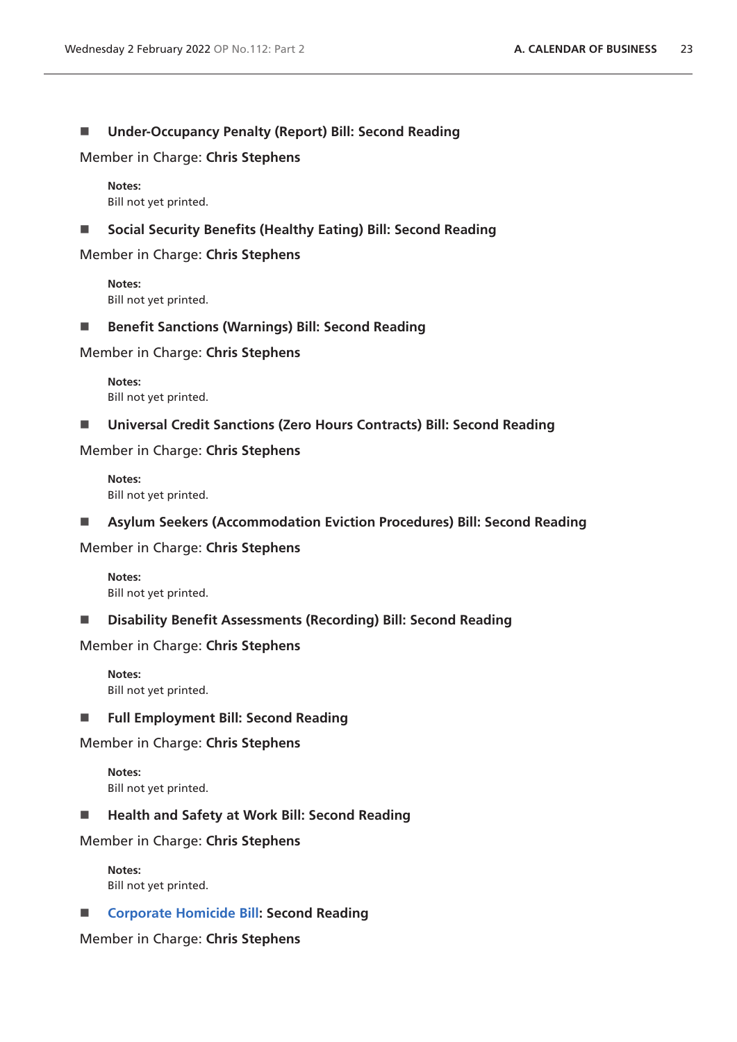■ **Under-Occupancy Penalty (Report) Bill: Second Reading**

Member in Charge: **Chris Stephens**

**Notes:**
Bill not yet printed.

■ **Social Security Benefits (Healthy Eating) Bill: Second Reading**

Member in Charge: **Chris Stephens**

**Notes:**
Bill not yet printed.

■ **Benefit Sanctions (Warnings) Bill: Second Reading**

Member in Charge: **Chris Stephens**

**Notes:**
Bill not yet printed.

■ **Universal Credit Sanctions (Zero Hours Contracts) Bill: Second Reading**

Member in Charge: **Chris Stephens**

**Notes:**
Bill not yet printed.

■ **Asylum Seekers (Accommodation Eviction Procedures) Bill: Second Reading**

Member in Charge: **Chris Stephens**

**Notes:**
Bill not yet printed.

■ **Disability Benefit Assessments (Recording) Bill: Second Reading**

Member in Charge: **Chris Stephens**

**Notes:**
Bill not yet printed.

■ **Full Employment Bill: Second Reading**

Member in Charge: **Chris Stephens**

**Notes:**
Bill not yet printed.

■ **Health and Safety at Work Bill: Second Reading**

Member in Charge: **Chris Stephens**

**Notes:**
Bill not yet printed.

■ **Corporate Homicide Bill: Second Reading**

Member in Charge: **Chris Stephens**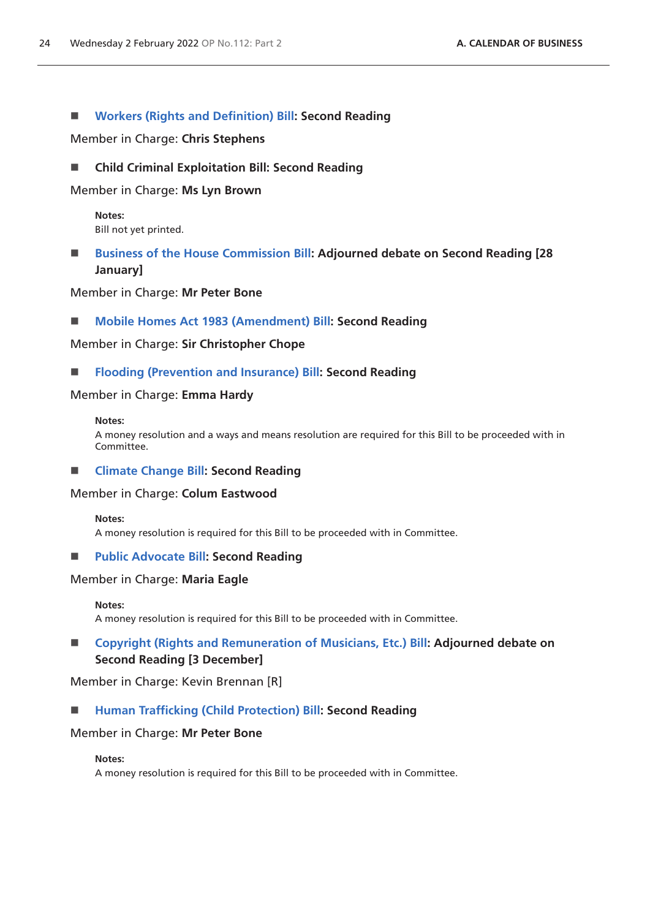■ **Workers (Rights and Definition) Bill: Second Reading**

Member in Charge: **Chris Stephens**

■ **Child Criminal Exploitation Bill: Second Reading**

Member in Charge: **Ms Lyn Brown**

> **Notes:**
> Bill not yet printed.

■ **Business of the House Commission Bill: Adjourned debate on Second Reading [28 January]**

Member in Charge: **Mr Peter Bone**

■ **Mobile Homes Act 1983 (Amendment) Bill: Second Reading**

Member in Charge: **Sir Christopher Chope**

■ **Flooding (Prevention and Insurance) Bill: Second Reading**

Member in Charge: **Emma Hardy**

> **Notes:**
> A money resolution and a ways and means resolution are required for this Bill to be proceeded with in Committee.

■ **Climate Change Bill: Second Reading**

Member in Charge: **Colum Eastwood**

> **Notes:**
> A money resolution is required for this Bill to be proceeded with in Committee.

■ **Public Advocate Bill: Second Reading**

Member in Charge: **Maria Eagle**

> **Notes:**
> A money resolution is required for this Bill to be proceeded with in Committee.

■ **Copyright (Rights and Remuneration of Musicians, Etc.) Bill: Adjourned debate on Second Reading [3 December]**

Member in Charge: Kevin Brennan [R]

■ **Human Trafficking (Child Protection) Bill: Second Reading**

Member in Charge: **Mr Peter Bone**

> **Notes:**
> A money resolution is required for this Bill to be proceeded with in Committee.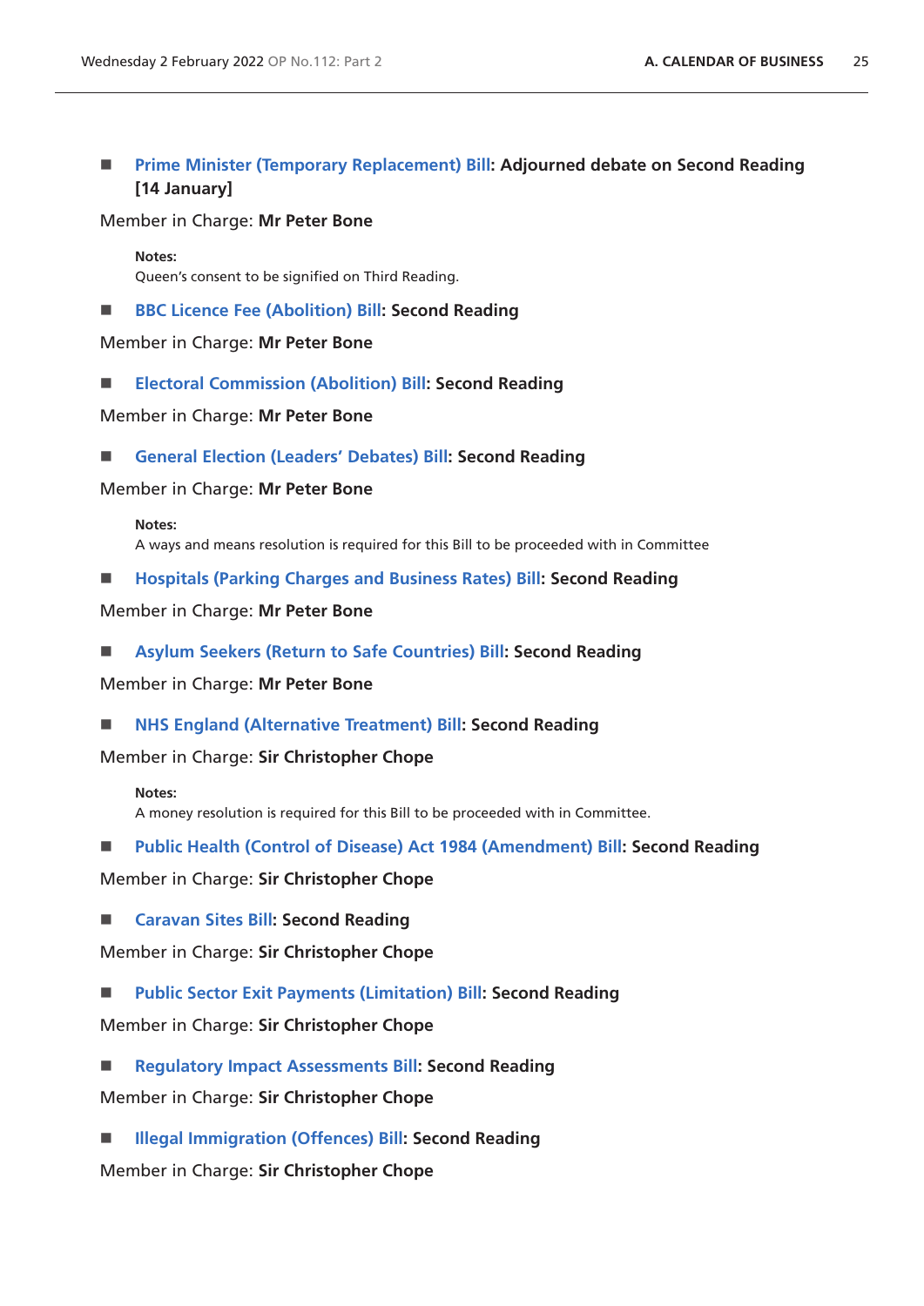- **Prime Minister (Temporary Replacement) Bill: Adjourned debate on Second Reading [14 January]**

Member in Charge: **Mr Peter Bone**

> **Notes:**
> Queen's consent to be signified on Third Reading.

- **BBC Licence Fee (Abolition) Bill: Second Reading**

Member in Charge: **Mr Peter Bone**

- **Electoral Commission (Abolition) Bill: Second Reading**

Member in Charge: **Mr Peter Bone**

- **General Election (Leaders' Debates) Bill: Second Reading**

Member in Charge: **Mr Peter Bone**

> **Notes:**
> A ways and means resolution is required for this Bill to be proceeded with in Committee

- **Hospitals (Parking Charges and Business Rates) Bill: Second Reading**

Member in Charge: **Mr Peter Bone**

- **Asylum Seekers (Return to Safe Countries) Bill: Second Reading**

Member in Charge: **Mr Peter Bone**

- **NHS England (Alternative Treatment) Bill: Second Reading**

Member in Charge: **Sir Christopher Chope**

> **Notes:**
> A money resolution is required for this Bill to be proceeded with in Committee.

- **Public Health (Control of Disease) Act 1984 (Amendment) Bill: Second Reading**

Member in Charge: **Sir Christopher Chope**

- **Caravan Sites Bill: Second Reading**

Member in Charge: **Sir Christopher Chope**

- **Public Sector Exit Payments (Limitation) Bill: Second Reading**

Member in Charge: **Sir Christopher Chope**

- **Regulatory Impact Assessments Bill: Second Reading**

Member in Charge: **Sir Christopher Chope**

- **Illegal Immigration (Offences) Bill: Second Reading**

Member in Charge: **Sir Christopher Chope**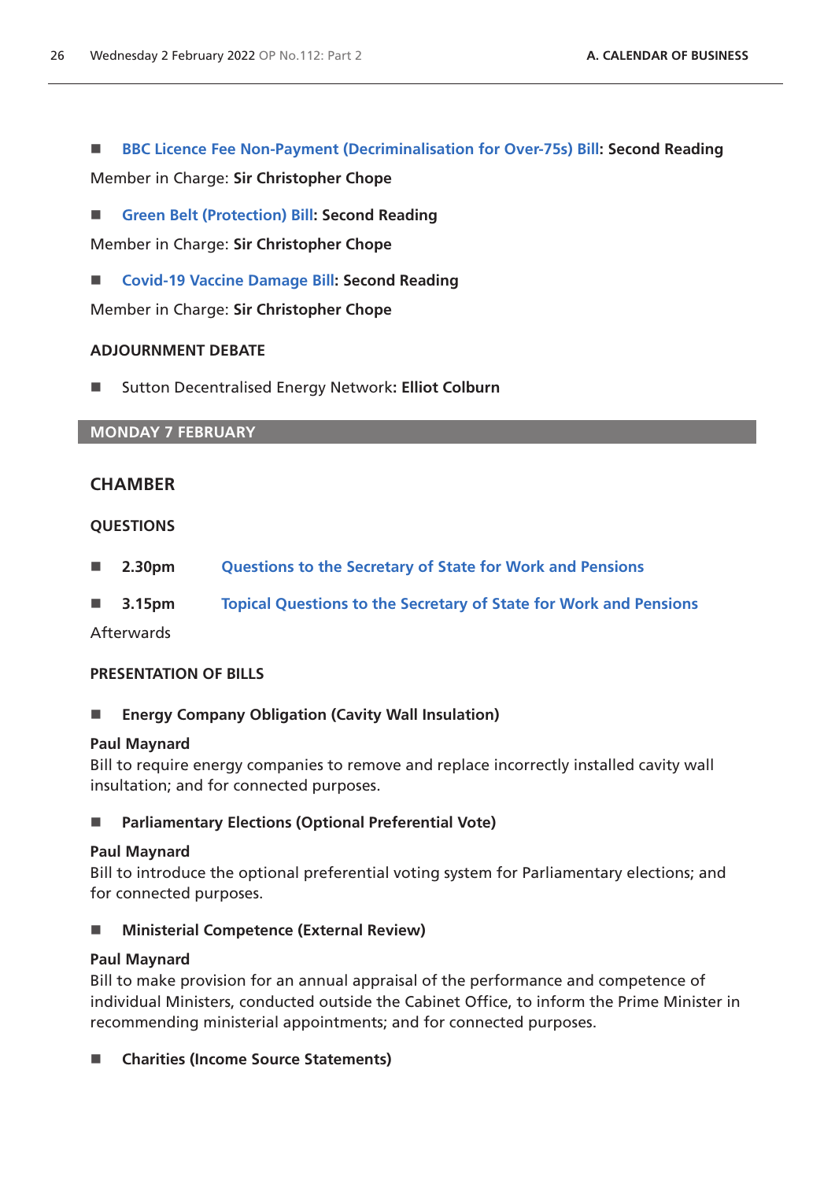- **BBC Licence Fee Non-Payment (Decriminalisation for Over-75s) Bill: Second Reading**

Member in Charge: **Sir Christopher Chope**

- **Green Belt (Protection) Bill: Second Reading**

Member in Charge: **Sir Christopher Chope**

- **Covid-19 Vaccine Damage Bill: Second Reading**

Member in Charge: **Sir Christopher Chope**

### ADJOURNMENT DEBATE

- Sutton Decentralised Energy Network**: Elliot Colburn**

## MONDAY 7 FEBRUARY

## CHAMBER

### QUESTIONS

- **2.30pm** Questions to the Secretary of State for Work and Pensions
- **3.15pm** Topical Questions to the Secretary of State for Work and Pensions

Afterwards

### PRESENTATION OF BILLS

- **Energy Company Obligation (Cavity Wall Insulation)**

**Paul Maynard**
Bill to require energy companies to remove and replace incorrectly installed cavity wall insultation; and for connected purposes.

- **Parliamentary Elections (Optional Preferential Vote)**

**Paul Maynard**
Bill to introduce the optional preferential voting system for Parliamentary elections; and for connected purposes.

- **Ministerial Competence (External Review)**

**Paul Maynard**
Bill to make provision for an annual appraisal of the performance and competence of individual Ministers, conducted outside the Cabinet Office, to inform the Prime Minister in recommending ministerial appointments; and for connected purposes.

- **Charities (Income Source Statements)**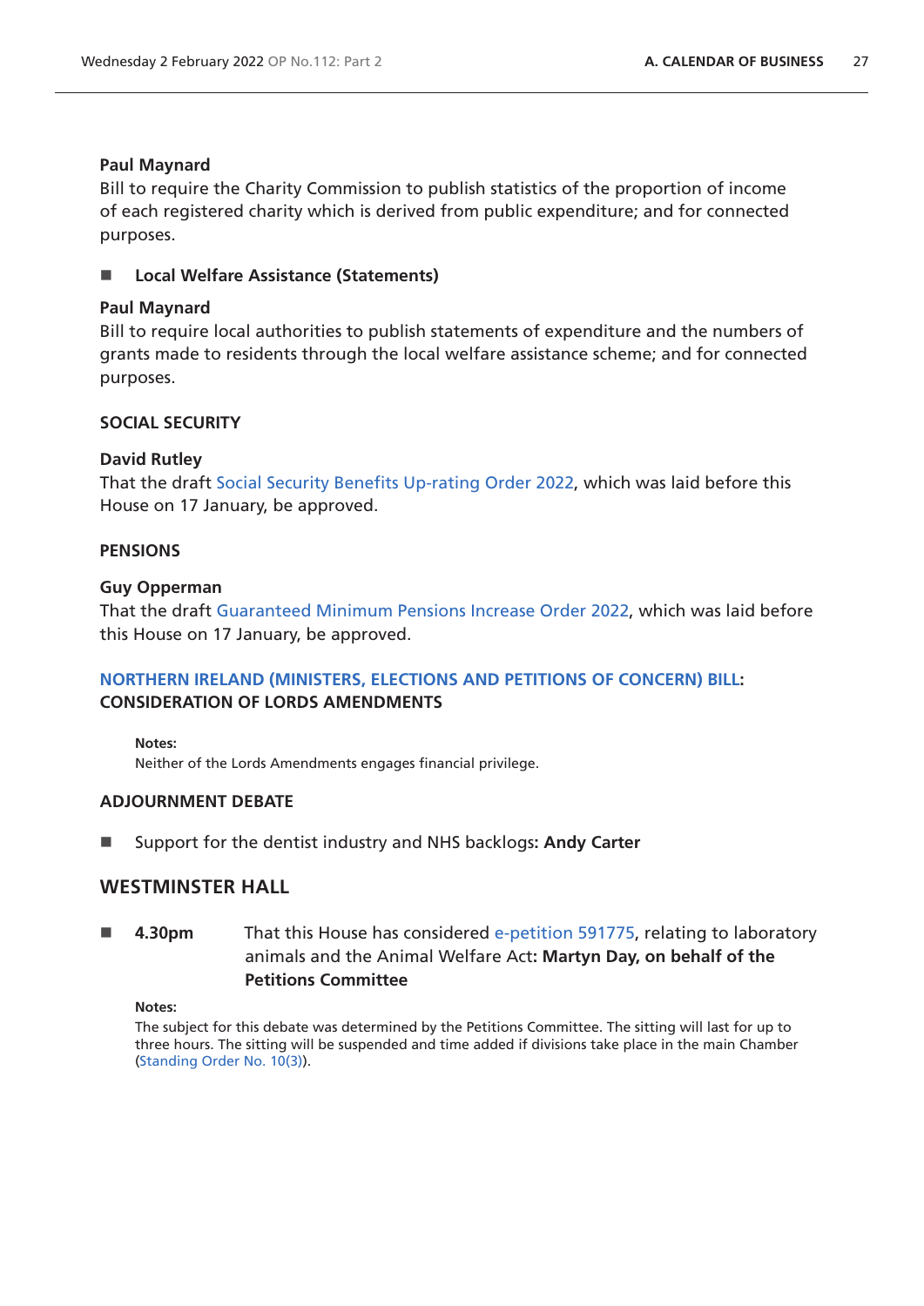**Paul Maynard**
Bill to require the Charity Commission to publish statistics of the proportion of income of each registered charity which is derived from public expenditure; and for connected purposes.

- **Local Welfare Assistance (Statements)**

**Paul Maynard**
Bill to require local authorities to publish statements of expenditure and the numbers of grants made to residents through the local welfare assistance scheme; and for connected purposes.

**SOCIAL SECURITY**

**David Rutley**
That the draft Social Security Benefits Up-rating Order 2022, which was laid before this House on 17 January, be approved.

**PENSIONS**

**Guy Opperman**
That the draft Guaranteed Minimum Pensions Increase Order 2022, which was laid before this House on 17 January, be approved.

**NORTHERN IRELAND (MINISTERS, ELECTIONS AND PETITIONS OF CONCERN) BILL: CONSIDERATION OF LORDS AMENDMENTS**

**Notes:**
Neither of the Lords Amendments engages financial privilege.

**ADJOURNMENT DEBATE**

- Support for the dentist industry and NHS backlogs**: Andy Carter**

## WESTMINSTER HALL

- **4.30pm** That this House has considered e-petition 591775, relating to laboratory animals and the Animal Welfare Act**: Martyn Day, on behalf of the Petitions Committee**

**Notes:**
The subject for this debate was determined by the Petitions Committee. The sitting will last for up to three hours. The sitting will be suspended and time added if divisions take place in the main Chamber (Standing Order No. 10(3)).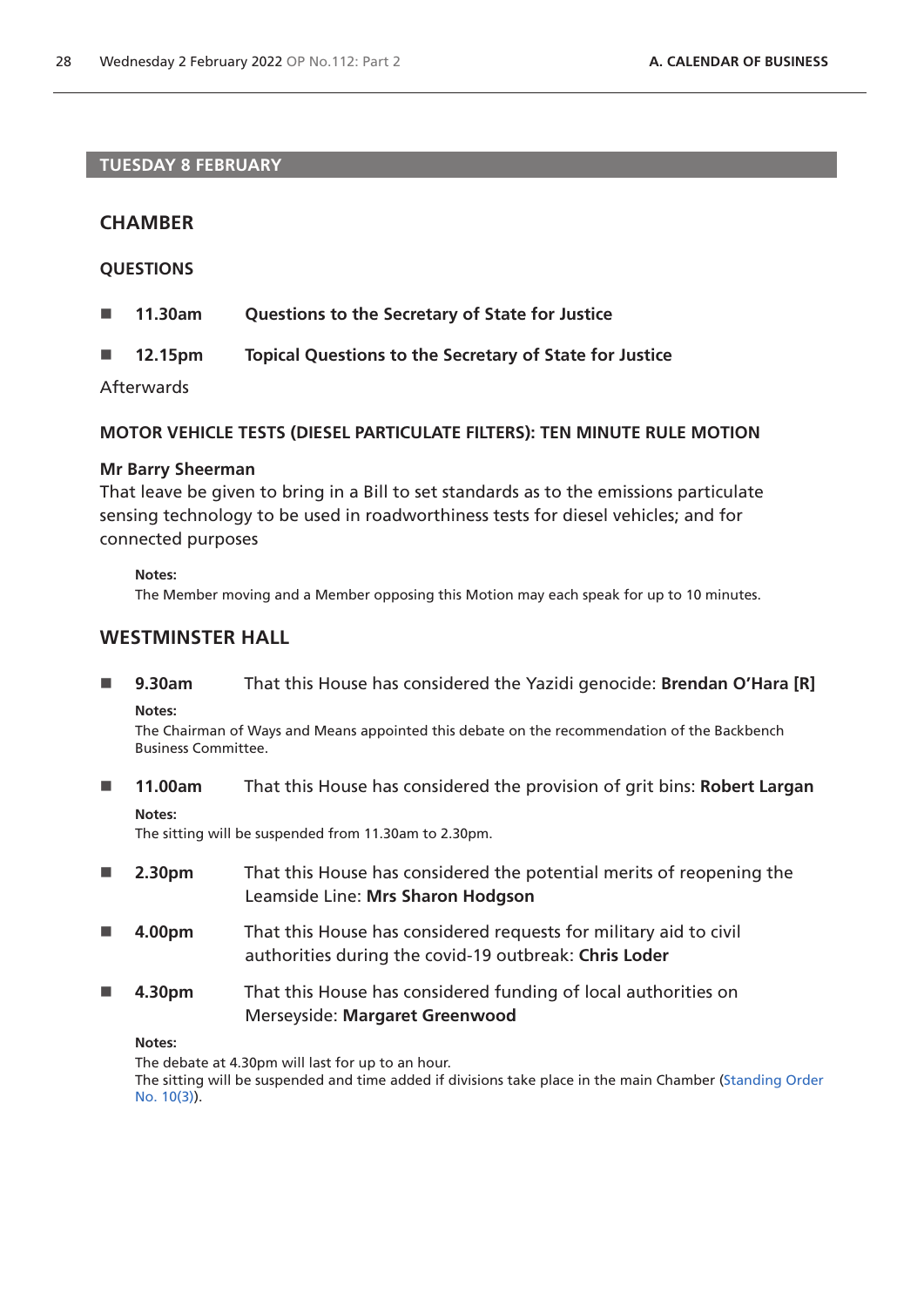## TUESDAY 8 FEBRUARY

### CHAMBER

#### QUESTIONS

- **11.30am** **Questions to the Secretary of State for Justice**
- **12.15pm** **Topical Questions to the Secretary of State for Justice**

Afterwards

#### MOTOR VEHICLE TESTS (DIESEL PARTICULATE FILTERS): TEN MINUTE RULE MOTION

**Mr Barry Sheerman**
That leave be given to bring in a Bill to set standards as to the emissions particulate sensing technology to be used in roadworthiness tests for diesel vehicles; and for connected purposes

**Notes:**
The Member moving and a Member opposing this Motion may each speak for up to 10 minutes.

### WESTMINSTER HALL

- **9.30am** That this House has considered the Yazidi genocide: **Brendan O'Hara [R]**

  **Notes:**
  The Chairman of Ways and Means appointed this debate on the recommendation of the Backbench Business Committee.

- **11.00am** That this House has considered the provision of grit bins: **Robert Largan**

  **Notes:**
  The sitting will be suspended from 11.30am to 2.30pm.

- **2.30pm** That this House has considered the potential merits of reopening the Leamside Line: **Mrs Sharon Hodgson**
- **4.00pm** That this House has considered requests for military aid to civil authorities during the covid-19 outbreak: **Chris Loder**
- **4.30pm** That this House has considered funding of local authorities on Merseyside: **Margaret Greenwood**

  **Notes:**
  The debate at 4.30pm will last for up to an hour.
  The sitting will be suspended and time added if divisions take place in the main Chamber (Standing Order No. 10(3)).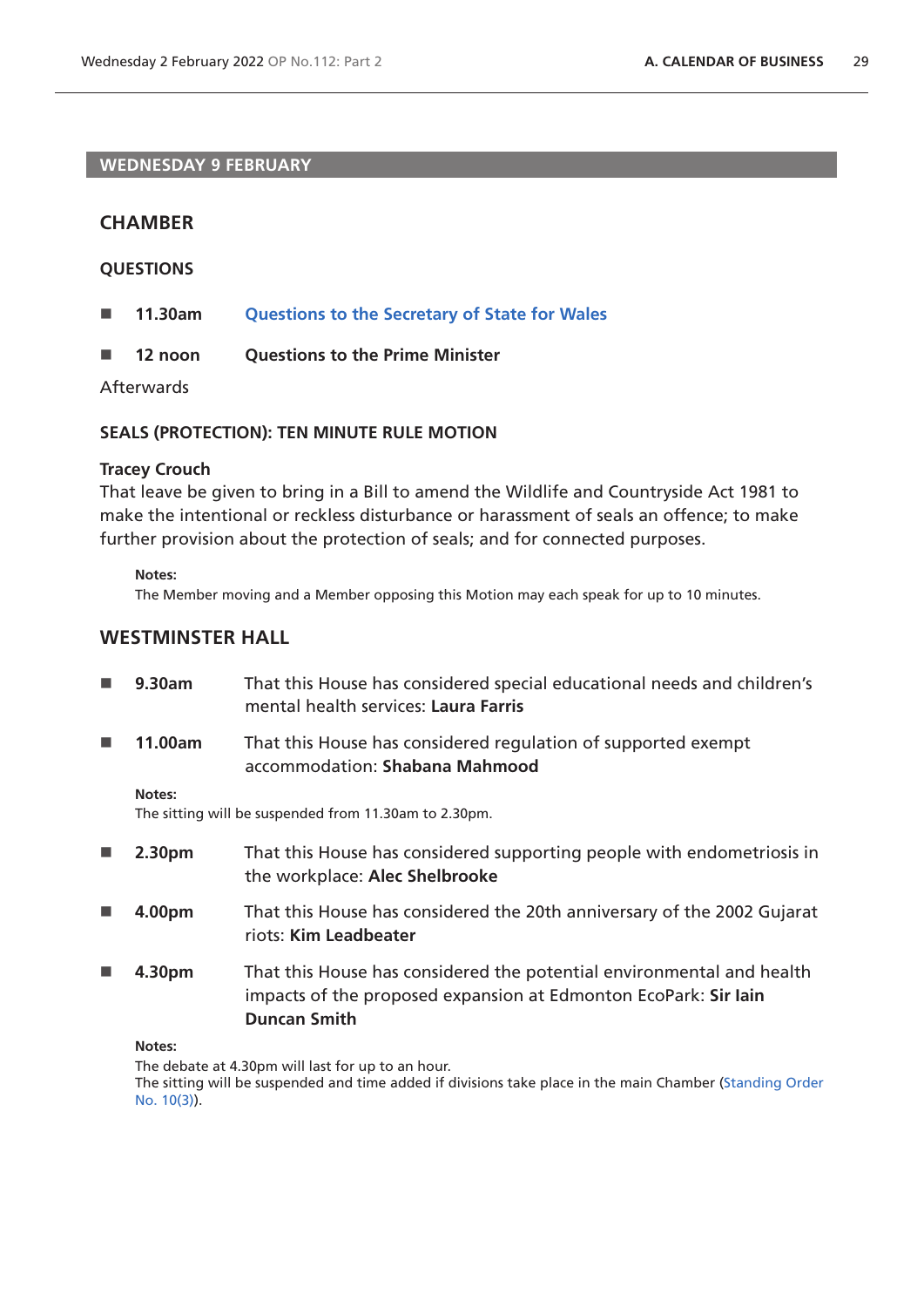## WEDNESDAY 9 FEBRUARY

### CHAMBER

#### QUESTIONS

- **11.30am** Questions to the Secretary of State for Wales
- **12 noon** **Questions to the Prime Minister**

Afterwards

#### SEALS (PROTECTION): TEN MINUTE RULE MOTION

**Tracey Crouch**
That leave be given to bring in a Bill to amend the Wildlife and Countryside Act 1981 to make the intentional or reckless disturbance or harassment of seals an offence; to make further provision about the protection of seals; and for connected purposes.

**Notes:**
The Member moving and a Member opposing this Motion may each speak for up to 10 minutes.

### WESTMINSTER HALL

- **9.30am** That this House has considered special educational needs and children's mental health services: **Laura Farris**
- **11.00am** That this House has considered regulation of supported exempt accommodation: **Shabana Mahmood**

**Notes:**
The sitting will be suspended from 11.30am to 2.30pm.

- **2.30pm** That this House has considered supporting people with endometriosis in the workplace: **Alec Shelbrooke**
- **4.00pm** That this House has considered the 20th anniversary of the 2002 Gujarat riots: **Kim Leadbeater**
- **4.30pm** That this House has considered the potential environmental and health impacts of the proposed expansion at Edmonton EcoPark: **Sir Iain Duncan Smith**

**Notes:**
The debate at 4.30pm will last for up to an hour.
The sitting will be suspended and time added if divisions take place in the main Chamber (Standing Order No. 10(3)).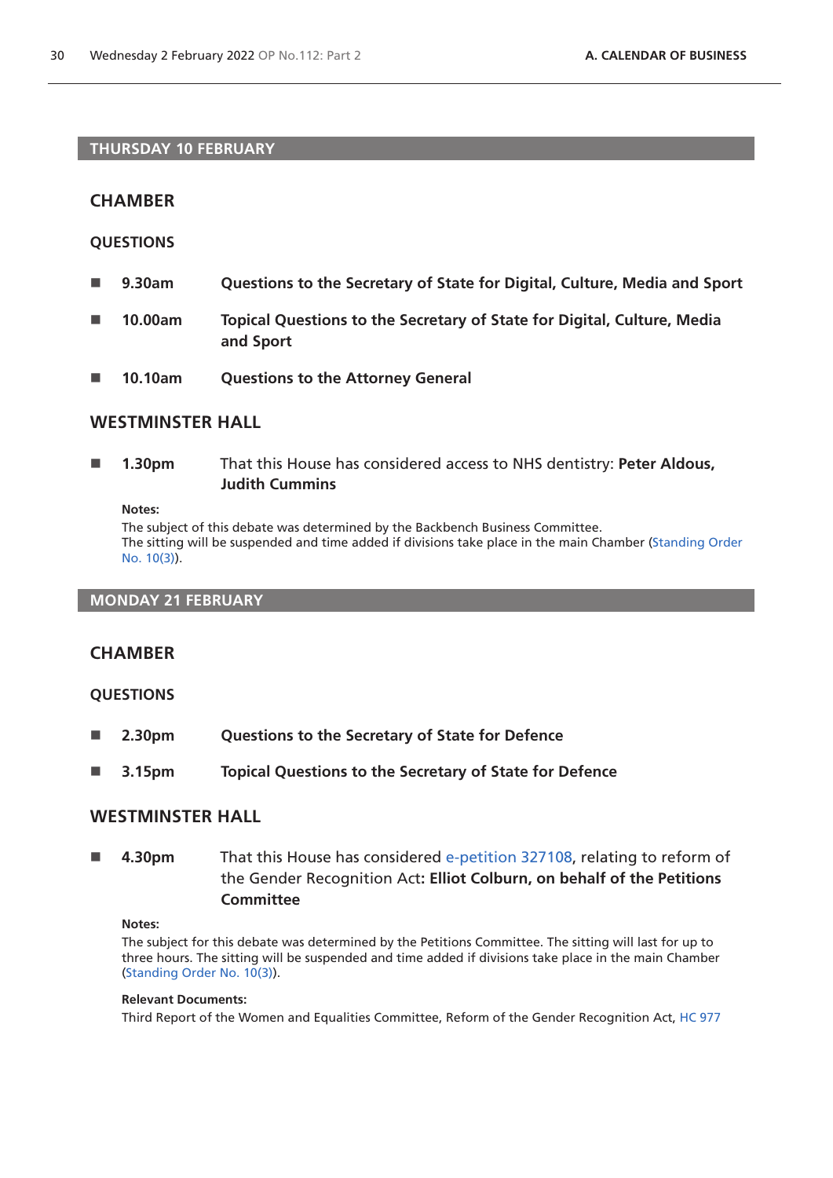## THURSDAY 10 FEBRUARY

### CHAMBER

#### QUESTIONS

- **9.30am** **Questions to the Secretary of State for Digital, Culture, Media and Sport**
- **10.00am** **Topical Questions to the Secretary of State for Digital, Culture, Media and Sport**
- **10.10am** **Questions to the Attorney General**

### WESTMINSTER HALL

- **1.30pm** That this House has considered access to NHS dentistry: **Peter Aldous, Judith Cummins**

**Notes:**
The subject of this debate was determined by the Backbench Business Committee.
The sitting will be suspended and time added if divisions take place in the main Chamber (Standing Order No. 10(3)).

## MONDAY 21 FEBRUARY

### CHAMBER

#### QUESTIONS

- **2.30pm** **Questions to the Secretary of State for Defence**
- **3.15pm** **Topical Questions to the Secretary of State for Defence**

### WESTMINSTER HALL

- **4.30pm** That this House has considered e-petition 327108, relating to reform of the Gender Recognition Act**: Elliot Colburn, on behalf of the Petitions Committee**

**Notes:**
The subject for this debate was determined by the Petitions Committee. The sitting will last for up to three hours. The sitting will be suspended and time added if divisions take place in the main Chamber (Standing Order No. 10(3)).

**Relevant Documents:**
Third Report of the Women and Equalities Committee, Reform of the Gender Recognition Act, HC 977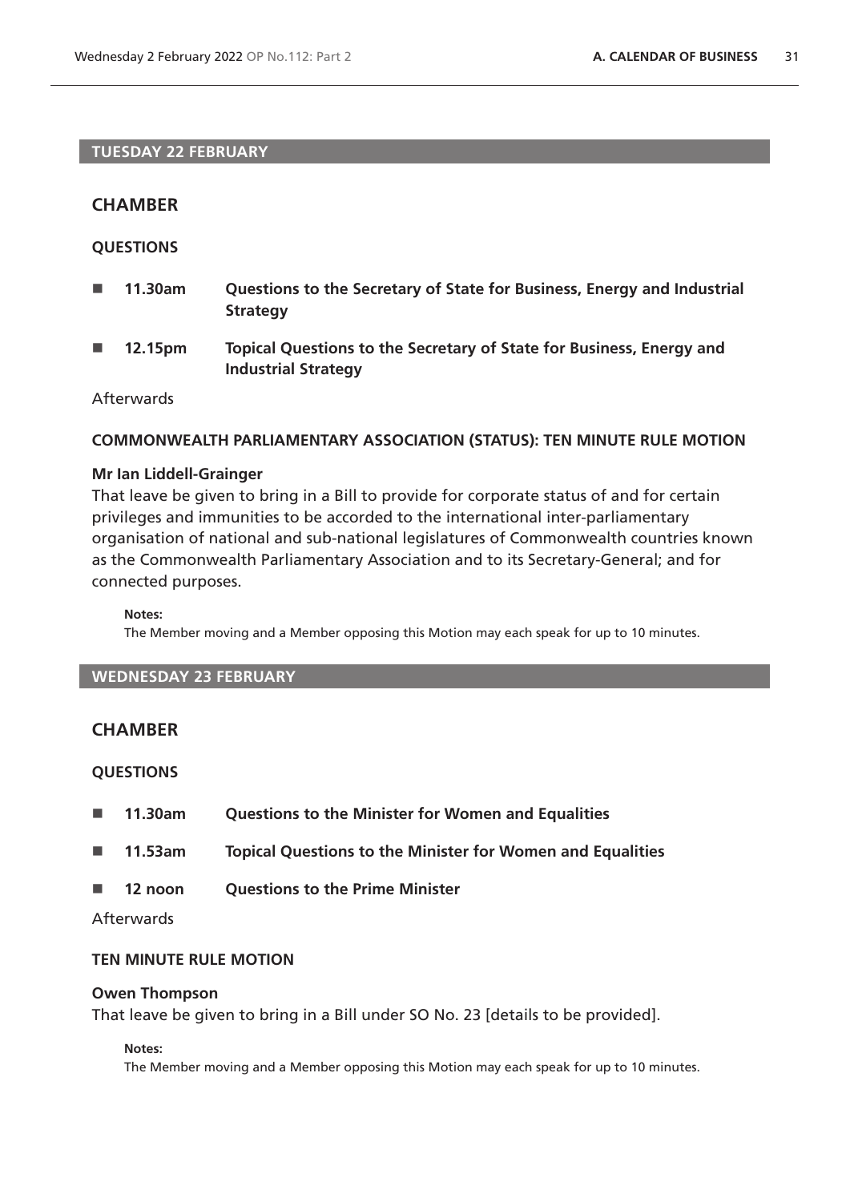## TUESDAY 22 FEBRUARY

### CHAMBER

**QUESTIONS**

- **11.30am** **Questions to the Secretary of State for Business, Energy and Industrial Strategy**
- **12.15pm** **Topical Questions to the Secretary of State for Business, Energy and Industrial Strategy**

Afterwards

**COMMONWEALTH PARLIAMENTARY ASSOCIATION (STATUS): TEN MINUTE RULE MOTION**

**Mr Ian Liddell-Grainger**
That leave be given to bring in a Bill to provide for corporate status of and for certain privileges and immunities to be accorded to the international inter-parliamentary organisation of national and sub-national legislatures of Commonwealth countries known as the Commonwealth Parliamentary Association and to its Secretary-General; and for connected purposes.

**Notes:**
The Member moving and a Member opposing this Motion may each speak for up to 10 minutes.

## WEDNESDAY 23 FEBRUARY

### CHAMBER

**QUESTIONS**

- **11.30am** **Questions to the Minister for Women and Equalities**
- **11.53am** **Topical Questions to the Minister for Women and Equalities**
- **12 noon** **Questions to the Prime Minister**

Afterwards

**TEN MINUTE RULE MOTION**

**Owen Thompson**
That leave be given to bring in a Bill under SO No. 23 [details to be provided].

**Notes:**
The Member moving and a Member opposing this Motion may each speak for up to 10 minutes.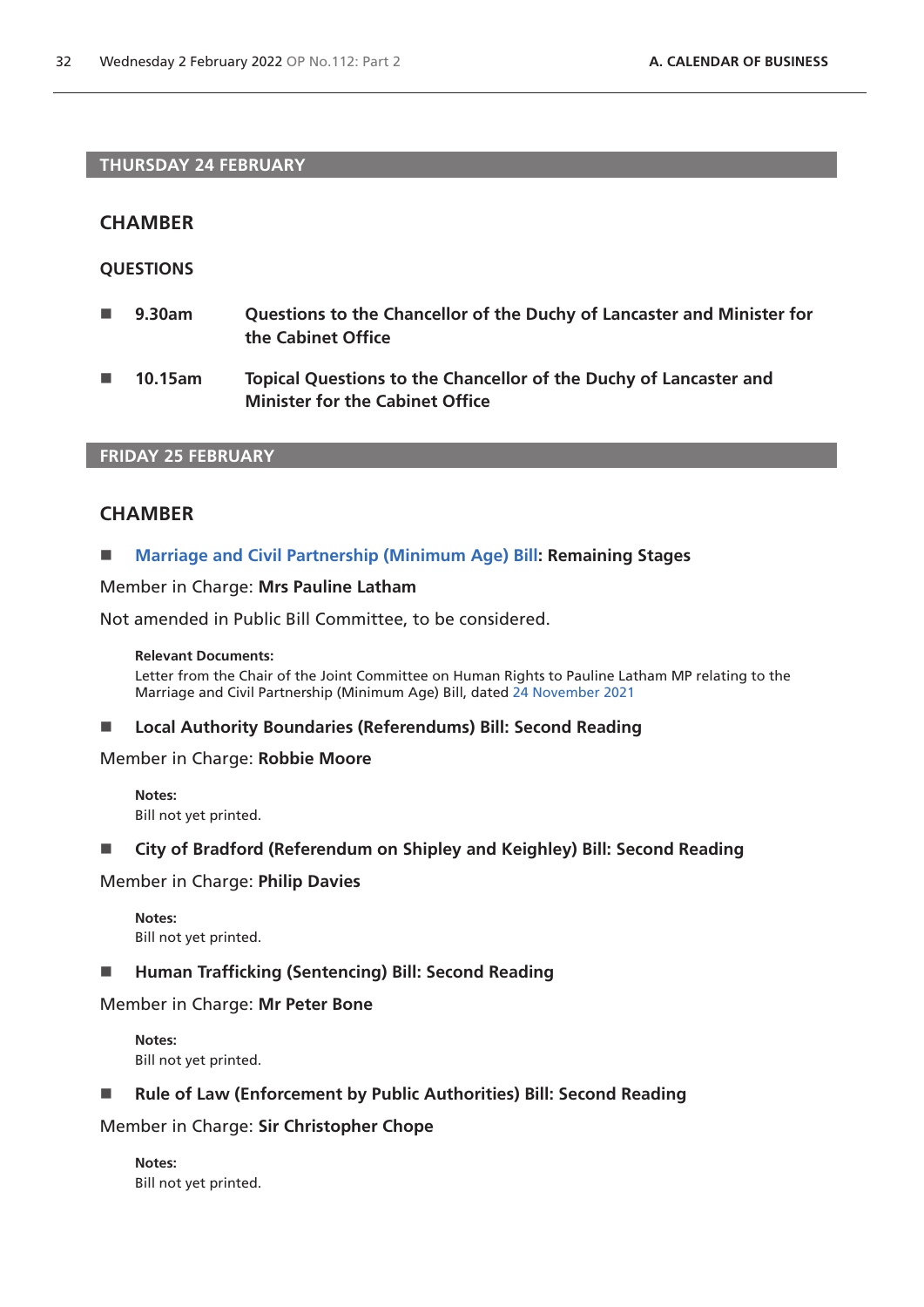## THURSDAY 24 FEBRUARY

### CHAMBER

#### QUESTIONS

- **9.30am** **Questions to the Chancellor of the Duchy of Lancaster and Minister for the Cabinet Office**
- **10.15am** **Topical Questions to the Chancellor of the Duchy of Lancaster and Minister for the Cabinet Office**

## FRIDAY 25 FEBRUARY

### CHAMBER

- **Marriage and Civil Partnership (Minimum Age) Bill: Remaining Stages**

Member in Charge: **Mrs Pauline Latham**

Not amended in Public Bill Committee, to be considered.

**Relevant Documents:**
Letter from the Chair of the Joint Committee on Human Rights to Pauline Latham MP relating to the Marriage and Civil Partnership (Minimum Age) Bill, dated 24 November 2021

- **Local Authority Boundaries (Referendums) Bill: Second Reading**

Member in Charge: **Robbie Moore**

**Notes:**
Bill not yet printed.

- **City of Bradford (Referendum on Shipley and Keighley) Bill: Second Reading**

Member in Charge: **Philip Davies**

**Notes:**
Bill not yet printed.

- **Human Trafficking (Sentencing) Bill: Second Reading**

Member in Charge: **Mr Peter Bone**

**Notes:**
Bill not yet printed.

- **Rule of Law (Enforcement by Public Authorities) Bill: Second Reading**

Member in Charge: **Sir Christopher Chope**

**Notes:**
Bill not yet printed.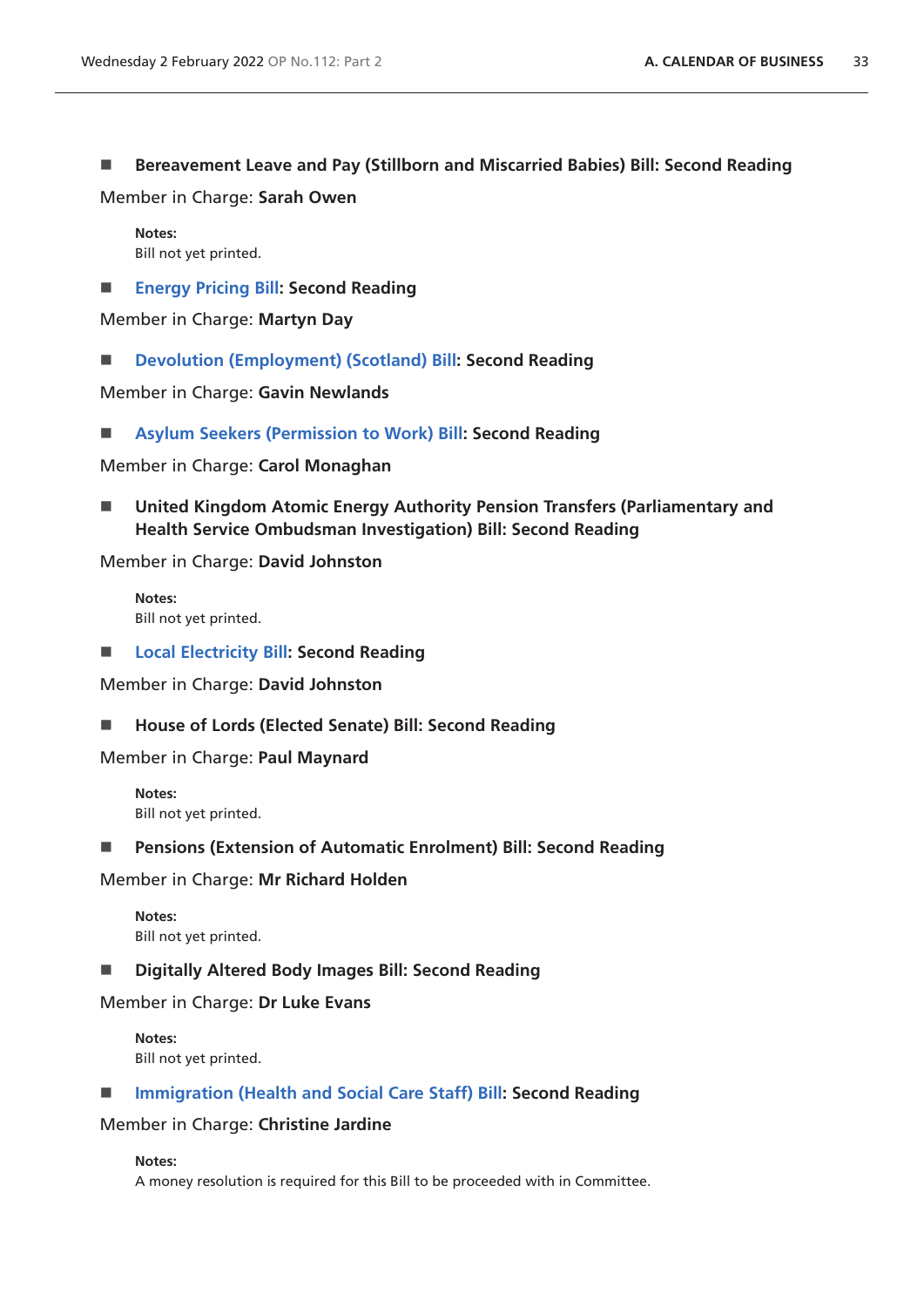■ **Bereavement Leave and Pay (Stillborn and Miscarried Babies) Bill: Second Reading**

Member in Charge: **Sarah Owen**

**Notes:**
Bill not yet printed.

■ **Energy Pricing Bill: Second Reading**

Member in Charge: **Martyn Day**

■ **Devolution (Employment) (Scotland) Bill: Second Reading**

Member in Charge: **Gavin Newlands**

■ **Asylum Seekers (Permission to Work) Bill: Second Reading**

Member in Charge: **Carol Monaghan**

■ **United Kingdom Atomic Energy Authority Pension Transfers (Parliamentary and Health Service Ombudsman Investigation) Bill: Second Reading**

Member in Charge: **David Johnston**

**Notes:**
Bill not yet printed.

■ **Local Electricity Bill: Second Reading**

Member in Charge: **David Johnston**

■ **House of Lords (Elected Senate) Bill: Second Reading**

Member in Charge: **Paul Maynard**

**Notes:**
Bill not yet printed.

■ **Pensions (Extension of Automatic Enrolment) Bill: Second Reading**

Member in Charge: **Mr Richard Holden**

**Notes:**
Bill not yet printed.

■ **Digitally Altered Body Images Bill: Second Reading**

Member in Charge: **Dr Luke Evans**

**Notes:**
Bill not yet printed.

■ **Immigration (Health and Social Care Staff) Bill: Second Reading**

Member in Charge: **Christine Jardine**

**Notes:**
A money resolution is required for this Bill to be proceeded with in Committee.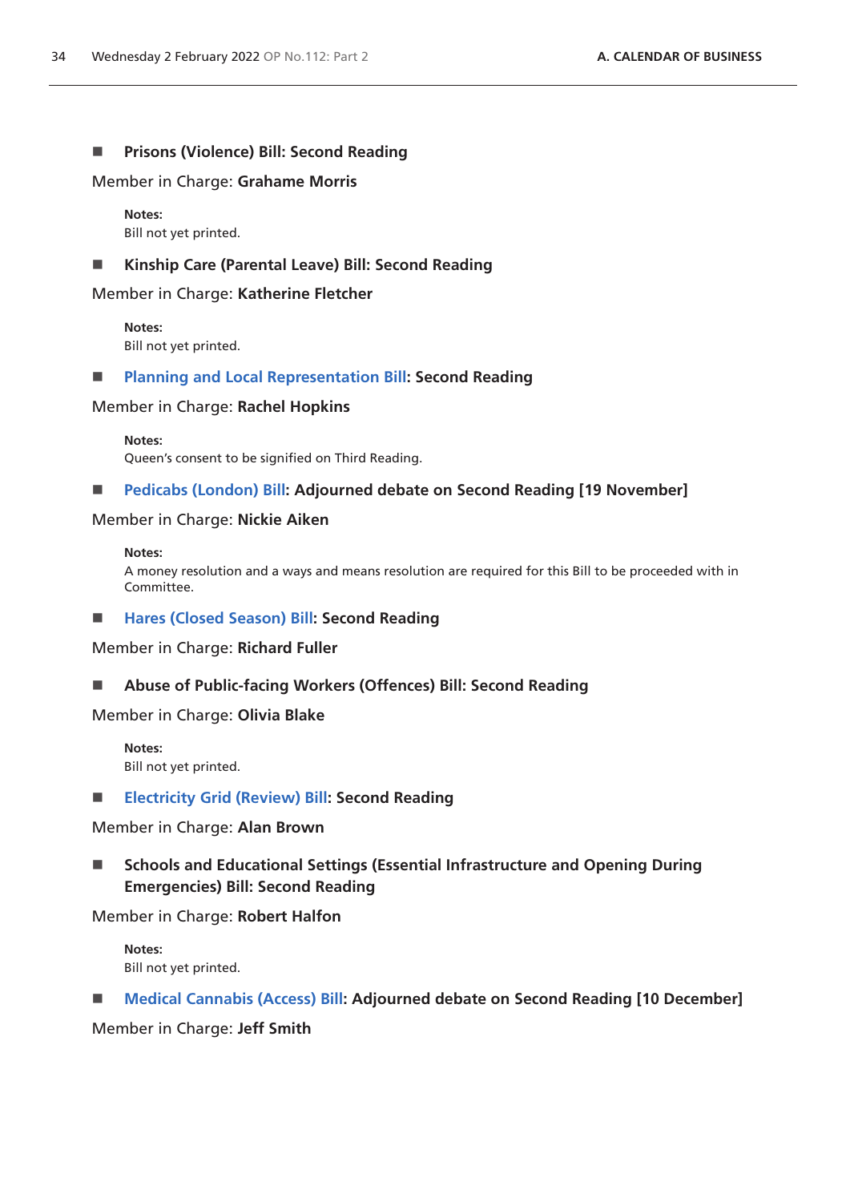■ **Prisons (Violence) Bill: Second Reading**

Member in Charge: **Grahame Morris**

**Notes:**
Bill not yet printed.

■ **Kinship Care (Parental Leave) Bill: Second Reading**

Member in Charge: **Katherine Fletcher**

**Notes:**
Bill not yet printed.

■ **Planning and Local Representation Bill: Second Reading**

Member in Charge: **Rachel Hopkins**

**Notes:**
Queen's consent to be signified on Third Reading.

■ **Pedicabs (London) Bill: Adjourned debate on Second Reading [19 November]**

Member in Charge: **Nickie Aiken**

**Notes:**
A money resolution and a ways and means resolution are required for this Bill to be proceeded with in Committee.

■ **Hares (Closed Season) Bill: Second Reading**

Member in Charge: **Richard Fuller**

■ **Abuse of Public-facing Workers (Offences) Bill: Second Reading**

Member in Charge: **Olivia Blake**

**Notes:**
Bill not yet printed.

■ **Electricity Grid (Review) Bill: Second Reading**

Member in Charge: **Alan Brown**

■ **Schools and Educational Settings (Essential Infrastructure and Opening During Emergencies) Bill: Second Reading**

Member in Charge: **Robert Halfon**

**Notes:**
Bill not yet printed.

■ **Medical Cannabis (Access) Bill: Adjourned debate on Second Reading [10 December]**

Member in Charge: **Jeff Smith**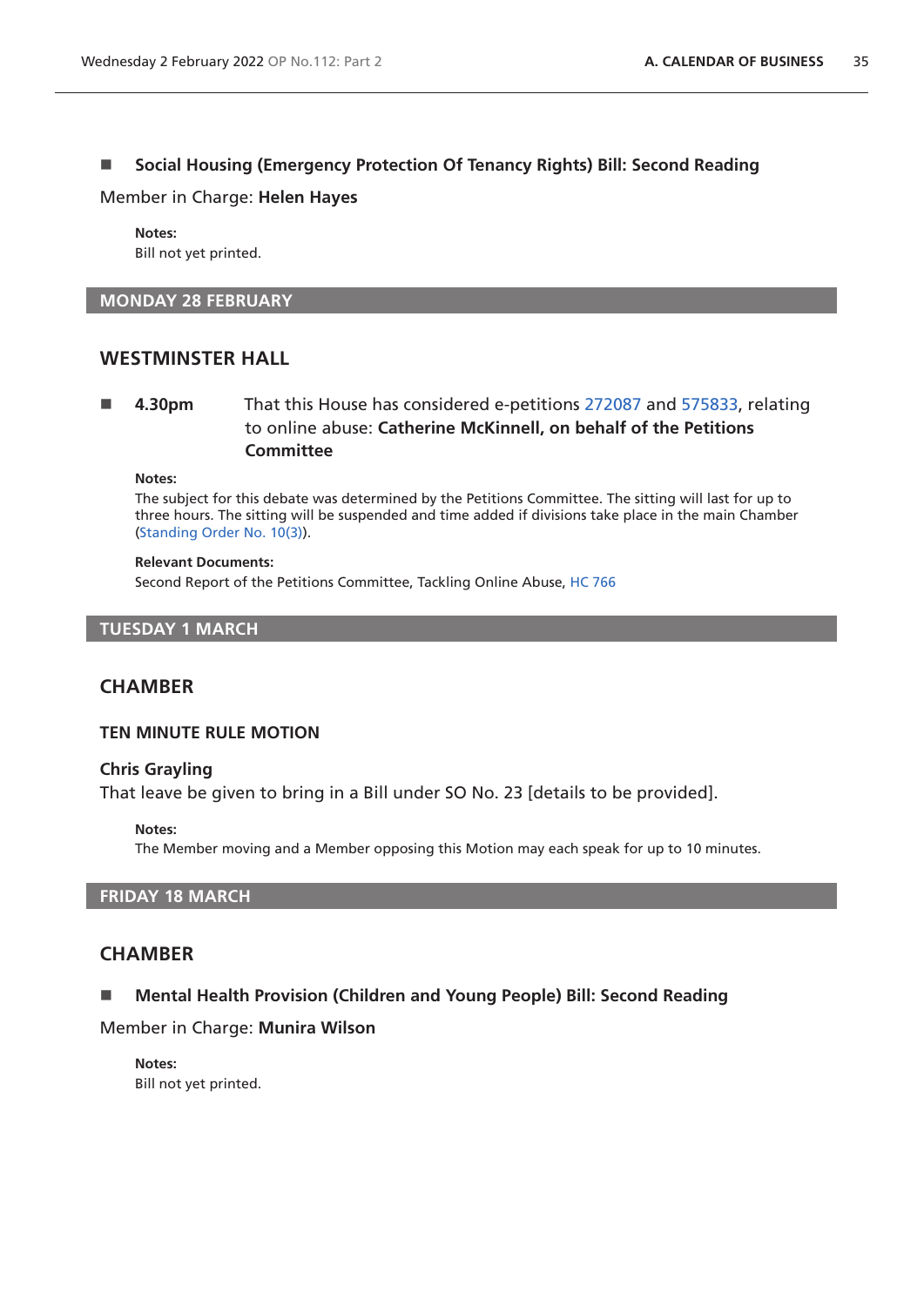■ **Social Housing (Emergency Protection Of Tenancy Rights) Bill: Second Reading**

Member in Charge: **Helen Hayes**

**Notes:**
Bill not yet printed.

## MONDAY 28 FEBRUARY

## WESTMINSTER HALL

■ **4.30pm** That this House has considered e-petitions 272087 and 575833, relating to online abuse: **Catherine McKinnell, on behalf of the Petitions Committee**

**Notes:**
The subject for this debate was determined by the Petitions Committee. The sitting will last for up to three hours. The sitting will be suspended and time added if divisions take place in the main Chamber (Standing Order No. 10(3)).

**Relevant Documents:**
Second Report of the Petitions Committee, Tackling Online Abuse, HC 766

## TUESDAY 1 MARCH

## CHAMBER

### TEN MINUTE RULE MOTION

**Chris Grayling**
That leave be given to bring in a Bill under SO No. 23 [details to be provided].

**Notes:**
The Member moving and a Member opposing this Motion may each speak for up to 10 minutes.

## FRIDAY 18 MARCH

## CHAMBER

■ **Mental Health Provision (Children and Young People) Bill: Second Reading**

Member in Charge: **Munira Wilson**

**Notes:**
Bill not yet printed.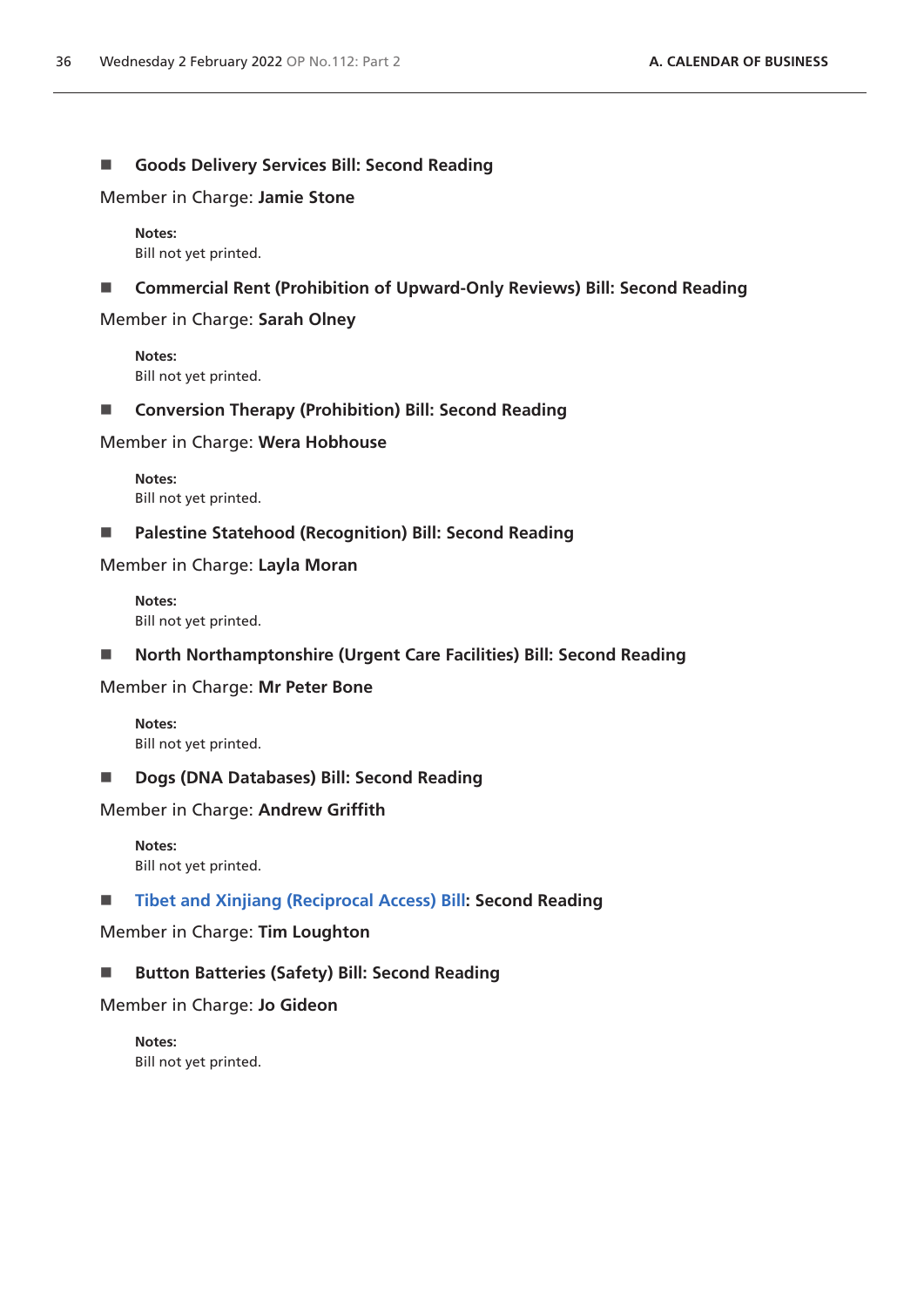- **Goods Delivery Services Bill: Second Reading**

Member in Charge: **Jamie Stone**

**Notes:**
Bill not yet printed.

- **Commercial Rent (Prohibition of Upward-Only Reviews) Bill: Second Reading**

Member in Charge: **Sarah Olney**

**Notes:**
Bill not yet printed.

- **Conversion Therapy (Prohibition) Bill: Second Reading**

Member in Charge: **Wera Hobhouse**

**Notes:**
Bill not yet printed.

- **Palestine Statehood (Recognition) Bill: Second Reading**

Member in Charge: **Layla Moran**

**Notes:**
Bill not yet printed.

- **North Northamptonshire (Urgent Care Facilities) Bill: Second Reading**

Member in Charge: **Mr Peter Bone**

**Notes:**
Bill not yet printed.

- **Dogs (DNA Databases) Bill: Second Reading**

Member in Charge: **Andrew Griffith**

**Notes:**
Bill not yet printed.

- **Tibet and Xinjiang (Reciprocal Access) Bill: Second Reading**

Member in Charge: **Tim Loughton**

- **Button Batteries (Safety) Bill: Second Reading**

Member in Charge: **Jo Gideon**

**Notes:**
Bill not yet printed.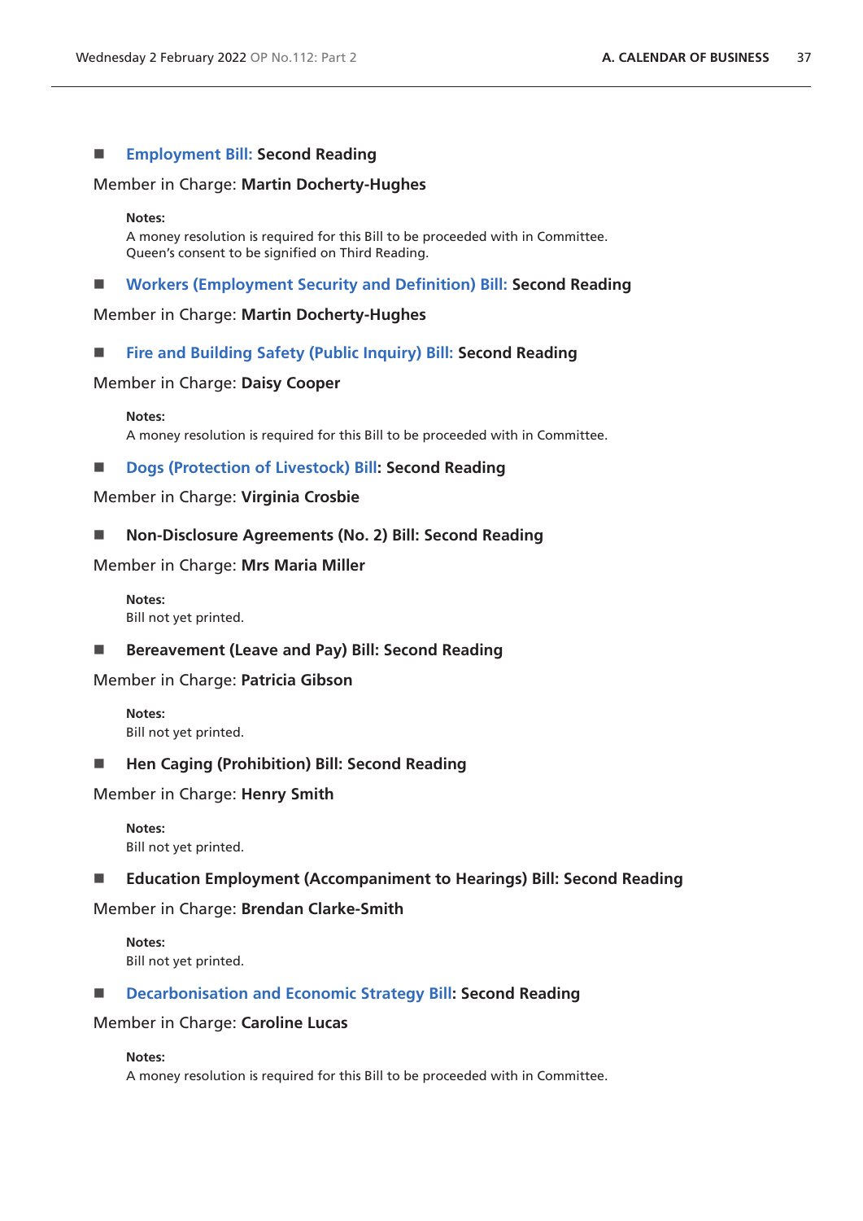■ **Employment Bill: Second Reading**

Member in Charge: **Martin Docherty-Hughes**

**Notes:**
A money resolution is required for this Bill to be proceeded with in Committee.
Queen's consent to be signified on Third Reading.

■ **Workers (Employment Security and Definition) Bill: Second Reading**

Member in Charge: **Martin Docherty-Hughes**

■ **Fire and Building Safety (Public Inquiry) Bill: Second Reading**

Member in Charge: **Daisy Cooper**

**Notes:**
A money resolution is required for this Bill to be proceeded with in Committee.

■ **Dogs (Protection of Livestock) Bill: Second Reading**

Member in Charge: **Virginia Crosbie**

■ **Non-Disclosure Agreements (No. 2) Bill: Second Reading**

Member in Charge: **Mrs Maria Miller**

**Notes:**
Bill not yet printed.

■ **Bereavement (Leave and Pay) Bill: Second Reading**

Member in Charge: **Patricia Gibson**

**Notes:**
Bill not yet printed.

■ **Hen Caging (Prohibition) Bill: Second Reading**

Member in Charge: **Henry Smith**

**Notes:**
Bill not yet printed.

■ **Education Employment (Accompaniment to Hearings) Bill: Second Reading**

Member in Charge: **Brendan Clarke-Smith**

**Notes:**
Bill not yet printed.

■ **Decarbonisation and Economic Strategy Bill: Second Reading**

Member in Charge: **Caroline Lucas**

**Notes:**
A money resolution is required for this Bill to be proceeded with in Committee.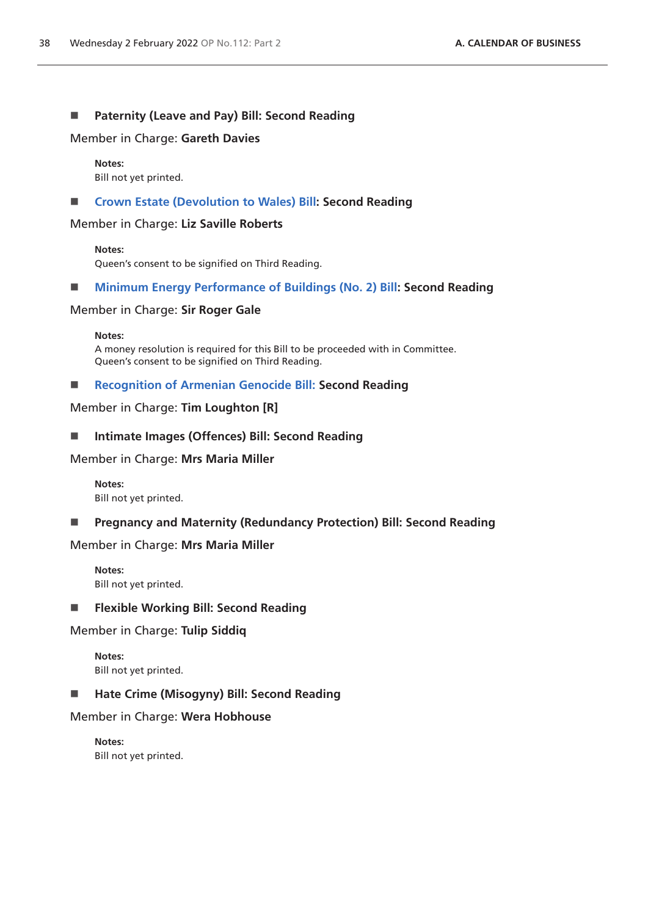■ **Paternity (Leave and Pay) Bill: Second Reading**

Member in Charge: **Gareth Davies**

**Notes:**
Bill not yet printed.

■ **Crown Estate (Devolution to Wales) Bill: Second Reading**

Member in Charge: **Liz Saville Roberts**

**Notes:**
Queen's consent to be signified on Third Reading.

■ **Minimum Energy Performance of Buildings (No. 2) Bill: Second Reading**

Member in Charge: **Sir Roger Gale**

**Notes:**
A money resolution is required for this Bill to be proceeded with in Committee.
Queen's consent to be signified on Third Reading.

■ **Recognition of Armenian Genocide Bill: Second Reading**

Member in Charge: **Tim Loughton [R]**

■ **Intimate Images (Offences) Bill: Second Reading**

Member in Charge: **Mrs Maria Miller**

**Notes:**
Bill not yet printed.

■ **Pregnancy and Maternity (Redundancy Protection) Bill: Second Reading**

Member in Charge: **Mrs Maria Miller**

**Notes:**
Bill not yet printed.

■ **Flexible Working Bill: Second Reading**

Member in Charge: **Tulip Siddiq**

**Notes:**
Bill not yet printed.

■ **Hate Crime (Misogyny) Bill: Second Reading**

Member in Charge: **Wera Hobhouse**

**Notes:**
Bill not yet printed.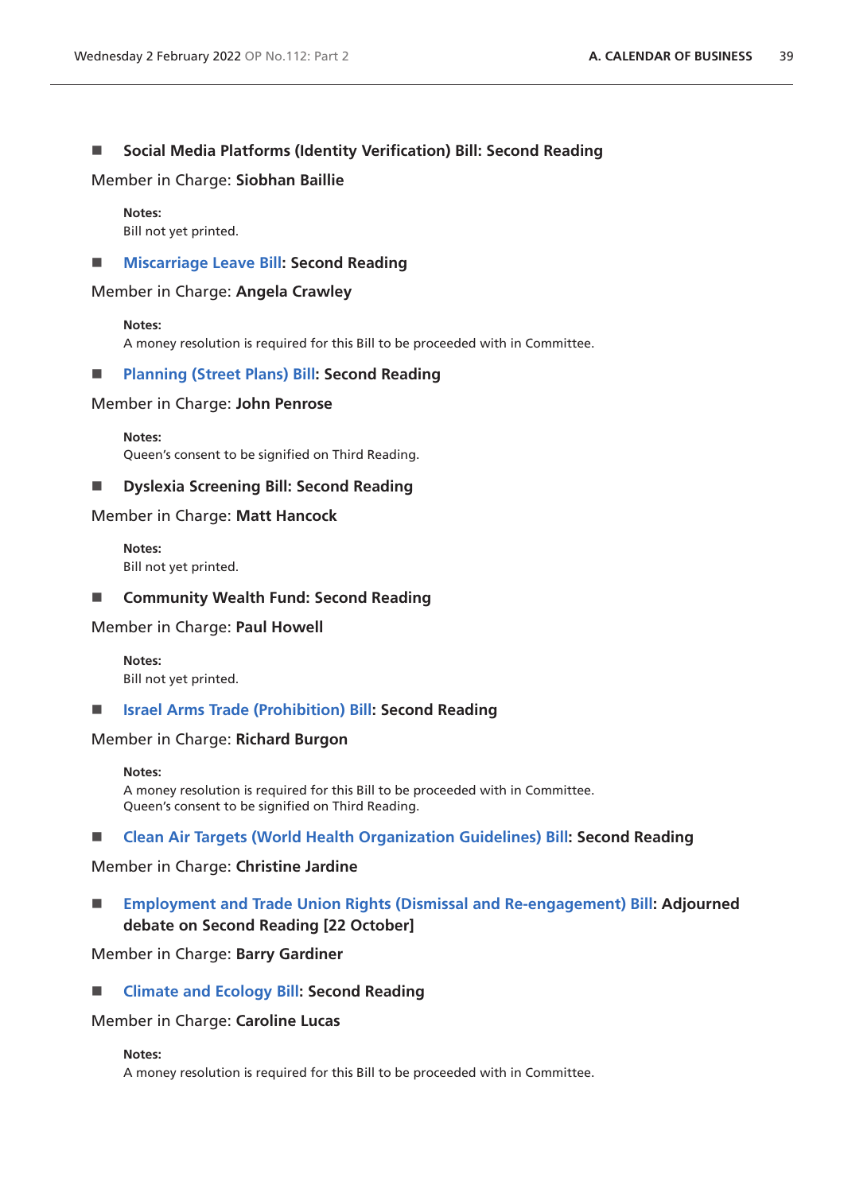■ **Social Media Platforms (Identity Verification) Bill: Second Reading**

Member in Charge: **Siobhan Baillie**

**Notes:**
Bill not yet printed.

■ **Miscarriage Leave Bill: Second Reading**

Member in Charge: **Angela Crawley**

**Notes:**
A money resolution is required for this Bill to be proceeded with in Committee.

■ **Planning (Street Plans) Bill: Second Reading**

Member in Charge: **John Penrose**

**Notes:**
Queen's consent to be signified on Third Reading.

■ **Dyslexia Screening Bill: Second Reading**

Member in Charge: **Matt Hancock**

**Notes:**
Bill not yet printed.

■ **Community Wealth Fund: Second Reading**

Member in Charge: **Paul Howell**

**Notes:**
Bill not yet printed.

■ **Israel Arms Trade (Prohibition) Bill: Second Reading**

Member in Charge: **Richard Burgon**

**Notes:**
A money resolution is required for this Bill to be proceeded with in Committee.
Queen's consent to be signified on Third Reading.

■ **Clean Air Targets (World Health Organization Guidelines) Bill: Second Reading**

Member in Charge: **Christine Jardine**

■ **Employment and Trade Union Rights (Dismissal and Re-engagement) Bill: Adjourned debate on Second Reading [22 October]**

Member in Charge: **Barry Gardiner**

■ **Climate and Ecology Bill: Second Reading**

Member in Charge: **Caroline Lucas**

**Notes:**
A money resolution is required for this Bill to be proceeded with in Committee.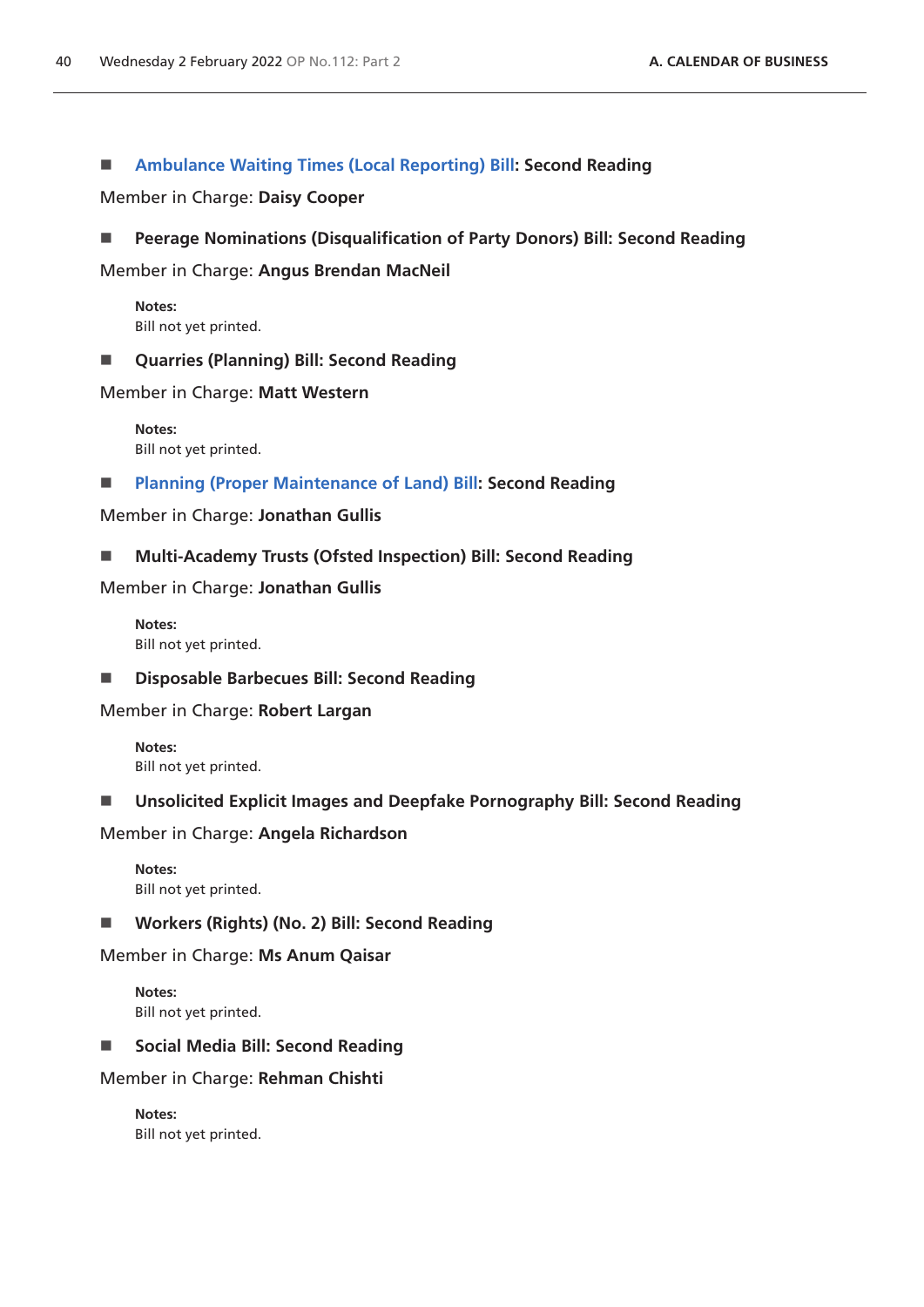- **Ambulance Waiting Times (Local Reporting) Bill: Second Reading**

Member in Charge: **Daisy Cooper**

- **Peerage Nominations (Disqualification of Party Donors) Bill: Second Reading**

Member in Charge: **Angus Brendan MacNeil**

> **Notes:**
> Bill not yet printed.

- **Quarries (Planning) Bill: Second Reading**

Member in Charge: **Matt Western**

> **Notes:**
> Bill not yet printed.

- **Planning (Proper Maintenance of Land) Bill: Second Reading**

Member in Charge: **Jonathan Gullis**

- **Multi-Academy Trusts (Ofsted Inspection) Bill: Second Reading**

Member in Charge: **Jonathan Gullis**

> **Notes:**
> Bill not yet printed.

- **Disposable Barbecues Bill: Second Reading**

Member in Charge: **Robert Largan**

> **Notes:**
> Bill not yet printed.

- **Unsolicited Explicit Images and Deepfake Pornography Bill: Second Reading**

Member in Charge: **Angela Richardson**

> **Notes:**
> Bill not yet printed.

- **Workers (Rights) (No. 2) Bill: Second Reading**

Member in Charge: **Ms Anum Qaisar**

> **Notes:**
> Bill not yet printed.

- **Social Media Bill: Second Reading**

Member in Charge: **Rehman Chishti**

> **Notes:**
> Bill not yet printed.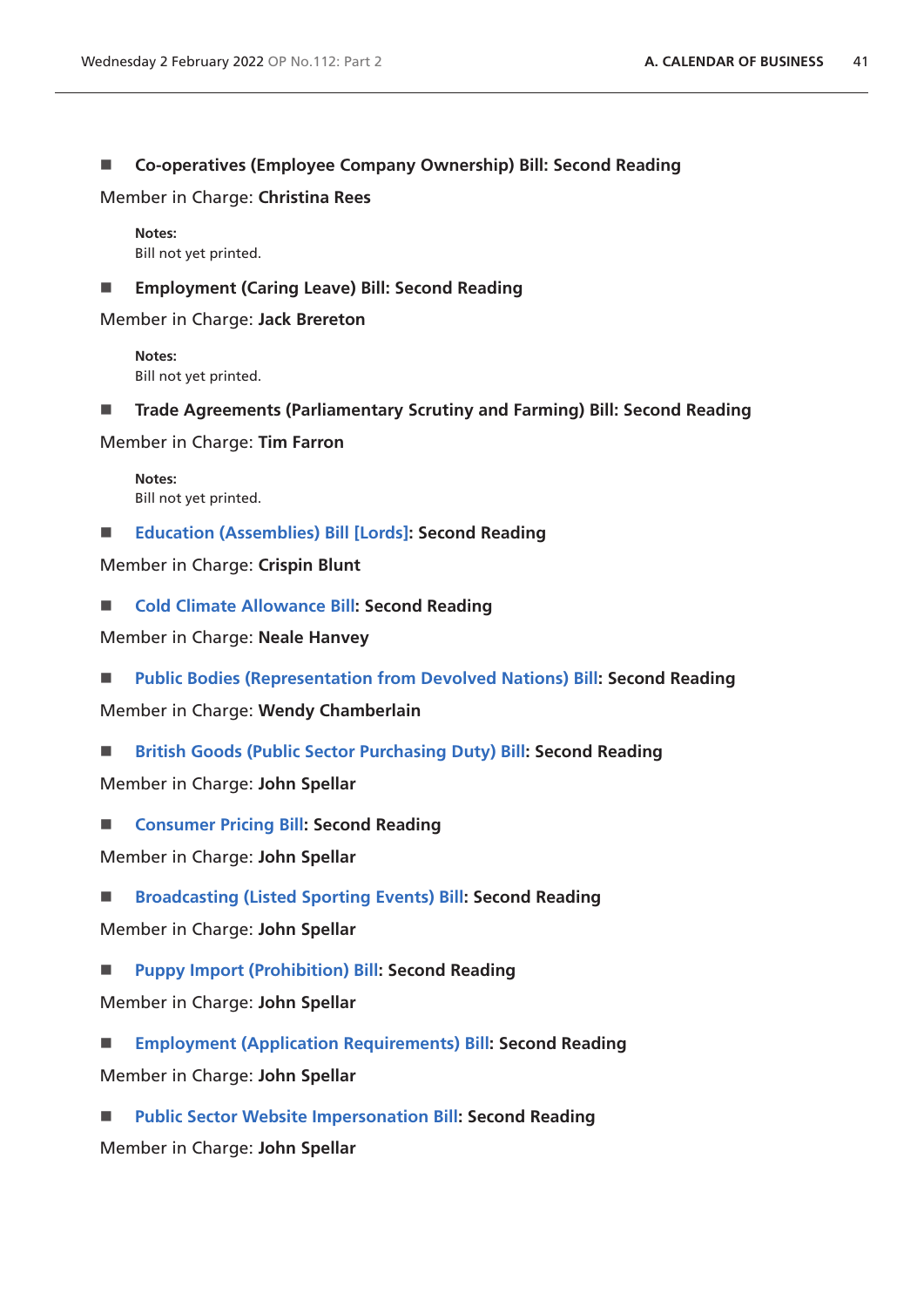■ **Co-operatives (Employee Company Ownership) Bill: Second Reading**

Member in Charge: **Christina Rees**

**Notes:**
Bill not yet printed.

■ **Employment (Caring Leave) Bill: Second Reading**

Member in Charge: **Jack Brereton**

**Notes:**
Bill not yet printed.

■ **Trade Agreements (Parliamentary Scrutiny and Farming) Bill: Second Reading**

Member in Charge: **Tim Farron**

**Notes:**
Bill not yet printed.

■ **Education (Assemblies) Bill [Lords]: Second Reading**

Member in Charge: **Crispin Blunt**

■ **Cold Climate Allowance Bill: Second Reading**

Member in Charge: **Neale Hanvey**

■ **Public Bodies (Representation from Devolved Nations) Bill: Second Reading**

Member in Charge: **Wendy Chamberlain**

■ **British Goods (Public Sector Purchasing Duty) Bill: Second Reading**

Member in Charge: **John Spellar**

■ **Consumer Pricing Bill: Second Reading**

Member in Charge: **John Spellar**

■ **Broadcasting (Listed Sporting Events) Bill: Second Reading**

Member in Charge: **John Spellar**

■ **Puppy Import (Prohibition) Bill: Second Reading**

Member in Charge: **John Spellar**

■ **Employment (Application Requirements) Bill: Second Reading**

Member in Charge: **John Spellar**

■ **Public Sector Website Impersonation Bill: Second Reading**

Member in Charge: **John Spellar**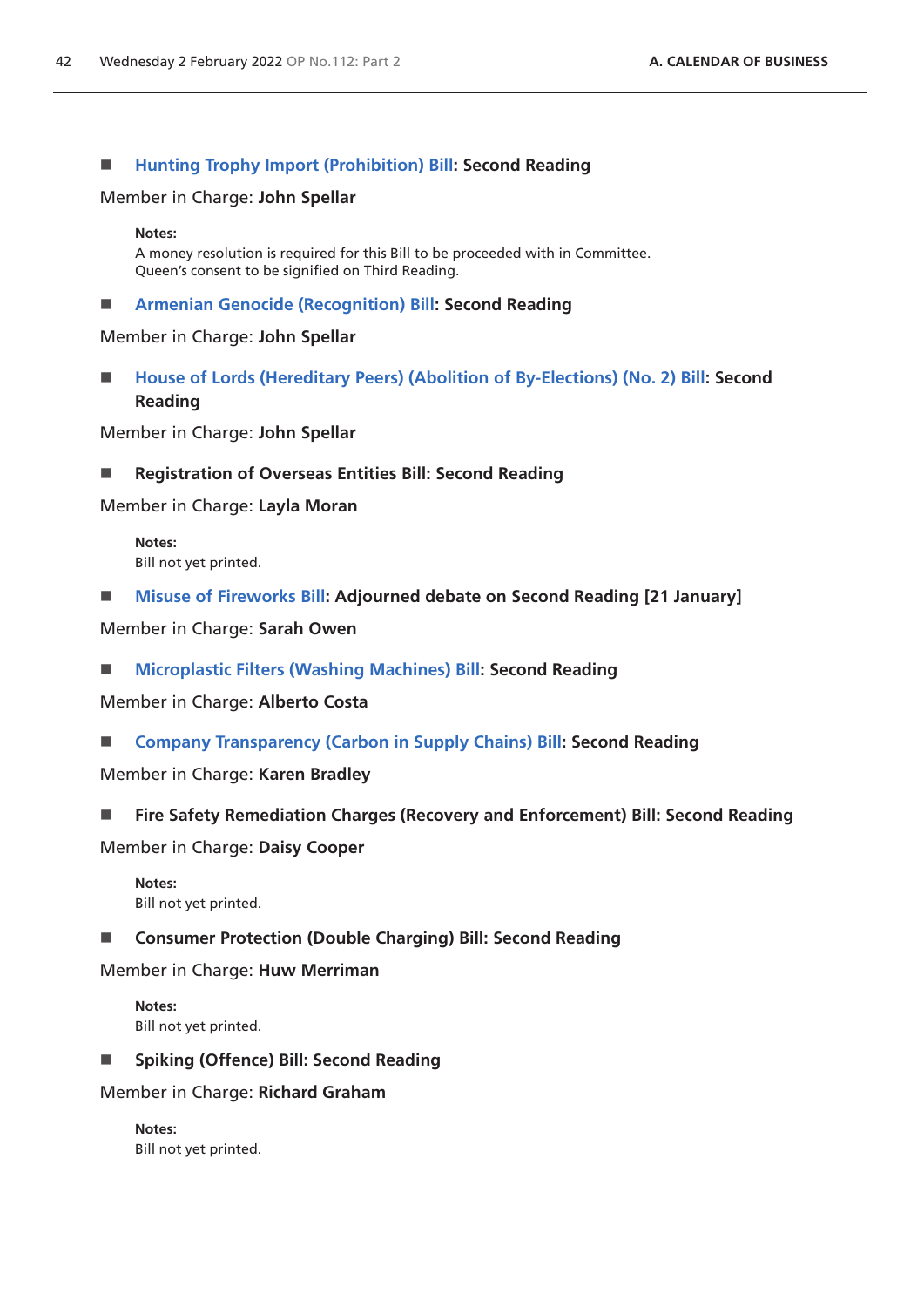- **Hunting Trophy Import (Prohibition) Bill: Second Reading**

Member in Charge: **John Spellar**

**Notes:**
A money resolution is required for this Bill to be proceeded with in Committee.
Queen's consent to be signified on Third Reading.

- **Armenian Genocide (Recognition) Bill: Second Reading**

Member in Charge: **John Spellar**

- **House of Lords (Hereditary Peers) (Abolition of By-Elections) (No. 2) Bill: Second Reading**

Member in Charge: **John Spellar**

- **Registration of Overseas Entities Bill: Second Reading**

Member in Charge: **Layla Moran**

**Notes:**
Bill not yet printed.

- **Misuse of Fireworks Bill: Adjourned debate on Second Reading [21 January]**

Member in Charge: **Sarah Owen**

- **Microplastic Filters (Washing Machines) Bill: Second Reading**

Member in Charge: **Alberto Costa**

- **Company Transparency (Carbon in Supply Chains) Bill: Second Reading**

Member in Charge: **Karen Bradley**

- **Fire Safety Remediation Charges (Recovery and Enforcement) Bill: Second Reading**

Member in Charge: **Daisy Cooper**

**Notes:**
Bill not yet printed.

- **Consumer Protection (Double Charging) Bill: Second Reading**

Member in Charge: **Huw Merriman**

**Notes:**
Bill not yet printed.

- **Spiking (Offence) Bill: Second Reading**

Member in Charge: **Richard Graham**

**Notes:**
Bill not yet printed.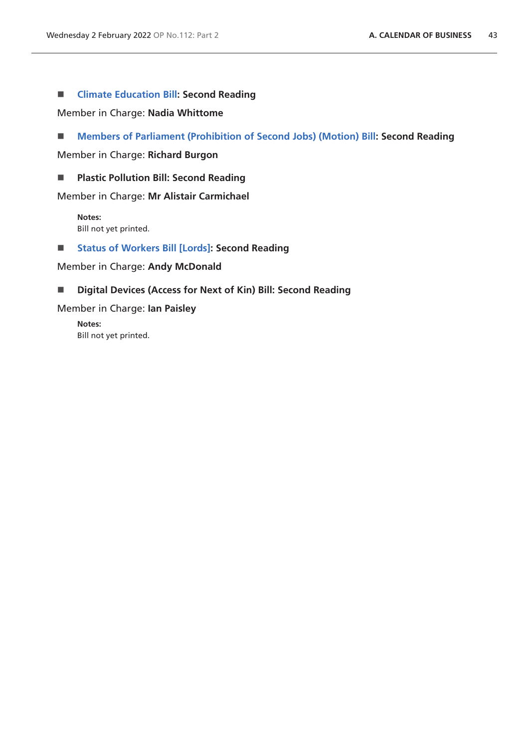- **Climate Education Bill: Second Reading**

Member in Charge: **Nadia Whittome**

- **Members of Parliament (Prohibition of Second Jobs) (Motion) Bill: Second Reading**

Member in Charge: **Richard Burgon**

- **Plastic Pollution Bill: Second Reading**

Member in Charge: **Mr Alistair Carmichael**

**Notes:**
Bill not yet printed.

- **Status of Workers Bill [Lords]: Second Reading**

Member in Charge: **Andy McDonald**

- **Digital Devices (Access for Next of Kin) Bill: Second Reading**

Member in Charge: **Ian Paisley**

**Notes:**
Bill not yet printed.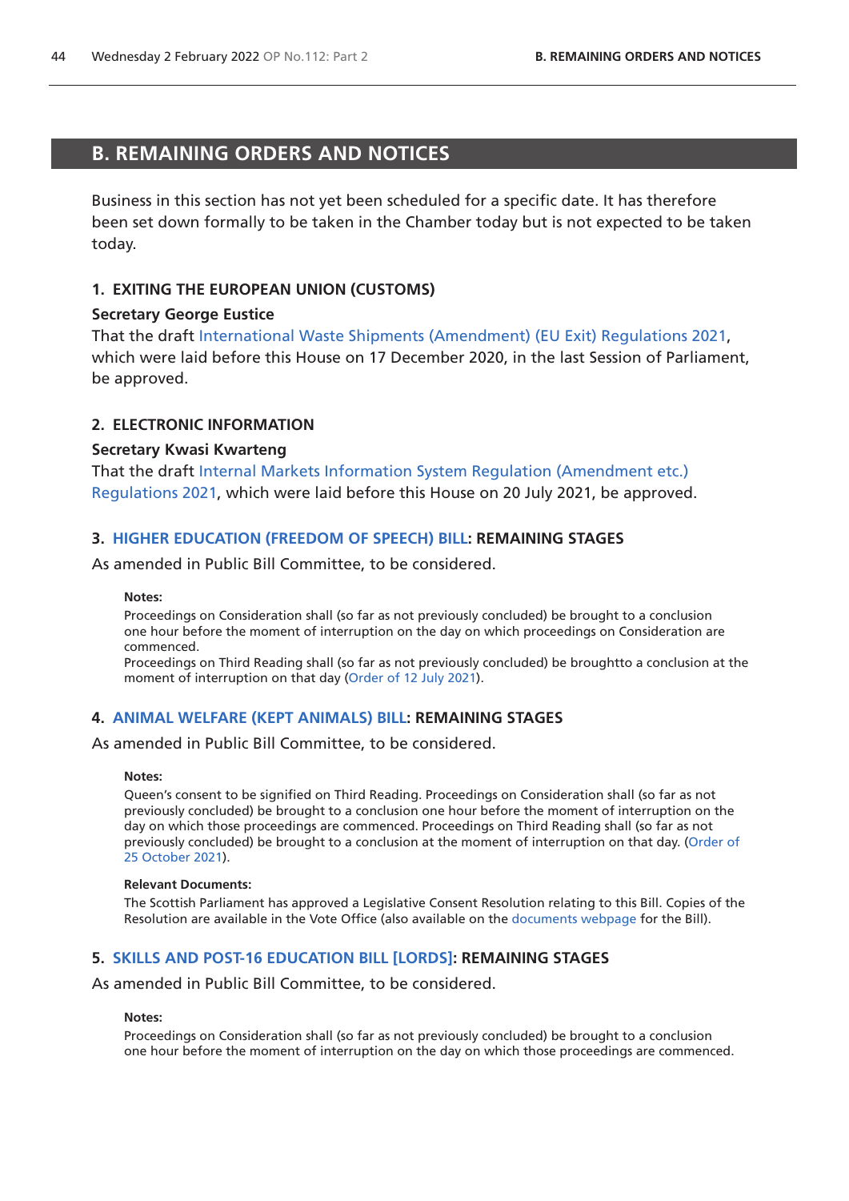## B. REMAINING ORDERS AND NOTICES

Business in this section has not yet been scheduled for a specific date. It has therefore been set down formally to be taken in the Chamber today but is not expected to be taken today.

### 1. EXITING THE EUROPEAN UNION (CUSTOMS)

**Secretary George Eustice**

That the draft International Waste Shipments (Amendment) (EU Exit) Regulations 2021, which were laid before this House on 17 December 2020, in the last Session of Parliament, be approved.

### 2. ELECTRONIC INFORMATION

**Secretary Kwasi Kwarteng**

That the draft Internal Markets Information System Regulation (Amendment etc.) Regulations 2021, which were laid before this House on 20 July 2021, be approved.

### 3. HIGHER EDUCATION (FREEDOM OF SPEECH) BILL: REMAINING STAGES

As amended in Public Bill Committee, to be considered.

**Notes:**

Proceedings on Consideration shall (so far as not previously concluded) be brought to a conclusion one hour before the moment of interruption on the day on which proceedings on Consideration are commenced.

Proceedings on Third Reading shall (so far as not previously concluded) be broughtto a conclusion at the moment of interruption on that day (Order of 12 July 2021).

### 4. ANIMAL WELFARE (KEPT ANIMALS) BILL: REMAINING STAGES

As amended in Public Bill Committee, to be considered.

**Notes:**

Queen's consent to be signified on Third Reading. Proceedings on Consideration shall (so far as not previously concluded) be brought to a conclusion one hour before the moment of interruption on the day on which those proceedings are commenced. Proceedings on Third Reading shall (so far as not previously concluded) be brought to a conclusion at the moment of interruption on that day. (Order of 25 October 2021).

**Relevant Documents:**

The Scottish Parliament has approved a Legislative Consent Resolution relating to this Bill. Copies of the Resolution are available in the Vote Office (also available on the documents webpage for the Bill).

### 5. SKILLS AND POST-16 EDUCATION BILL [LORDS]: REMAINING STAGES

As amended in Public Bill Committee, to be considered.

**Notes:**

Proceedings on Consideration shall (so far as not previously concluded) be brought to a conclusion one hour before the moment of interruption on the day on which those proceedings are commenced.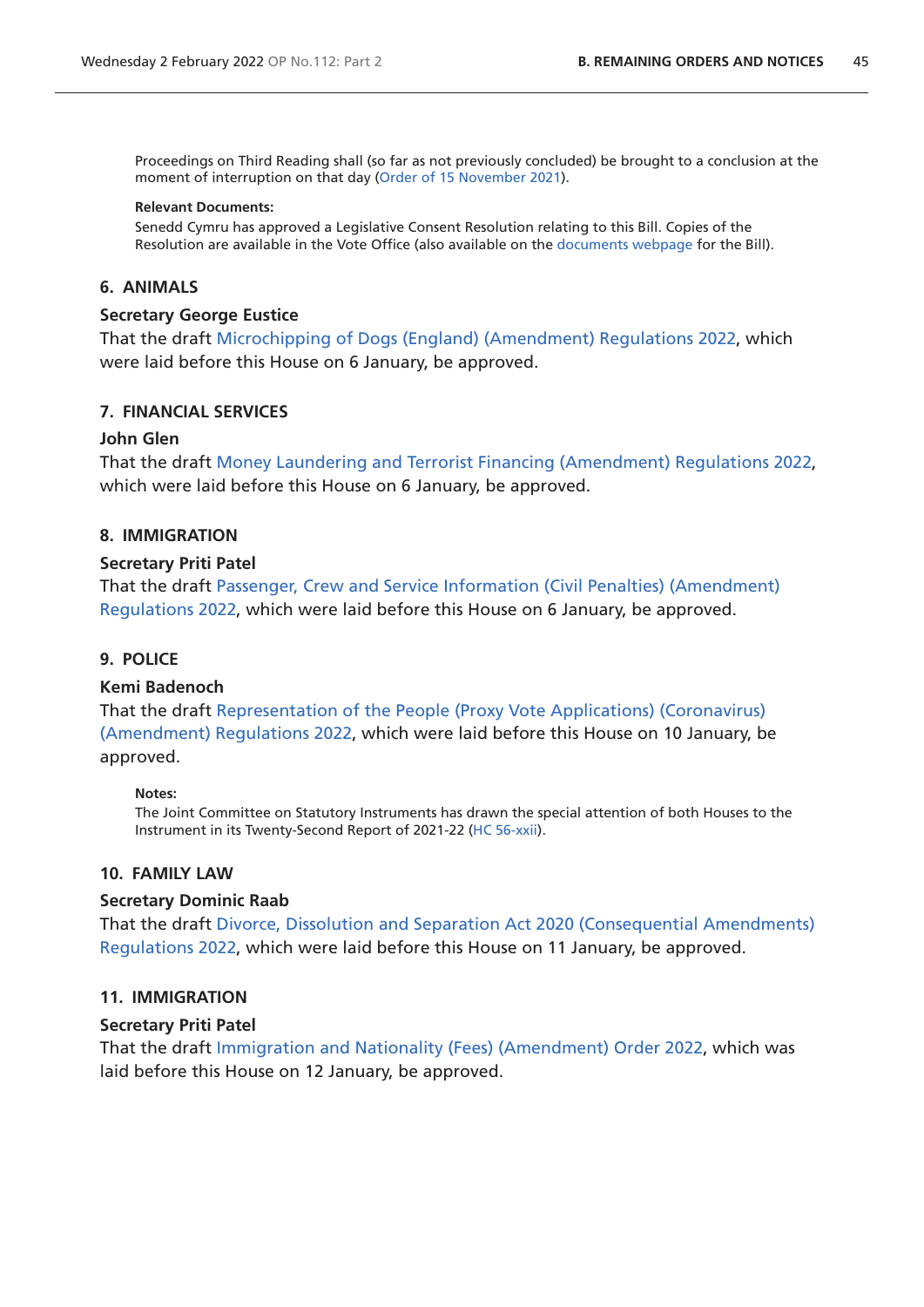Proceedings on Third Reading shall (so far as not previously concluded) be brought to a conclusion at the moment of interruption on that day (Order of 15 November 2021).

**Relevant Documents:**

Senedd Cymru has approved a Legislative Consent Resolution relating to this Bill. Copies of the Resolution are available in the Vote Office (also available on the documents webpage for the Bill).

### 6. ANIMALS

**Secretary George Eustice**

That the draft Microchipping of Dogs (England) (Amendment) Regulations 2022, which were laid before this House on 6 January, be approved.

### 7. FINANCIAL SERVICES

**John Glen**

That the draft Money Laundering and Terrorist Financing (Amendment) Regulations 2022, which were laid before this House on 6 January, be approved.

### 8. IMMIGRATION

**Secretary Priti Patel**

That the draft Passenger, Crew and Service Information (Civil Penalties) (Amendment) Regulations 2022, which were laid before this House on 6 January, be approved.

### 9. POLICE

**Kemi Badenoch**

That the draft Representation of the People (Proxy Vote Applications) (Coronavirus) (Amendment) Regulations 2022, which were laid before this House on 10 January, be approved.

**Notes:**

The Joint Committee on Statutory Instruments has drawn the special attention of both Houses to the Instrument in its Twenty-Second Report of 2021-22 (HC 56-xxii).

### 10. FAMILY LAW

**Secretary Dominic Raab**

That the draft Divorce, Dissolution and Separation Act 2020 (Consequential Amendments) Regulations 2022, which were laid before this House on 11 January, be approved.

### 11. IMMIGRATION

**Secretary Priti Patel**

That the draft Immigration and Nationality (Fees) (Amendment) Order 2022, which was laid before this House on 12 January, be approved.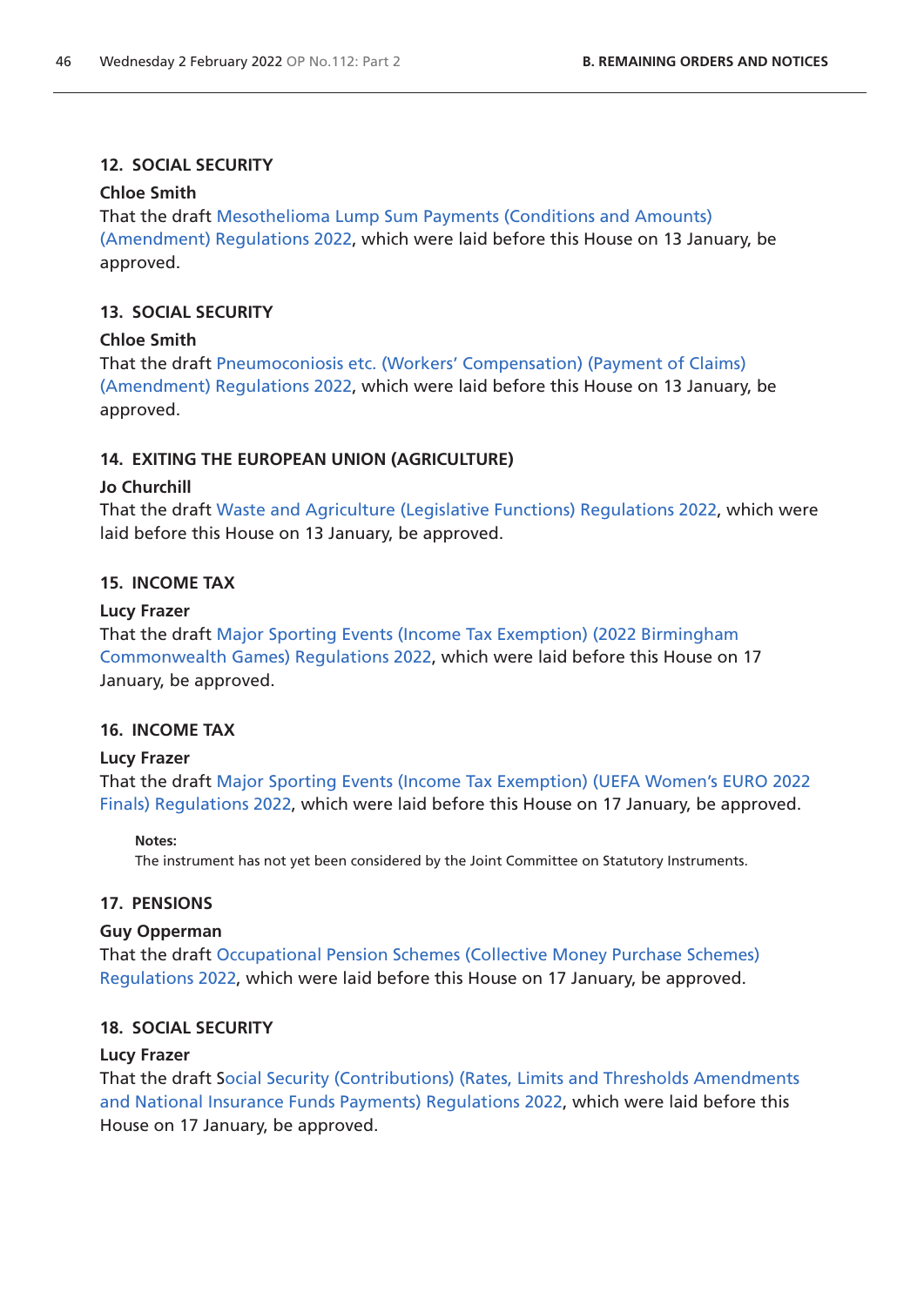### 12. SOCIAL SECURITY

**Chloe Smith**

That the draft Mesothelioma Lump Sum Payments (Conditions and Amounts) (Amendment) Regulations 2022, which were laid before this House on 13 January, be approved.

### 13. SOCIAL SECURITY

**Chloe Smith**

That the draft Pneumoconiosis etc. (Workers' Compensation) (Payment of Claims) (Amendment) Regulations 2022, which were laid before this House on 13 January, be approved.

### 14. EXITING THE EUROPEAN UNION (AGRICULTURE)

**Jo Churchill**

That the draft Waste and Agriculture (Legislative Functions) Regulations 2022, which were laid before this House on 13 January, be approved.

### 15. INCOME TAX

**Lucy Frazer**

That the draft Major Sporting Events (Income Tax Exemption) (2022 Birmingham Commonwealth Games) Regulations 2022, which were laid before this House on 17 January, be approved.

### 16. INCOME TAX

**Lucy Frazer**

That the draft Major Sporting Events (Income Tax Exemption) (UEFA Women's EURO 2022 Finals) Regulations 2022, which were laid before this House on 17 January, be approved.

**Notes:**

The instrument has not yet been considered by the Joint Committee on Statutory Instruments.

### 17. PENSIONS

**Guy Opperman**

That the draft Occupational Pension Schemes (Collective Money Purchase Schemes) Regulations 2022, which were laid before this House on 17 January, be approved.

### 18. SOCIAL SECURITY

**Lucy Frazer**

That the draft Social Security (Contributions) (Rates, Limits and Thresholds Amendments and National Insurance Funds Payments) Regulations 2022, which were laid before this House on 17 January, be approved.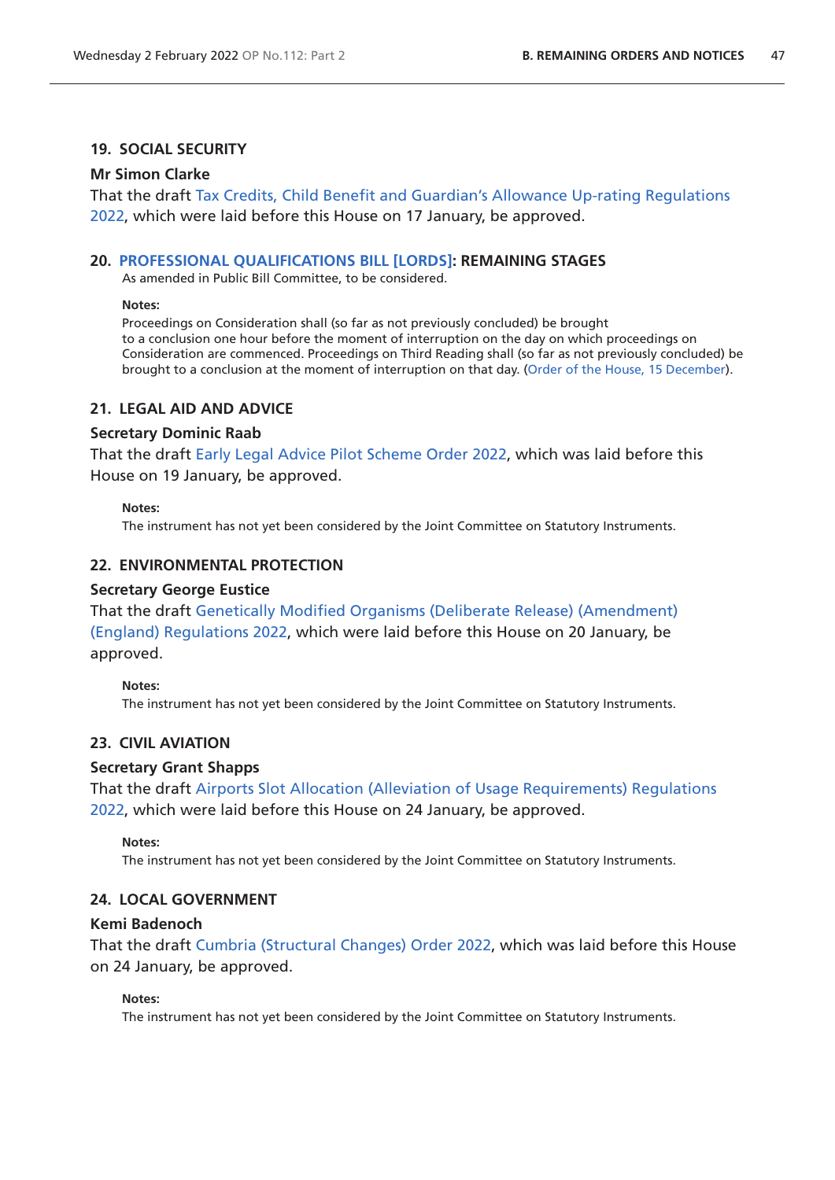### 19. SOCIAL SECURITY

**Mr Simon Clarke**

That the draft Tax Credits, Child Benefit and Guardian's Allowance Up-rating Regulations 2022, which were laid before this House on 17 January, be approved.

### 20. PROFESSIONAL QUALIFICATIONS BILL [LORDS]: REMAINING STAGES

As amended in Public Bill Committee, to be considered.

**Notes:**

Proceedings on Consideration shall (so far as not previously concluded) be brought to a conclusion one hour before the moment of interruption on the day on which proceedings on Consideration are commenced. Proceedings on Third Reading shall (so far as not previously concluded) be brought to a conclusion at the moment of interruption on that day. (Order of the House, 15 December).

### 21. LEGAL AID AND ADVICE

**Secretary Dominic Raab**

That the draft Early Legal Advice Pilot Scheme Order 2022, which was laid before this House on 19 January, be approved.

**Notes:**

The instrument has not yet been considered by the Joint Committee on Statutory Instruments.

### 22. ENVIRONMENTAL PROTECTION

**Secretary George Eustice**

That the draft Genetically Modified Organisms (Deliberate Release) (Amendment) (England) Regulations 2022, which were laid before this House on 20 January, be approved.

**Notes:**

The instrument has not yet been considered by the Joint Committee on Statutory Instruments.

### 23. CIVIL AVIATION

**Secretary Grant Shapps**

That the draft Airports Slot Allocation (Alleviation of Usage Requirements) Regulations 2022, which were laid before this House on 24 January, be approved.

**Notes:**

The instrument has not yet been considered by the Joint Committee on Statutory Instruments.

### 24. LOCAL GOVERNMENT

**Kemi Badenoch**

That the draft Cumbria (Structural Changes) Order 2022, which was laid before this House on 24 January, be approved.

**Notes:**

The instrument has not yet been considered by the Joint Committee on Statutory Instruments.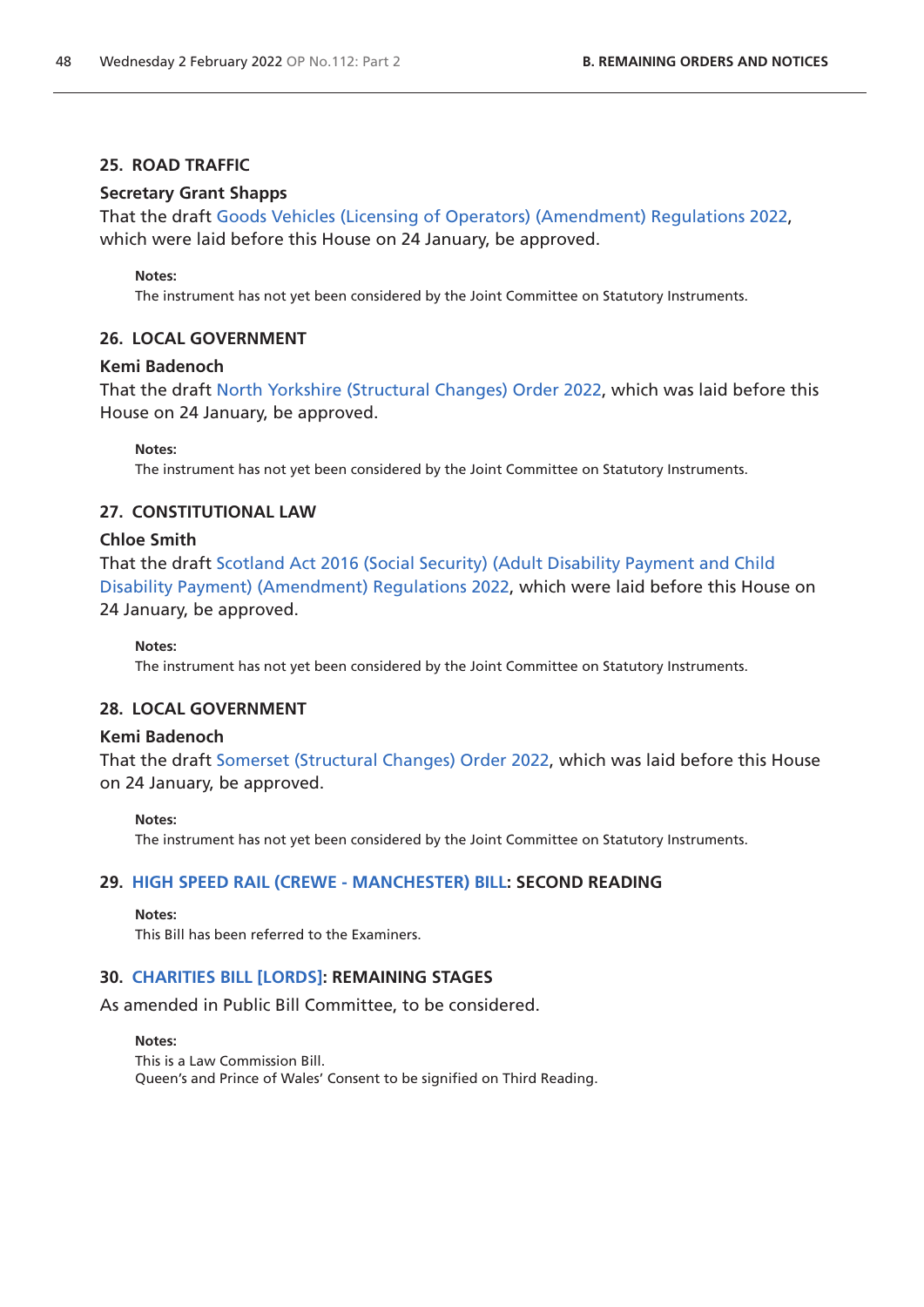## 25. ROAD TRAFFIC

**Secretary Grant Shapps**

That the draft Goods Vehicles (Licensing of Operators) (Amendment) Regulations 2022, which were laid before this House on 24 January, be approved.

**Notes:**

The instrument has not yet been considered by the Joint Committee on Statutory Instruments.

## 26. LOCAL GOVERNMENT

**Kemi Badenoch**

That the draft North Yorkshire (Structural Changes) Order 2022, which was laid before this House on 24 January, be approved.

**Notes:**

The instrument has not yet been considered by the Joint Committee on Statutory Instruments.

## 27. CONSTITUTIONAL LAW

**Chloe Smith**

That the draft Scotland Act 2016 (Social Security) (Adult Disability Payment and Child Disability Payment) (Amendment) Regulations 2022, which were laid before this House on 24 January, be approved.

**Notes:**

The instrument has not yet been considered by the Joint Committee on Statutory Instruments.

## 28. LOCAL GOVERNMENT

**Kemi Badenoch**

That the draft Somerset (Structural Changes) Order 2022, which was laid before this House on 24 January, be approved.

**Notes:**

The instrument has not yet been considered by the Joint Committee on Statutory Instruments.

## 29. HIGH SPEED RAIL (CREWE - MANCHESTER) BILL: SECOND READING

**Notes:**

This Bill has been referred to the Examiners.

## 30. CHARITIES BILL [LORDS]: REMAINING STAGES

As amended in Public Bill Committee, to be considered.

**Notes:**

This is a Law Commission Bill.

Queen's and Prince of Wales' Consent to be signified on Third Reading.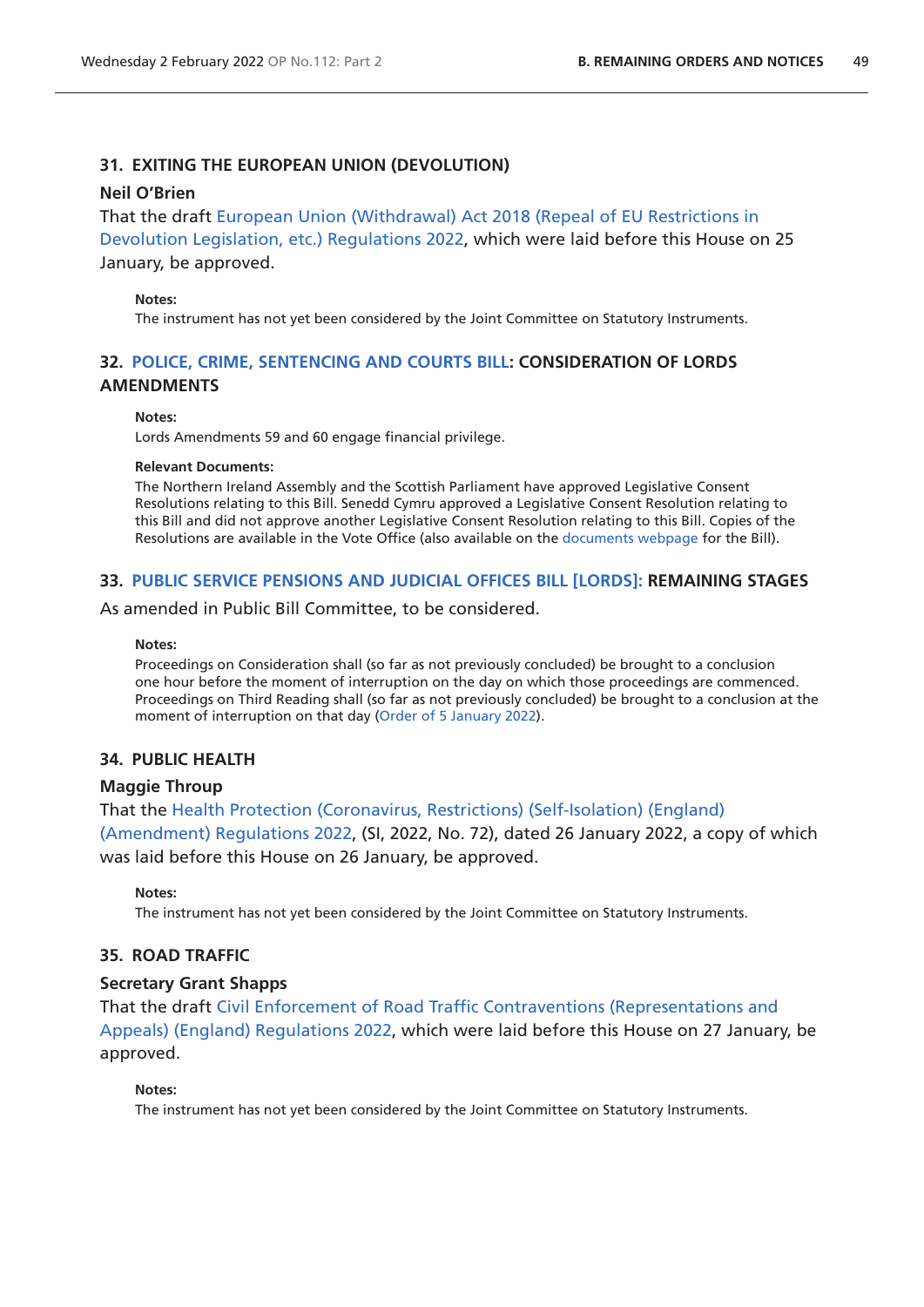### 31. EXITING THE EUROPEAN UNION (DEVOLUTION)

**Neil O'Brien**

That the draft European Union (Withdrawal) Act 2018 (Repeal of EU Restrictions in Devolution Legislation, etc.) Regulations 2022, which were laid before this House on 25 January, be approved.

**Notes:**

The instrument has not yet been considered by the Joint Committee on Statutory Instruments.

### 32. POLICE, CRIME, SENTENCING AND COURTS BILL: CONSIDERATION OF LORDS AMENDMENTS

**Notes:**

Lords Amendments 59 and 60 engage financial privilege.

**Relevant Documents:**

The Northern Ireland Assembly and the Scottish Parliament have approved Legislative Consent Resolutions relating to this Bill. Senedd Cymru approved a Legislative Consent Resolution relating to this Bill and did not approve another Legislative Consent Resolution relating to this Bill. Copies of the Resolutions are available in the Vote Office (also available on the documents webpage for the Bill).

### 33. PUBLIC SERVICE PENSIONS AND JUDICIAL OFFICES BILL [LORDS]: REMAINING STAGES

As amended in Public Bill Committee, to be considered.

**Notes:**

Proceedings on Consideration shall (so far as not previously concluded) be brought to a conclusion one hour before the moment of interruption on the day on which those proceedings are commenced. Proceedings on Third Reading shall (so far as not previously concluded) be brought to a conclusion at the moment of interruption on that day (Order of 5 January 2022).

### 34. PUBLIC HEALTH

**Maggie Throup**

That the Health Protection (Coronavirus, Restrictions) (Self-Isolation) (England) (Amendment) Regulations 2022, (SI, 2022, No. 72), dated 26 January 2022, a copy of which was laid before this House on 26 January, be approved.

**Notes:**

The instrument has not yet been considered by the Joint Committee on Statutory Instruments.

### 35. ROAD TRAFFIC

**Secretary Grant Shapps**

That the draft Civil Enforcement of Road Traffic Contraventions (Representations and Appeals) (England) Regulations 2022, which were laid before this House on 27 January, be approved.

**Notes:**

The instrument has not yet been considered by the Joint Committee on Statutory Instruments.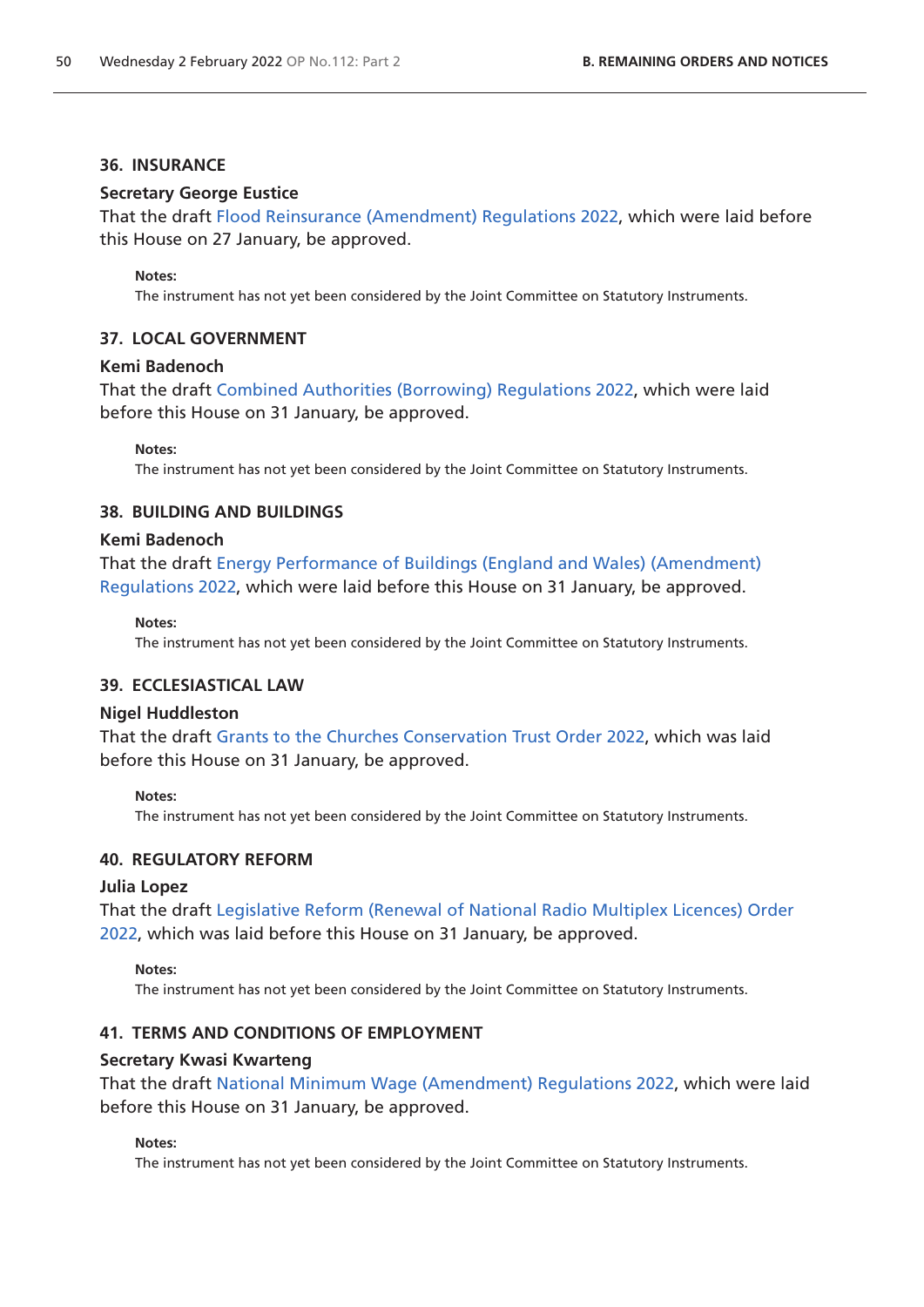### 36. INSURANCE

**Secretary George Eustice**

That the draft Flood Reinsurance (Amendment) Regulations 2022, which were laid before this House on 27 January, be approved.

> **Notes:**
> The instrument has not yet been considered by the Joint Committee on Statutory Instruments.

### 37. LOCAL GOVERNMENT

**Kemi Badenoch**

That the draft Combined Authorities (Borrowing) Regulations 2022, which were laid before this House on 31 January, be approved.

> **Notes:**
> The instrument has not yet been considered by the Joint Committee on Statutory Instruments.

### 38. BUILDING AND BUILDINGS

**Kemi Badenoch**

That the draft Energy Performance of Buildings (England and Wales) (Amendment) Regulations 2022, which were laid before this House on 31 January, be approved.

> **Notes:**
> The instrument has not yet been considered by the Joint Committee on Statutory Instruments.

### 39. ECCLESIASTICAL LAW

**Nigel Huddleston**

That the draft Grants to the Churches Conservation Trust Order 2022, which was laid before this House on 31 January, be approved.

> **Notes:**
> The instrument has not yet been considered by the Joint Committee on Statutory Instruments.

### 40. REGULATORY REFORM

**Julia Lopez**

That the draft Legislative Reform (Renewal of National Radio Multiplex Licences) Order 2022, which was laid before this House on 31 January, be approved.

> **Notes:**
> The instrument has not yet been considered by the Joint Committee on Statutory Instruments.

### 41. TERMS AND CONDITIONS OF EMPLOYMENT

**Secretary Kwasi Kwarteng**

That the draft National Minimum Wage (Amendment) Regulations 2022, which were laid before this House on 31 January, be approved.

> **Notes:**
> The instrument has not yet been considered by the Joint Committee on Statutory Instruments.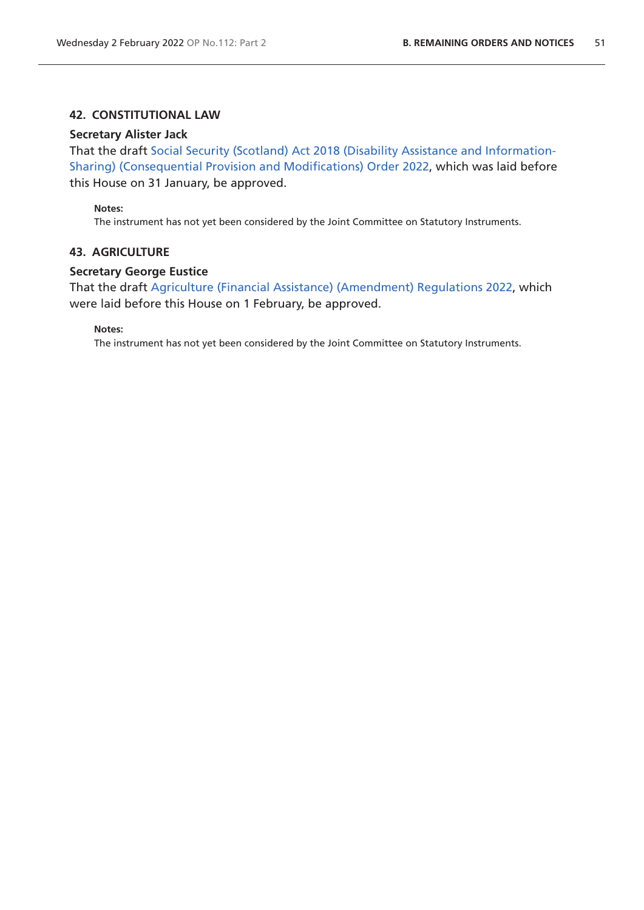### 42. CONSTITUTIONAL LAW

**Secretary Alister Jack**

That the draft Social Security (Scotland) Act 2018 (Disability Assistance and Information-Sharing) (Consequential Provision and Modifications) Order 2022, which was laid before this House on 31 January, be approved.

**Notes:**

The instrument has not yet been considered by the Joint Committee on Statutory Instruments.

### 43. AGRICULTURE

**Secretary George Eustice**

That the draft Agriculture (Financial Assistance) (Amendment) Regulations 2022, which were laid before this House on 1 February, be approved.

**Notes:**

The instrument has not yet been considered by the Joint Committee on Statutory Instruments.